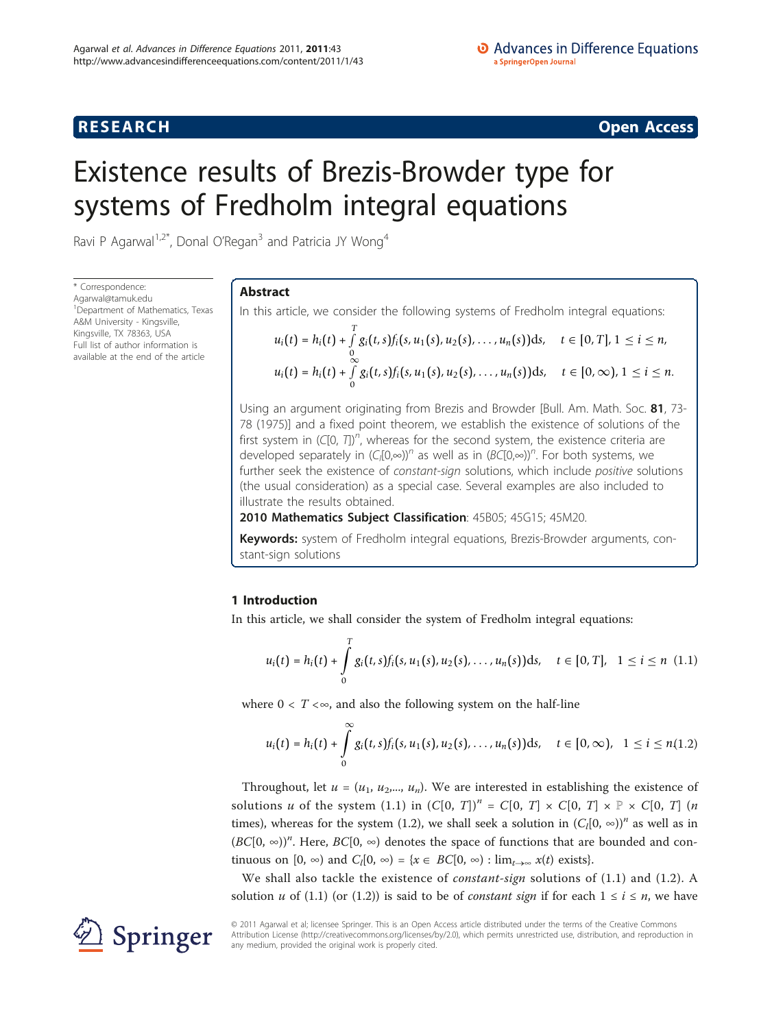# Existence results of Brezis-Browder type for systems of Fredholm integral equations

Ravi P Agarwal[1,2*], Donal O'Regan[3] and Patricia JY Wong[4]

\* Correspondence: Agarwal@tamuk.edu
[1]Department of Mathematics, Texas A&M University - Kingsville, Kingsville, TX 78363, USA
Full list of author information is available at the end of the article

## Abstract

In this article, we consider the following systems of Fredholm integral equations:

$$u_i(t) = h_i(t) + \int_0^T g_i(t,s) f_i(s, u_1(s), u_2(s), \ldots, u_n(s))\mathrm{d}s, \quad t \in [0,T], 1 \le i \le n,$$

$$u_i(t) = h_i(t) + \int_0^\infty g_i(t,s) f_i(s, u_1(s), u_2(s), \ldots, u_n(s))\mathrm{d}s, \quad t \in [0,\infty), 1 \le i \le n.$$

Using an argument originating from Brezis and Browder [Bull. Am. Math. Soc. **81**, 73-78 (1975)] and a fixed point theorem, we establish the existence of solutions of the first system in $(C[0, T])^n$, whereas for the second system, the existence criteria are developed separately in $(C_l[0,\infty))^n$ as well as in $(BC[0,\infty))^n$. For both systems, we further seek the existence of *constant-sign* solutions, which include *positive* solutions (the usual consideration) as a special case. Several examples are also included to illustrate the results obtained.

**2010 Mathematics Subject Classification**: 45B05; 45G15; 45M20.

**Keywords:** system of Fredholm integral equations, Brezis-Browder arguments, constant-sign solutions

## 1 Introduction

In this article, we shall consider the system of Fredholm integral equations:

$$u_i(t) = h_i(t) + \int_0^T g_i(t,s) f_i(s, u_1(s), u_2(s), \ldots, u_n(s))\mathrm{d}s, \quad t \in [0,T], \quad 1 \le i \le n \quad (1.1)$$

where $0 < T < \infty$, and also the following system on the half-line

$$u_i(t) = h_i(t) + \int_0^\infty g_i(t,s) f_i(s, u_1(s), u_2(s), \ldots, u_n(s))\mathrm{d}s, \quad t \in [0,\infty), \quad 1 \le i \le n \quad (1.2)$$

Throughout, let $u = (u_1, u_2, \ldots, u_n)$. We are interested in establishing the existence of solutions $u$ of the system (1.1) in $(C[0, T])^n = C[0, T] \times C[0, T] \times \mathbb{P} \times C[0, T]$ ($n$ times), whereas for the system (1.2), we shall seek a solution in $(C_l[0, \infty))^n$ as well as in $(BC[0, \infty))^n$. Here, $BC[0, \infty)$ denotes the space of functions that are bounded and continuous on $[0, \infty)$ and $C_l[0, \infty) = \{x \in BC[0, \infty) : \lim_{t\to\infty} x(t) \text{ exists}\}$.

We shall also tackle the existence of *constant-sign* solutions of (1.1) and (1.2). A solution $u$ of (1.1) (or (1.2)) is said to be of *constant sign* if for each $1 \le i \le n$, we have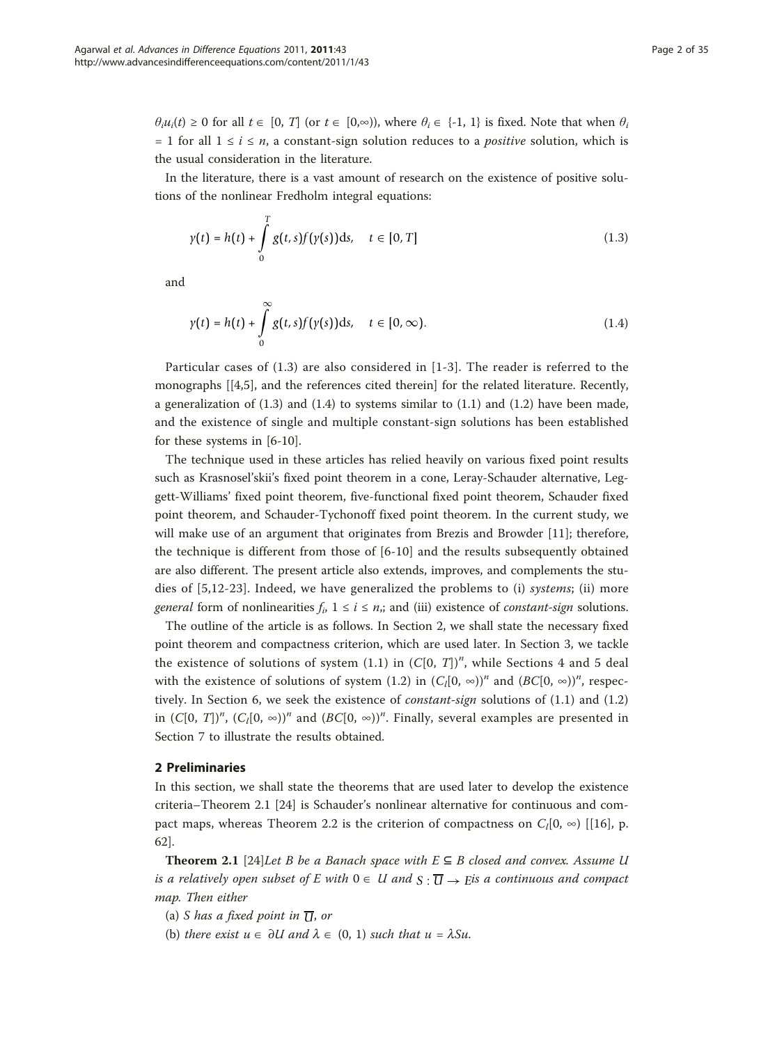$\theta_i u_i(t) \geq 0$ for all $t \in [0, T]$ (or $t \in [0,\infty)$), where $\theta_i \in \{-1, 1\}$ is fixed. Note that when $\theta_i = 1$ for all $1 \leq i \leq n$, a constant-sign solution reduces to a *positive* solution, which is the usual consideration in the literature.

In the literature, there is a vast amount of research on the existence of positive solutions of the nonlinear Fredholm integral equations:

$$y(t) = h(t) + \int_0^T g(t,s)f(y(s))\mathrm{d}s, \quad t \in [0,T] \tag{1.3}$$

and

$$y(t) = h(t) + \int_0^\infty g(t,s)f(y(s))\mathrm{d}s, \quad t \in [0,\infty). \tag{1.4}$$

Particular cases of (1.3) are also considered in [1-3]. The reader is referred to the monographs [[4,5], and the references cited therein] for the related literature. Recently, a generalization of (1.3) and (1.4) to systems similar to (1.1) and (1.2) have been made, and the existence of single and multiple constant-sign solutions has been established for these systems in [6-10].

The technique used in these articles has relied heavily on various fixed point results such as Krasnosel'skii's fixed point theorem in a cone, Leray-Schauder alternative, Leggett-Williams' fixed point theorem, five-functional fixed point theorem, Schauder fixed point theorem, and Schauder-Tychonoff fixed point theorem. In the current study, we will make use of an argument that originates from Brezis and Browder [11]; therefore, the technique is different from those of [6-10] and the results subsequently obtained are also different. The present article also extends, improves, and complements the studies of [5,12-23]. Indeed, we have generalized the problems to (i) *systems*; (ii) more *general* form of nonlinearities $f_i$, $1 \leq i \leq n$,; and (iii) existence of *constant-sign* solutions.

The outline of the article is as follows. In Section 2, we shall state the necessary fixed point theorem and compactness criterion, which are used later. In Section 3, we tackle the existence of solutions of system (1.1) in $(C[0, T])^n$, while Sections 4 and 5 deal with the existence of solutions of system (1.2) in $(C_l[0, \infty))^n$ and $(BC[0, \infty))^n$, respectively. In Section 6, we seek the existence of *constant-sign* solutions of (1.1) and (1.2) in $(C[0, T])^n$, $(C_l[0, \infty))^n$ and $(BC[0, \infty))^n$. Finally, several examples are presented in Section 7 to illustrate the results obtained.

## 2 Preliminaries

In this section, we shall state the theorems that are used later to develop the existence criteria–Theorem 2.1 [24] is Schauder's nonlinear alternative for continuous and compact maps, whereas Theorem 2.2 is the criterion of compactness on $C_l[0, \infty)$ [[16], p. 62].

**Theorem 2.1** [24]*Let B be a Banach space with $E \subseteq B$ closed and convex. Assume U is a relatively open subset of E with $0 \in U$ and $S : \overline{U} \to E$ is a continuous and compact map. Then either*

*(a) S has a fixed point in $\overline{U}$, or*

*(b) there exist $u \in \partial U$ and $\lambda \in (0, 1)$ such that $u = \lambda Su$.*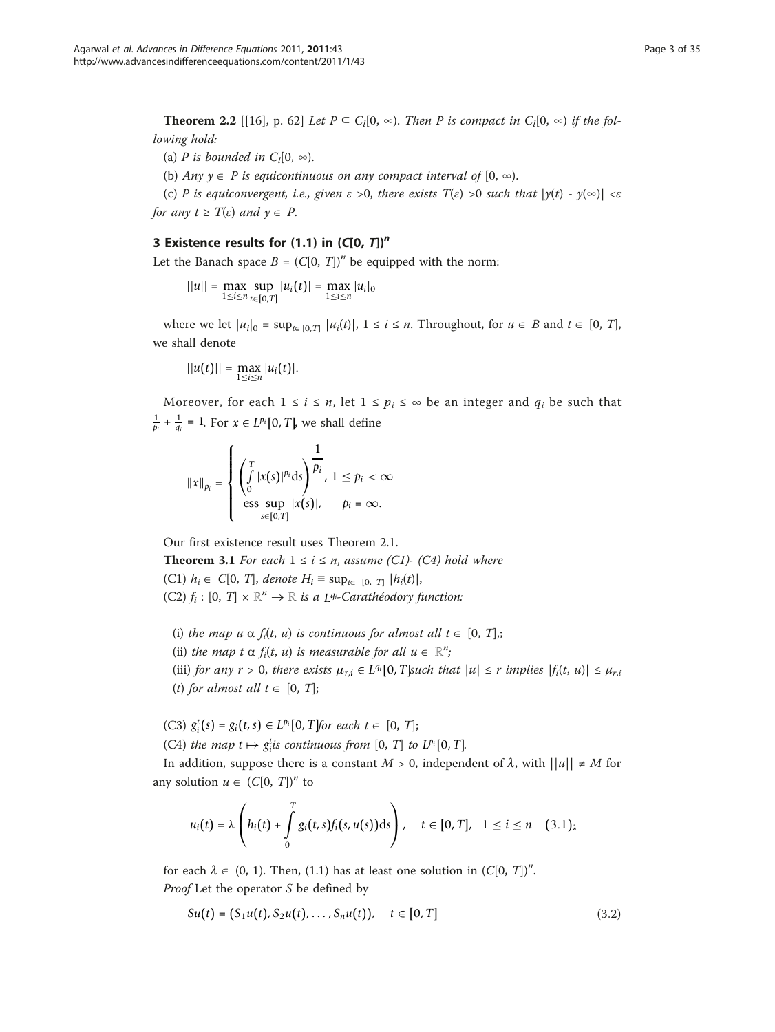**Theorem 2.2** [[16], p. 62] *Let $P \subset C_l[0, \infty)$. Then P is compact in $C_l[0, \infty)$ if the following hold:*

(a) *P is bounded in $C_l[0, \infty)$.*

(b) *Any $y \in P$ is equicontinuous on any compact interval of $[0, \infty)$.*

(c) *P is equiconvergent, i.e., given $\varepsilon > 0$, there exists $T(\varepsilon) > 0$ such that $|y(t) - y(\infty)| < \varepsilon$ for any $t \geq T(\varepsilon)$ and $y \in P$.*

## 3 Existence results for (1.1) in $(C[0, T])^n$

Let the Banach space $B = (C[0, T])^n$ be equipped with the norm:

$$||u|| = \max_{1 \leq i \leq n} \sup_{t \in [0,T]} |u_i(t)| = \max_{1 \leq i \leq n} |u_i|_0$$

where we let $|u_i|_0 = \sup_{t \in [0, T]} |u_i(t)|$, $1 \leq i \leq n$. Throughout, for $u \in B$ and $t \in [0, T]$, we shall denote

$$||u(t)|| = \max_{1 \leq i \leq n} |u_i(t)|.$$

Moreover, for each $1 \leq i \leq n$, let $1 \leq p_i \leq \infty$ be an integer and $q_i$ be such that $\frac{1}{p_i} + \frac{1}{q_i} = 1$. For $x \in L^{p_i}[0, T]$, we shall define

$$\|x\|_{p_i} = \begin{cases} \left( \int_0^T |x(s)|^{p_i} ds \right)^{\frac{1}{p_i}}, & 1 \leq p_i < \infty \\ \operatorname{ess} \sup_{s \in [0,T]} |x(s)|, & p_i = \infty. \end{cases}$$

Our first existence result uses Theorem 2.1.

**Theorem 3.1** *For each $1 \leq i \leq n$, assume (C1)- (C4) hold where*

(C1) *$h_i \in C[0, T]$, denote $H_i \equiv \sup_{t \in [0, T]} |h_i(t)|$,*

(C2) *$f_i : [0, T] \times \mathbb{R}^n \to \mathbb{R}$ is a $L^{q_i}$-Carathéodory function:*

(i) *the map $u \; \alpha \; f_i(t, u)$ is continuous for almost all $t \in [0, T]$,;*

(ii) *the map $t \; \alpha \; f_i(t, u)$ is measurable for all $u \in \mathbb{R}^n$;*

(iii) *for any $r > 0$, there exists $\mu_{r,i} \in L^{q_i}[0, T]$ such that $|u| \leq r$ implies $|f_i(t, u)| \leq \mu_{r,i}(t)$ for almost all $t \in [0, T]$;*

(C3) *$g_i^t(s) = g_i(t, s) \in L^{p_i}[0, T]$ for each $t \in [0, T]$;*

(C4) *the map $t \mapsto g_i^t$ is continuous from $[0, T]$ to $L^{p_i}[0, T]$.*

In addition, suppose there is a constant $M > 0$, independent of $\lambda$, with $||u|| \neq M$ for any solution $u \in (C[0, T])^n$ to

$$u_i(t) = \lambda \left( h_i(t) + \int_0^T g_i(t, s) f_i(s, u(s)) ds \right), \quad t \in [0, T], \quad 1 \leq i \leq n \quad (3.1)_\lambda$$

for each $\lambda \in (0, 1)$. Then, (1.1) has at least one solution in $(C[0, T])^n$.

*Proof* Let the operator $S$ be defined by

$$Su(t) = (S_1 u(t), S_2 u(t), \ldots, S_n u(t)), \quad t \in [0, T] \tag{3.2}$$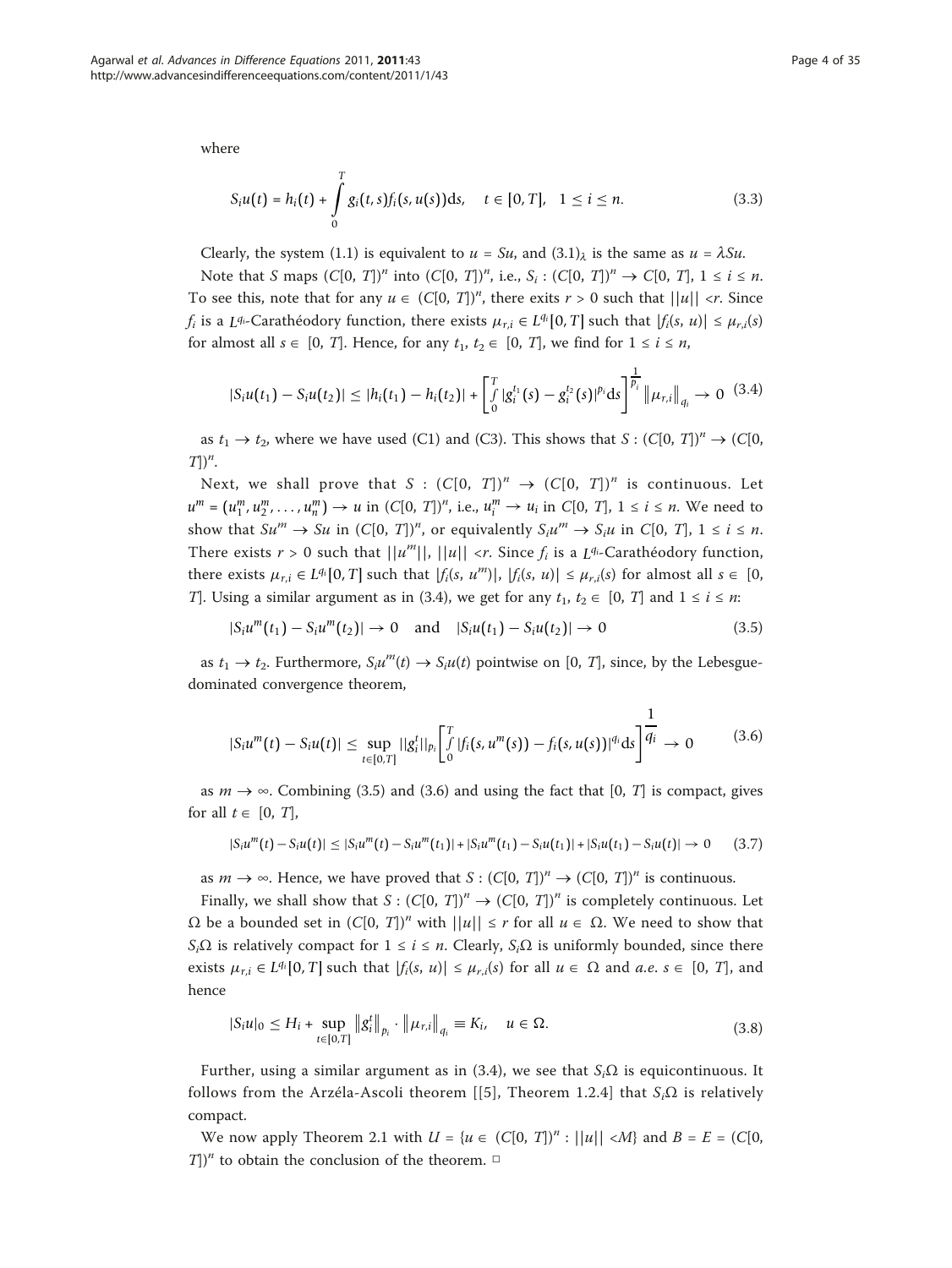where

$$S_i u(t) = h_i(t) + \int_0^T g_i(t,s) f_i(s, u(s)) \mathrm{d}s, \quad t \in [0, T], \quad 1 \le i \le n. \tag{3.3}$$

Clearly, the system (1.1) is equivalent to $u = Su$, and $(3.1)_\lambda$ is the same as $u = \lambda Su$.

Note that $S$ maps $(C[0, T])^n$ into $(C[0, T])^n$, i.e., $S_i : (C[0, T])^n \to C[0, T]$, $1 \le i \le n$. To see this, note that for any $u \in (C[0, T])^n$, there exits $r > 0$ such that $||u|| < r$. Since $f_i$ is a $L^{q_i}$-Carathéodory function, there exists $\mu_{r,i} \in L^{q_i}[0, T]$ such that $|f_i(s, u)| \le \mu_{r,i}(s)$ for almost all $s \in [0, T]$. Hence, for any $t_1, t_2 \in [0, T]$, we find for $1 \le i \le n$,

$$|S_i u(t_1) - S_i u(t_2)| \le |h_i(t_1) - h_i(t_2)| + \left[\int_0^T |g_i^{t_1}(s) - g_i^{t_2}(s)|^{p_i} \mathrm{d}s\right]^{\frac{1}{p_i}} \left\|\mu_{r,i}\right\|_{q_i} \to 0 \tag{3.4}$$

as $t_1 \to t_2$, where we have used (C1) and (C3). This shows that $S : (C[0, T])^n \to (C[0, T])^n$.

Next, we shall prove that $S : (C[0, T])^n \to (C[0, T])^n$ is continuous. Let $u^m = (u_1^m, u_2^m, \ldots, u_n^m) \to u$ in $(C[0, T])^n$, i.e., $u_i^m \to u_i$ in $C[0, T]$, $1 \le i \le n$. We need to show that $Su^m \to Su$ in $(C[0, T])^n$, or equivalently $S_i u^m \to S_i u$ in $C[0, T]$, $1 \le i \le n$. There exists $r > 0$ such that $||u^m||$, $||u|| < r$. Since $f_i$ is a $L^{q_i}$-Carathéodory function, there exists $\mu_{r,i} \in L^{q_i}[0, T]$ such that $|f_i(s, u^m)|$, $|f_i(s, u)| \le \mu_{r,i}(s)$ for almost all $s \in [0, T]$. Using a similar argument as in (3.4), we get for any $t_1, t_2 \in [0, T]$ and $1 \le i \le n$:

$$|S_i u^m(t_1) - S_i u^m(t_2)| \to 0 \quad \text{and} \quad |S_i u(t_1) - S_i u(t_2)| \to 0 \tag{3.5}$$

as $t_1 \to t_2$. Furthermore, $S_i u^m(t) \to S_i u(t)$ pointwise on $[0, T]$, since, by the Lebesgue-dominated convergence theorem,

$$|S_i u^m(t) - S_i u(t)| \le \sup_{t \in [0,T]} ||g_i^t||_{p_i} \left[\int_0^T |f_i(s, u^m(s)) - f_i(s, u(s))|^{q_i} \mathrm{d}s\right]^{\frac{1}{q_i}} \to 0 \tag{3.6}$$

as $m \to \infty$. Combining (3.5) and (3.6) and using the fact that $[0, T]$ is compact, gives for all $t \in [0, T]$,

$$|S_i u^m(t) - S_i u(t)| \le |S_i u^m(t) - S_i u^m(t_1)| + |S_i u^m(t_1) - S_i u(t_1)| + |S_i u(t_1) - S_i u(t)| \to 0 \tag{3.7}$$

as $m \to \infty$. Hence, we have proved that $S : (C[0, T])^n \to (C[0, T])^n$ is continuous.

Finally, we shall show that $S : (C[0, T])^n \to (C[0, T])^n$ is completely continuous. Let $\Omega$ be a bounded set in $(C[0, T])^n$ with $||u|| \le r$ for all $u \in \Omega$. We need to show that $S_i\Omega$ is relatively compact for $1 \le i \le n$. Clearly, $S_i\Omega$ is uniformly bounded, since there exists $\mu_{r,i} \in L^{q_i}[0, T]$ such that $|f_i(s, u)| \le \mu_{r,i}(s)$ for all $u \in \Omega$ and *a.e.* $s \in [0, T]$, and hence

$$|S_i u|_0 \le H_i + \sup_{t \in [0,T]} \left\|g_i^t\right\|_{p_i} \cdot \left\|\mu_{r,i}\right\|_{q_i} \equiv K_i, \quad u \in \Omega. \tag{3.8}$$

Further, using a similar argument as in (3.4), we see that $S_i\Omega$ is equicontinuous. It follows from the Arzéla-Ascoli theorem [[5], Theorem 1.2.4] that $S_i\Omega$ is relatively compact.

We now apply Theorem 2.1 with $U = \{u \in (C[0, T])^n : ||u|| < M\}$ and $B = E = (C[0, T])^n$ to obtain the conclusion of the theorem. □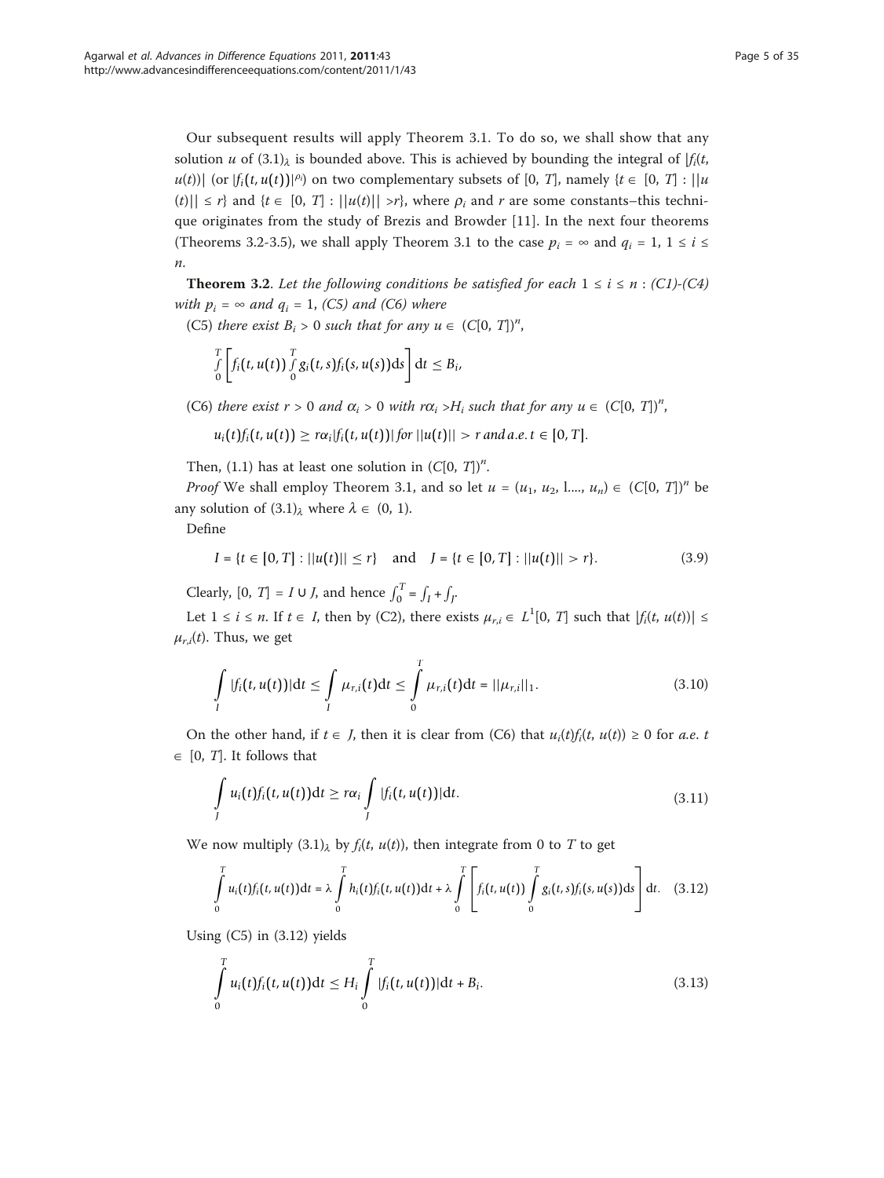Our subsequent results will apply Theorem 3.1. To do so, we shall show that any solution $u$ of $(3.1)_\lambda$ is bounded above. This is achieved by bounding the integral of $|f_i(t, u(t))|$ (or $|f_i(t,u(t))|^{\rho_i}$) on two complementary subsets of $[0, T]$, namely $\{t \in [0, T] : ||u(t)|| \le r\}$ and $\{t \in [0, T] : ||u(t)|| > r\}$, where $\rho_i$ and $r$ are some constants–this technique originates from the study of Brezis and Browder [11]. In the next four theorems (Theorems 3.2-3.5), we shall apply Theorem 3.1 to the case $p_i = \infty$ and $q_i = 1$, $1 \le i \le n$.

**Theorem 3.2**. *Let the following conditions be satisfied for each $1 \le i \le n$ : (C1)-(C4) with $p_i = \infty$ and $q_i = 1$, (C5) and (C6) where*

(C5) *there exist $B_i > 0$ such that for any $u \in (C[0, T])^n$,*

$$\int_0^T \left[ f_i(t, u(t)) \int_0^T g_i(t, s) f_i(s, u(s)) \mathrm{d}s \right] \mathrm{d}t \le B_i,$$

(C6) *there exist $r > 0$ and $\alpha_i > 0$ with $r\alpha_i > H_i$ such that for any $u \in (C[0, T])^n$,*

$$u_i(t) f_i(t, u(t)) \ge r\alpha_i |f_i(t, u(t))| \text{ for } ||u(t)|| > r \text{ and a.e. } t \in [0, T].$$

Then, (1.1) has at least one solution in $(C[0, T])^n$.

*Proof* We shall employ Theorem 3.1, and so let $u = (u_1, u_2, \text{l....}, u_n) \in (C[0, T])^n$ be any solution of $(3.1)_\lambda$ where $\lambda \in (0, 1)$.

Define

$$I = \{t \in [0, T] : ||u(t)|| \le r\} \quad \text{and} \quad J = \{t \in [0, T] : ||u(t)|| > r\}. \tag{3.9}$$

Clearly, $[0, T] = I \cup J$, and hence $\int_0^T = \int_I + \int_J$.

Let $1 \le i \le n$. If $t \in I$, then by (C2), there exists $\mu_{r,i} \in L^1[0, T]$ such that $|f_i(t, u(t))| \le \mu_{r,i}(t)$. Thus, we get

$$\int_I |f_i(t, u(t))| \mathrm{d}t \le \int_I \mu_{r,i}(t) \mathrm{d}t \le \int_0^T \mu_{r,i}(t) \mathrm{d}t = ||\mu_{r,i}||_1. \tag{3.10}$$

On the other hand, if $t \in J$, then it is clear from (C6) that $u_i(t) f_i(t, u(t)) \ge 0$ for *a.e.* $t \in [0, T]$. It follows that

$$\int_J u_i(t) f_i(t, u(t)) \mathrm{d}t \ge r\alpha_i \int_J |f_i(t, u(t))| \mathrm{d}t. \tag{3.11}$$

We now multiply $(3.1)_\lambda$ by $f_i(t, u(t))$, then integrate from 0 to $T$ to get

$$\int_0^T u_i(t) f_i(t, u(t)) \mathrm{d}t = \lambda \int_0^T h_i(t) f_i(t, u(t)) \mathrm{d}t + \lambda \int_0^T \left[ f_i(t, u(t)) \int_0^T g_i(t, s) f_i(s, u(s)) \mathrm{d}s \right] \mathrm{d}t. \tag{3.12}$$

Using (C5) in (3.12) yields

$$\int_0^T u_i(t) f_i(t, u(t)) \mathrm{d}t \le H_i \int_0^T |f_i(t, u(t))| \mathrm{d}t + B_i. \tag{3.13}$$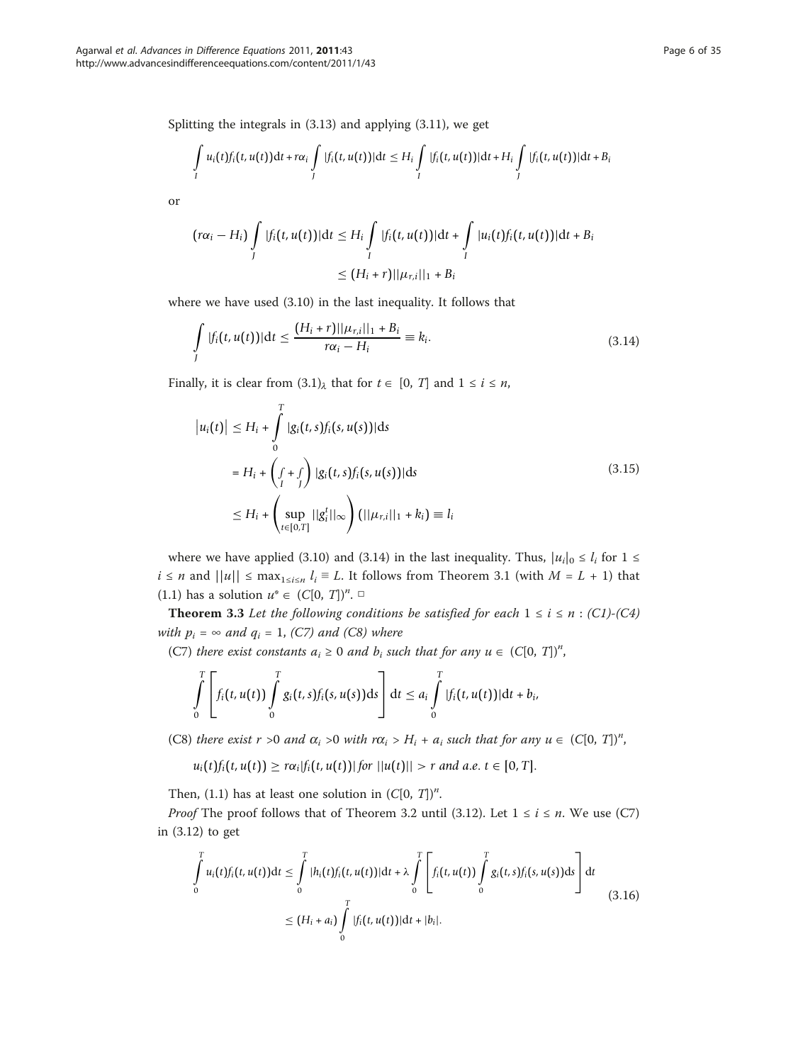Splitting the integrals in (3.13) and applying (3.11), we get

$$\int_I u_i(t)f_i(t,u(t))\mathrm{d}t + r\alpha_i \int_J |f_i(t,u(t))|\mathrm{d}t \le H_i \int_I |f_i(t,u(t))|\mathrm{d}t + H_i \int_J |f_i(t,u(t))|\mathrm{d}t + B_i$$

or

$$\begin{aligned}(r\alpha_i - H_i)\int_J |f_i(t,u(t))|\mathrm{d}t &\le H_i \int_I |f_i(t,u(t))|\mathrm{d}t + \int_I |u_i(t)f_i(t,u(t))|\mathrm{d}t + B_i \\ &\le (H_i + r)||\mu_{r,i}||_1 + B_i\end{aligned}$$

where we have used (3.10) in the last inequality. It follows that

$$\int_J |f_i(t,u(t))|\mathrm{d}t \le \frac{(H_i + r)||\mu_{r,i}||_1 + B_i}{r\alpha_i - H_i} \equiv k_i. \tag{3.14}$$

Finally, it is clear from $(3.1)_\lambda$ that for $t \in [0, T]$ and $1 \le i \le n$,

$$\begin{aligned}\left|u_i(t)\right| &\le H_i + \int_0^T |g_i(t,s)f_i(s,u(s))|\mathrm{d}s \\ &= H_i + \left(\int_I + \int_J\right)|g_i(t,s)f_i(s,u(s))|\mathrm{d}s \\ &\le H_i + \left(\sup_{t\in[0,T]}||g_i^t||_\infty\right)(||\mu_{r,i}||_1 + k_i) \equiv l_i\end{aligned} \tag{3.15}$$

where we have applied (3.10) and (3.14) in the last inequality. Thus, $|u_i|_0 \le l_i$ for $1 \le i \le n$ and $||u|| \le \max_{1\le i\le n} l_i \equiv L$. It follows from Theorem 3.1 (with $M = L + 1$) that (1.1) has a solution $u^* \in (C[0, T])^n$. □

**Theorem 3.3** *Let the following conditions be satisfied for each $1 \le i \le n$ : (C1)-(C4) with $p_i = \infty$ and $q_i = 1$, (C7) and (C8) where*

(C7) *there exist constants $a_i \ge 0$ and $b_i$ such that for any $u \in (C[0, T])^n$,*

$$\int_0^T \left[f_i(t,u(t))\int_0^T g_i(t,s)f_i(s,u(s))\mathrm{d}s\right]\mathrm{d}t \le a_i \int_0^T |f_i(t,u(t))|\mathrm{d}t + b_i,$$

(C8) *there exist $r > 0$ and $\alpha_i > 0$ with $r\alpha_i > H_i + a_i$ such that for any $u \in (C[0, T])^n$,*

$$u_i(t)f_i(t,u(t)) \ge r\alpha_i|f_i(t,u(t))| \text{ for } ||u(t)|| > r \text{ and a.e. } t \in [0, T].$$

Then, (1.1) has at least one solution in $(C[0, T])^n$.

*Proof* The proof follows that of Theorem 3.2 until (3.12). Let $1 \le i \le n$. We use (C7) in (3.12) to get

$$\begin{aligned}\int_0^T u_i(t)f_i(t,u(t))\mathrm{d}t &\le \int_0^T |h_i(t)f_i(t,u(t))|\mathrm{d}t + \lambda\int_0^T\left[f_i(t,u(t))\int_0^T g_i(t,s)f_i(s,u(s))\mathrm{d}s\right]\mathrm{d}t \\ &\le (H_i + a_i)\int_0^T |f_i(t,u(t))|\mathrm{d}t + |b_i|.\end{aligned} \tag{3.16}$$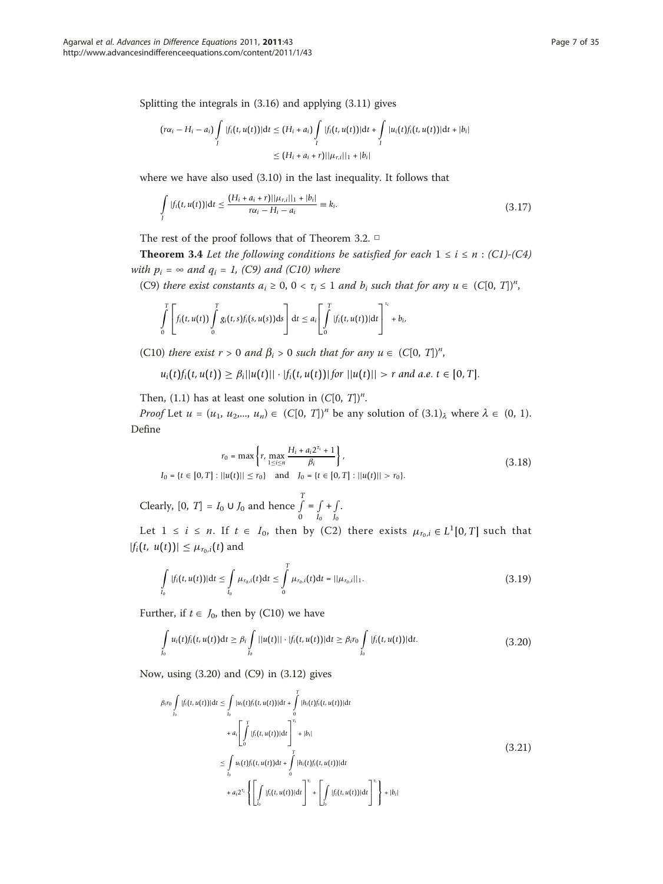Splitting the integrals in (3.16) and applying (3.11) gives

$$(r\alpha_i - H_i - a_i)\int_J |f_i(t,u(t))|\mathrm{d}t \le (H_i + a_i)\int_I |f_i(t,u(t))|\mathrm{d}t + \int_I |u_i(t)f_i(t,u(t))|\mathrm{d}t + |b_i|$$
$$\le (H_i + a_i + r)||\mu_{r,i}||_1 + |b_i|$$

where we have also used (3.10) in the last inequality. It follows that

$$\int_J |f_i(t,u(t))|\mathrm{d}t \le \frac{(H_i + a_i + r)||\mu_{r,i}||_1 + |b_i|}{r\alpha_i - H_i - a_i} \equiv k_i. \tag{3.17}$$

The rest of the proof follows that of Theorem 3.2. □

**Theorem 3.4** *Let the following conditions be satisfied for each* $1 \le i \le n$ : *(C1)-(C4) with* $p_i = \infty$ *and* $q_i = 1$, *(C9) and (C10) where*

(C9) *there exist constants* $a_i \ge 0$, $0 < \tau_i \le 1$ *and* $b_i$ *such that for any* $u \in (C[0, T])^n$,

$$\int_0^T \left[ f_i(t,u(t)) \int_0^T g_i(t,s) f_i(s,u(s))\mathrm{d}s \right] \mathrm{d}t \le a_i \left[ \int_0^T |f_i(t,u(t))|\mathrm{d}t \right]^{\tau_i} + b_i,$$

(C10) *there exist* $r > 0$ *and* $\beta_i > 0$ *such that for any* $u \in (C[0, T])^n$,

$$u_i(t)f_i(t,u(t)) \ge \beta_i ||u(t)|| \cdot |f_i(t,u(t))| \, \text{for } ||u(t)|| > r \text{ and a.e. } t \in [0,T].$$

Then, (1.1) has at least one solution in $(C[0, T])^n$.

*Proof* Let $u = (u_1, u_2,..., u_n) \in (C[0, T])^n$ be any solution of $(3.1)_\lambda$ where $\lambda \in (0, 1)$. Define

$$r_0 = \max\left\{ r, \max_{1\le i\le n} \frac{H_i + a_i 2^{\tau_i} + 1}{\beta_i} \right\},$$
$$I_0 = \{t \in [0,T] : ||u(t)|| \le r_0\} \quad \text{and} \quad J_0 = \{t \in [0,T] : ||u(t)|| > r_0\}. \tag{3.18}$$

Clearly, $[0, T] = I_0 \cup J_0$ and hence $\int_0^T = \int_{I_0} + \int_{J_0}$.

Let $1 \le i \le n$. If $t \in I_0$, then by (C2) there exists $\mu_{r_0,i} \in L^1[0,T]$ such that $|f_i(t, u(t))| \le \mu_{r_0,i}(t)$ and

$$\int_{I_0} |f_i(t,u(t))|\mathrm{d}t \le \int_{I_0} \mu_{r_0,i}(t)\mathrm{d}t \le \int_0^T \mu_{r_0,i}(t)\mathrm{d}t = ||\mu_{r_0,i}||_1. \tag{3.19}$$

Further, if $t \in J_0$, then by (C10) we have

$$\int_{J_0} u_i(t)f_i(t,u(t))\mathrm{d}t \ge \beta_i \int_{J_0} ||u(t)|| \cdot |f_i(t,u(t))|\mathrm{d}t \ge \beta_i r_0 \int_{J_0} |f_i(t,u(t))|\mathrm{d}t. \tag{3.20}$$

Now, using (3.20) and (C9) in (3.12) gives

$$\begin{aligned}
\beta_i r_0 \int_{J_0} |f_i(t,u(t))|\mathrm{d}t &\le \int_{I_0} |u_i(t)f_i(t,u(t))|\mathrm{d}t + \int_0^T |h_i(t)f_i(t,u(t))|\mathrm{d}t \\
&\quad + a_i \left[ \int_0^T |f_i(t,u(t))|\mathrm{d}t \right]^{\tau_i} + |b_i| \\
&\le \int_{I_0} u_i(t)f_i(t,u(t))\mathrm{d}t + \int_0^T |h_i(t)f_i(t,u(t))|\mathrm{d}t \\
&\quad + a_i 2^{\tau_i} \left\{ \left[ \int_{I_0} |f_i(t,u(t))|\mathrm{d}t \right]^{\tau_i} + \left[ \int_{J_0} |f_i(t,u(t))|\mathrm{d}t \right]^{\tau_i} \right\} + |b_i|
\end{aligned} \tag{3.21}$$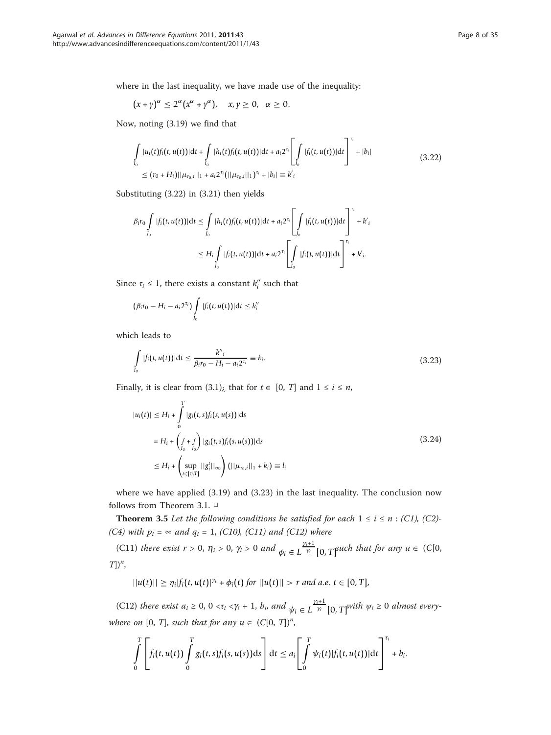where in the last inequality, we have made use of the inequality:

$$(x+y)^\alpha \leq 2^\alpha(x^\alpha + y^\alpha), \quad x, y \geq 0, \quad \alpha \geq 0.$$

Now, noting (3.19) we find that

$$\begin{aligned}
&\int_{I_0} |u_i(t) f_i(t, u(t))| \mathrm{d}t + \int_{I_0} |h_i(t) f_i(t, u(t))| \mathrm{d}t + a_i 2^{\tau_i} \left[ \int_{I_0} |f_i(t, u(t))| \mathrm{d}t \right]^{\tau_i} + |b_i| \\
&\leq (r_0 + H_i) ||\mu_{r_0, i}||_1 + a_i 2^{\tau_i} (||\mu_{r_0, i}||_1)^{\tau_i} + |b_i| \equiv k'_i
\end{aligned} \tag{3.22}$$

Substituting (3.22) in (3.21) then yields

$$\begin{aligned}
\beta_i r_0 \int_{J_0} |f_i(t, u(t))| \mathrm{d}t &\leq \int_{J_0} |h_i(t) f_i(t, u(t))| \mathrm{d}t + a_i 2^{\tau_i} \left[ \int_{J_0} |f_i(t, u(t))| \mathrm{d}t \right]^{\tau_i} + k'_i \\
&\leq H_i \int_{J_0} |f_i(t, u(t))| \mathrm{d}t + a_i 2^{\tau_i} \left[ \int_{J_0} |f_i(t, u(t))| \mathrm{d}t \right]^{\tau_i} + k'_i.
\end{aligned}$$

Since $\tau_i \leq 1$, there exists a constant $k''_i$ such that

$$(\beta_i r_0 - H_i - a_i 2^{\tau_i}) \int_{J_0} |f_i(t, u(t))| \mathrm{d}t \leq k''_i$$

which leads to

$$\int_{J_0} |f_i(t, u(t))| \mathrm{d}t \leq \frac{k''_i}{\beta_i r_0 - H_i - a_i 2^{\tau_i}} \equiv k_i. \tag{3.23}$$

Finally, it is clear from $(3.1)_\lambda$ that for $t \in [0, T]$ and $1 \leq i \leq n$,

$$\begin{aligned}
|u_i(t)| &\leq H_i + \int_0^T |g_i(t, s) f_i(s, u(s))| \mathrm{d}s \\
&= H_i + \left( \int_{I_0} + \int_{J_0} \right) |g_i(t, s) f_i(s, u(s))| \mathrm{d}s \\
&\leq H_i + \left( \sup_{t \in [0, T]} ||g_i^t||_\infty \right) (||\mu_{r_0, i}||_1 + k_i) \equiv l_i
\end{aligned} \tag{3.24}$$

where we have applied (3.19) and (3.23) in the last inequality. The conclusion now follows from Theorem 3.1. □

**Theorem 3.5** *Let the following conditions be satisfied for each $1 \leq i \leq n$ : (C1), (C2)-(C4) with $p_i = \infty$ and $q_i = 1$, (C10), (C11) and (C12) where*

(C11) *there exist $r > 0$, $\eta_i > 0$, $\gamma_i > 0$ and $\phi_i \in L^{\frac{\gamma_i+1}{\gamma_i}}[0, T]$ such that for any $u \in (C[0, T])^n$,*

$$||u(t)|| \geq \eta_i |f_i(t, u(t))|^{\gamma_i} + \phi_i(t) \text{ for } ||u(t)|| > r \text{ and a.e. } t \in [0, T],$$

(C12) *there exist $a_i \geq 0$, $0 < \tau_i < \gamma_i + 1$, $b_i$, and $\psi_i \in L^{\frac{\gamma_i+1}{\gamma_i}}[0, T]$ with $\psi_i \geq 0$ almost everywhere on $[0, T]$, such that for any $u \in (C[0, T])^n$,*

$$\int_0^T \left[ f_i(t, u(t)) \int_0^T g_i(t, s) f_i(s, u(s)) \mathrm{d}s \right] \mathrm{d}t \leq a_i \left[ \int_0^T \psi_i(t) |f_i(t, u(t))| \mathrm{d}t \right]^{\tau_i} + b_i.$$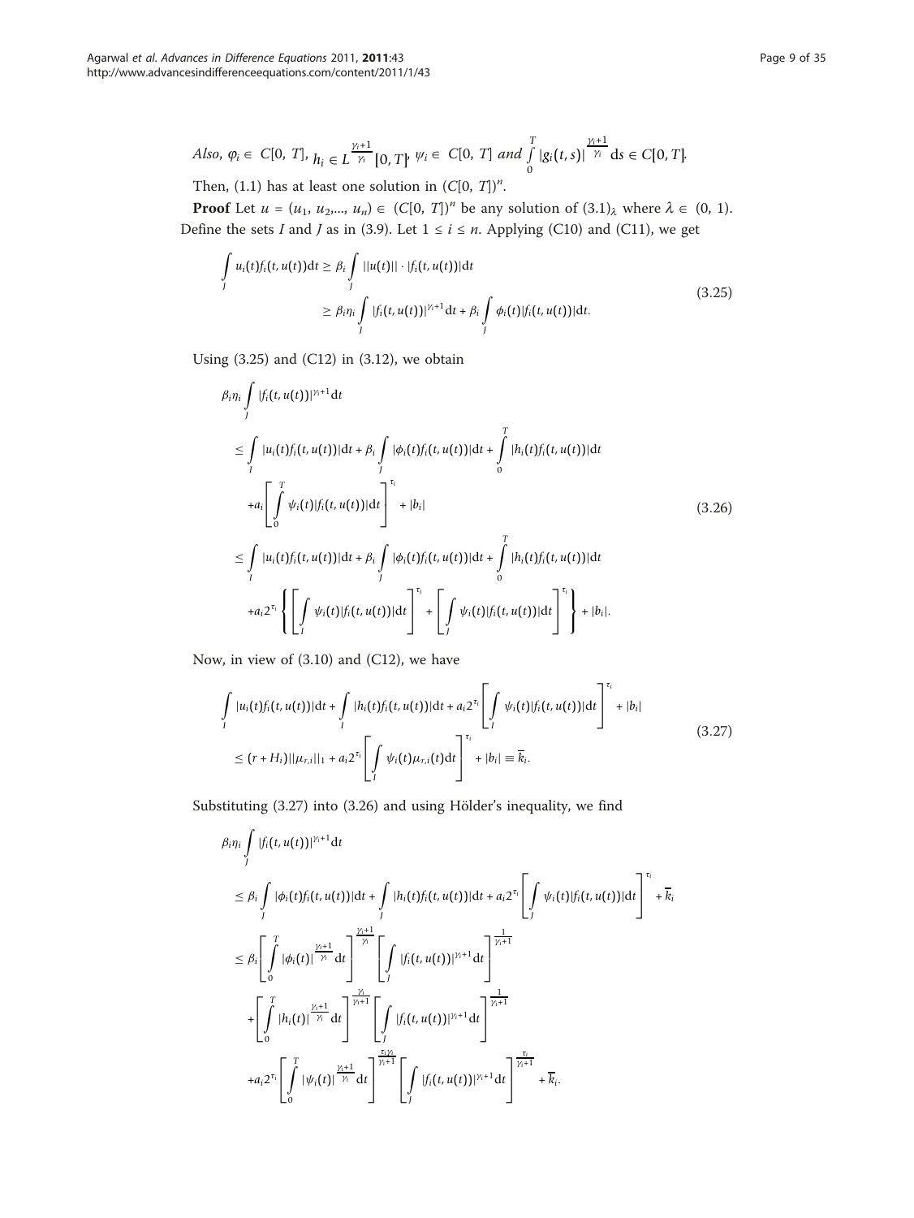*Also,* $\varphi_i \in C[0, T]$, $h_i \in L^{\frac{\gamma_i+1}{\gamma_i}}[0, T]$, $\psi_i \in C[0, T]$ *and* $\int_0^T |g_i(t,s)|^{\frac{\gamma_i+1}{\gamma_i}} \mathrm{d}s \in C[0, T]$.

Then, (1.1) has at least one solution in $(C[0, T])^n$.

**Proof** Let $u = (u_1, u_2, \ldots, u_n) \in (C[0, T])^n$ be any solution of $(3.1)_\lambda$ where $\lambda \in (0, 1)$. Define the sets $I$ and $J$ as in (3.9). Let $1 \leq i \leq n$. Applying (C10) and (C11), we get

$$\begin{aligned}\int_J u_i(t) f_i(t, u(t))\mathrm{d}t &\geq \beta_i \int_J ||u(t)|| \cdot |f_i(t, u(t))|\mathrm{d}t \\ &\geq \beta_i \eta_i \int_J |f_i(t, u(t))|^{\gamma_i+1}\mathrm{d}t + \beta_i \int_J \phi_i(t)|f_i(t, u(t))|\mathrm{d}t.\end{aligned} \tag{3.25}$$

Using (3.25) and (C12) in (3.12), we obtain

$$\begin{aligned}\beta_i\eta_i &\int_J |f_i(t, u(t))|^{\gamma_i+1}\mathrm{d}t \\ &\leq \int_I |u_i(t) f_i(t, u(t))|\mathrm{d}t + \beta_i \int_J |\phi_i(t) f_i(t, u(t))|\mathrm{d}t + \int_0^T |h_i(t) f_i(t, u(t))|\mathrm{d}t \\ &\quad + a_i\left[\int_0^T \psi_i(t)|f_i(t, u(t))|\mathrm{d}t\right]^{\tau_i} + |b_i| \\ &\leq \int_I |u_i(t) f_i(t, u(t))|\mathrm{d}t + \beta_i \int_J |\phi_i(t) f_i(t, u(t))|\mathrm{d}t + \int_0^T |h_i(t) f_i(t, u(t))|\mathrm{d}t \\ &\quad + a_i 2^{\tau_i}\left\{\left[\int_I \psi_i(t)|f_i(t, u(t))|\mathrm{d}t\right]^{\tau_i} + \left[\int_J \psi_i(t)|f_i(t, u(t))|\mathrm{d}t\right]^{\tau_i}\right\} + |b_i|.\end{aligned} \tag{3.26}$$

Now, in view of (3.10) and (C12), we have

$$\begin{aligned}\int_I |u_i(t) f_i(t, u(t))|\mathrm{d}t &+ \int_I |h_i(t) f_i(t, u(t))|\mathrm{d}t + a_i 2^{\tau_i}\left[\int_I \psi_i(t)|f_i(t, u(t))|\mathrm{d}t\right]^{\tau_i} + |b_i| \\ &\leq (r + H_i)||\mu_{r,i}||_1 + a_i 2^{\tau_i}\left[\int_I \psi_i(t)\mu_{r,i}(t)\mathrm{d}t\right]^{\tau_i} + |b_i| \equiv \overline{k}_i.\end{aligned} \tag{3.27}$$

Substituting (3.27) into (3.26) and using Hölder's inequality, we find

$$\begin{aligned}\beta_i\eta_i &\int_J |f_i(t, u(t))|^{\gamma_i+1}\mathrm{d}t \\ &\leq \beta_i \int_J |\phi_i(t) f_i(t, u(t))|\mathrm{d}t + \int_J |h_i(t) f_i(t, u(t))|\mathrm{d}t + a_i 2^{\tau_i}\left[\int_J \psi_i(t)|f_i(t, u(t))|\mathrm{d}t\right]^{\tau_i} + \overline{k}_i \\ &\leq \beta_i\left[\int_0^T |\phi_i(t)|^{\frac{\gamma_i+1}{\gamma_i}}\mathrm{d}t\right]^{\frac{\gamma_i+1}{\gamma_i}}\left[\int_J |f_i(t, u(t))|^{\gamma_i+1}\mathrm{d}t\right]^{\frac{1}{\gamma_i+1}} \\ &\quad + \left[\int_0^T |h_i(t)|^{\frac{\gamma_i+1}{\gamma_i}}\mathrm{d}t\right]^{\frac{\gamma_i}{\gamma_i+1}}\left[\int_J |f_i(t, u(t))|^{\gamma_i+1}\mathrm{d}t\right]^{\frac{1}{\gamma_i+1}} \\ &\quad + a_i 2^{\tau_i}\left[\int_0^T |\psi_i(t)|^{\frac{\gamma_i+1}{\gamma_i}}\mathrm{d}t\right]^{\frac{\tau_i\gamma_i}{\gamma_i+1}}\left[\int_J |f_i(t, u(t))|^{\gamma_i+1}\mathrm{d}t\right]^{\frac{\tau_i}{\gamma_i+1}} + \overline{k}_i.\end{aligned}$$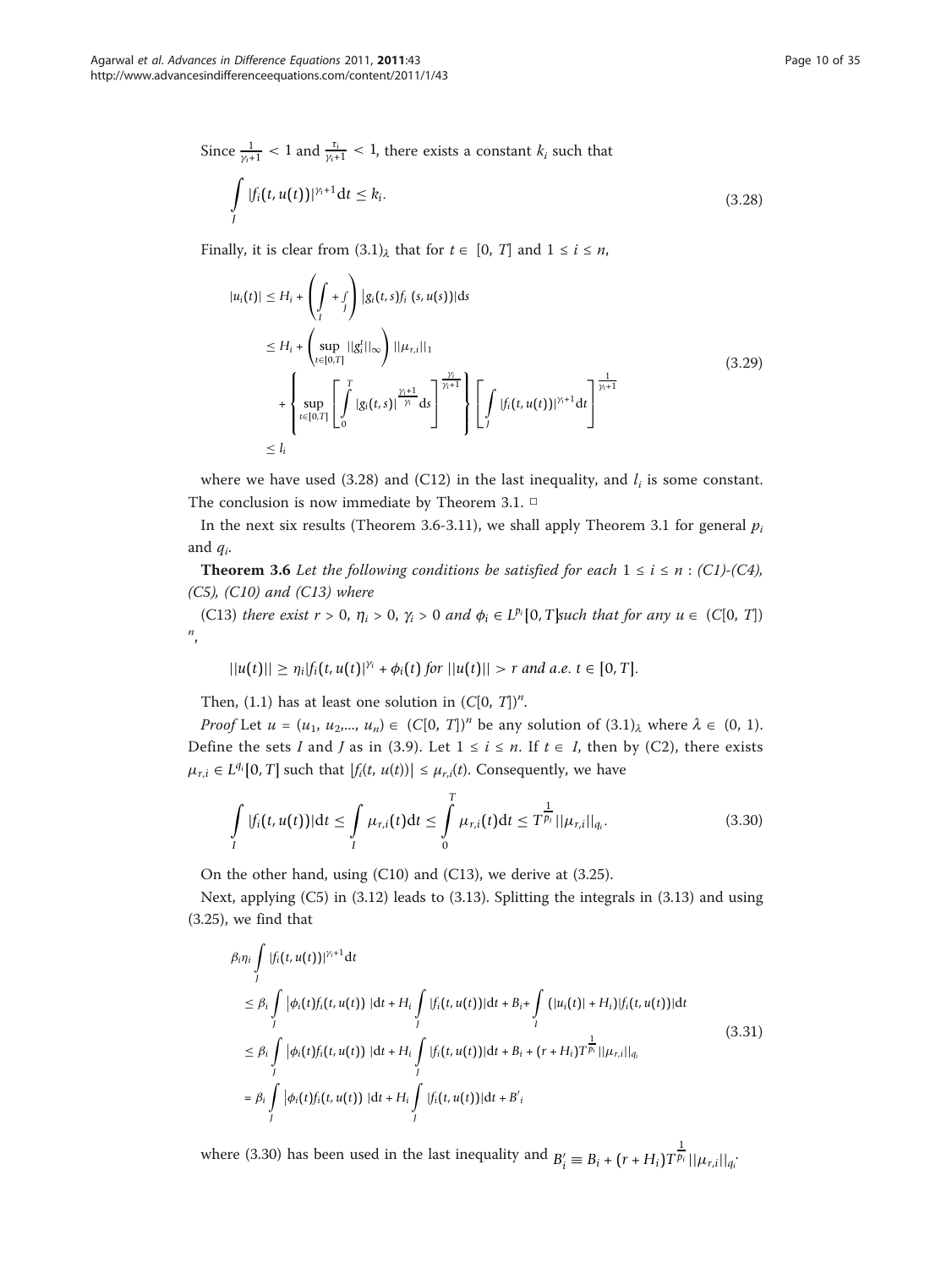Since $\frac{1}{\gamma_i+1} < 1$ and $\frac{\tau_i}{\gamma_i+1} < 1$, there exists a constant $k_i$ such that

$$\int_J |f_i(t, u(t))|^{\gamma_i+1} \mathrm{d}t \leq k_i. \tag{3.28}$$

Finally, it is clear from $(3.1)_\lambda$ that for $t \in [0, T]$ and $1 \leq i \leq n$,

$$\begin{aligned}
|u_i(t)| &\leq H_i + \left( \int_I + \int_J \right) |g_i(t,s) f_i(s, u(s))| \mathrm{d}s \\
&\leq H_i + \left( \sup_{t \in [0,T]} \|g_i^t\|_\infty \right) \|\mu_{r,i}\|_1 \\
&\quad + \left\{ \sup_{t \in [0,T]} \left[ \int_0^T |g_i(t,s)|^{\frac{\gamma_i+1}{\gamma_i}} \mathrm{d}s \right]^{\frac{\gamma_i}{\gamma_i+1}} \right\} \left[ \int_J |f_i(t, u(t))|^{\gamma_i+1} \mathrm{d}t \right]^{\frac{1}{\gamma_i+1}} \\
&\leq l_i
\end{aligned} \tag{3.29}$$

where we have used (3.28) and (C12) in the last inequality, and $l_i$ is some constant. The conclusion is now immediate by Theorem 3.1. □

In the next six results (Theorem 3.6-3.11), we shall apply Theorem 3.1 for general $p_i$ and $q_i$.

**Theorem 3.6** *Let the following conditions be satisfied for each* $1 \leq i \leq n$ : *(C1)-(C4), (C5), (C10) and (C13) where*

(C13) *there exist* $r > 0$, $\eta_i > 0$, $\gamma_i > 0$ *and* $\phi_i \in L^{p_i}[0, T]$ *such that for any* $u \in (C[0, T])^n$,

$$\|u(t)\| \geq \eta_i |f_i(t, u(t))|^{\gamma_i} + \phi_i(t) \text{ for } \|u(t)\| > r \text{ and a.e. } t \in [0, T].$$

Then, (1.1) has at least one solution in $(C[0, T])^n$.

*Proof* Let $u = (u_1, u_2,..., u_n) \in (C[0, T])^n$ be any solution of $(3.1)_\lambda$ where $\lambda \in (0, 1)$. Define the sets $I$ and $J$ as in (3.9). Let $1 \leq i \leq n$. If $t \in I$, then by (C2), there exists $\mu_{r,i} \in L^{q_i}[0, T]$ such that $|f_i(t, u(t))| \leq \mu_{r,i}(t)$. Consequently, we have

$$\int_I |f_i(t, u(t))| \mathrm{d}t \leq \int_I \mu_{r,i}(t) \mathrm{d}t \leq \int_0^T \mu_{r,i}(t) \mathrm{d}t \leq T^{\frac{1}{p_i}} \|\mu_{r,i}\|_{q_i}. \tag{3.30}$$

On the other hand, using (C10) and (C13), we derive at (3.25).

Next, applying (C5) in (3.12) leads to (3.13). Splitting the integrals in (3.13) and using (3.25), we find that

$$\begin{aligned}
&\beta_i \eta_i \int_J |f_i(t, u(t))|^{\gamma_i+1} \mathrm{d}t \\
&\leq \beta_i \int_J |\phi_i(t) f_i(t, u(t))| \mathrm{d}t + H_i \int_J |f_i(t, u(t))| \mathrm{d}t + B_i + \int_I (|u_i(t)| + H_i) |f_i(t, u(t))| \mathrm{d}t \\
&\leq \beta_i \int_J |\phi_i(t) f_i(t, u(t))| \mathrm{d}t + H_i \int_J |f_i(t, u(t))| \mathrm{d}t + B_i + (r + H_i) T^{\frac{1}{p_i}} \|\mu_{r,i}\|_{q_i} \\
&= \beta_i \int_J |\phi_i(t) f_i(t, u(t))| \mathrm{d}t + H_i \int_J |f_i(t, u(t))| \mathrm{d}t + B'_i
\end{aligned} \tag{3.31}$$

where (3.30) has been used in the last inequality and $B'_i \equiv B_i + (r + H_i) T^{\frac{1}{p_i}} \|\mu_{r,i}\|_{q_i}$.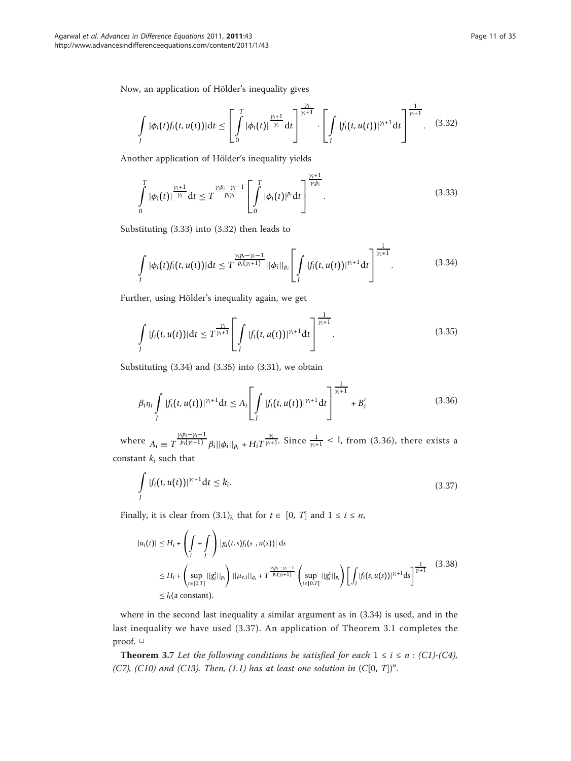Now, an application of Hölder's inequality gives

$$\int_J |\phi_i(t) f_i(t, u(t))| \mathrm{d}t \le \left[ \int_0^T |\phi_i(t)|^{\frac{\gamma_i+1}{\gamma_i}} \mathrm{d}t \right]^{\frac{\gamma_i}{\gamma_i+1}} \cdot \left[ \int_J |f_i(t, u(t))|^{\gamma_i+1} \mathrm{d}t \right]^{\frac{1}{\gamma_i+1}}. \tag{3.32}$$

Another application of Hölder's inequality yields

$$\int_0^T |\phi_i(t)|^{\frac{\gamma_i+1}{\gamma_i}} \mathrm{d}t \le T^{\frac{\gamma_i p_i - \gamma_i - 1}{p_i \gamma_i}} \left[ \int_0^T |\phi_i(t)|^{p_i} \mathrm{d}t \right]^{\frac{\gamma_i+1}{\gamma_i p_i}}. \tag{3.33}$$

Substituting (3.33) into (3.32) then leads to

$$\int_J |\phi_i(t) f_i(t, u(t))| \mathrm{d}t \le T^{\frac{\gamma_i p_i - \gamma_i - 1}{p_i(\gamma_i+1)}} ||\phi_i||_{p_i} \left[ \int_J |f_i(t, u(t))|^{\gamma_i+1} \mathrm{d}t \right]^{\frac{1}{\gamma_i+1}}. \tag{3.34}$$

Further, using Hölder's inequality again, we get

$$\int_J |f_i(t, u(t))| \mathrm{d}t \le T^{\frac{\gamma_i}{\gamma_i+1}} \left[ \int_J |f_i(t, u(t))|^{\gamma_i+1} \mathrm{d}t \right]^{\frac{1}{\gamma_i+1}}. \tag{3.35}$$

Substituting (3.34) and (3.35) into (3.31), we obtain

$$\beta_i \eta_i \int_J |f_i(t, u(t))|^{\gamma_i+1} \mathrm{d}t \le A_i \left[ \int_J |f_i(t, u(t))|^{\gamma_i+1} \mathrm{d}t \right]^{\frac{1}{\gamma_i+1}} + B_i' \tag{3.36}$$

where $A_i \equiv T^{\frac{\gamma_i p_i - \gamma_i - 1}{p_i(\gamma_i+1)}} \beta_i ||\phi_i||_{p_i} + H_i T^{\frac{\gamma_i}{\gamma_i+1}}$. Since $\frac{1}{\gamma_i+1} < 1$, from (3.36), there exists a constant $k_i$ such that

$$\int_J |f_i(t, u(t))|^{\gamma_i+1} \mathrm{d}t \le k_i. \tag{3.37}$$

Finally, it is clear from $(3.1)_\lambda$ that for $t \in [0, T]$ and $1 \le i \le n$,

$$\begin{aligned} |u_i(t)| &\le H_i + \left( \int_I + \int_J \right) \left| g_i(t,s) f_i(s\ , u(s)) \right| \mathrm{d}s \\ &\le H_i + \left( \sup_{t \in [0,T]} ||g_i^t||_{p_i} \right) ||\mu_{r,i}||_{q_i} + T^{\frac{\gamma_i p_i - \gamma_i - 1}{p_i(\gamma_i+1)}} \left( \sup_{t \in [0,T]} ||g_i^t||_{p_i} \right) \left[ \int_J |f_i(s, u(s))|^{\gamma_i+1} \mathrm{d}s \right]^{\frac{1}{\gamma_i+1}} \\ &\le l_i (\text{a constant}), \end{aligned} \tag{3.38}$$

where in the second last inequality a similar argument as in (3.34) is used, and in the last inequality we have used (3.37). An application of Theorem 3.1 completes the proof. □

**Theorem 3.7** *Let the following conditions be satisfied for each $1 \le i \le n$ : (C1)-(C4), (C7), (C10) and (C13). Then, (1.1) has at least one solution in $(C[0, T])^n$.*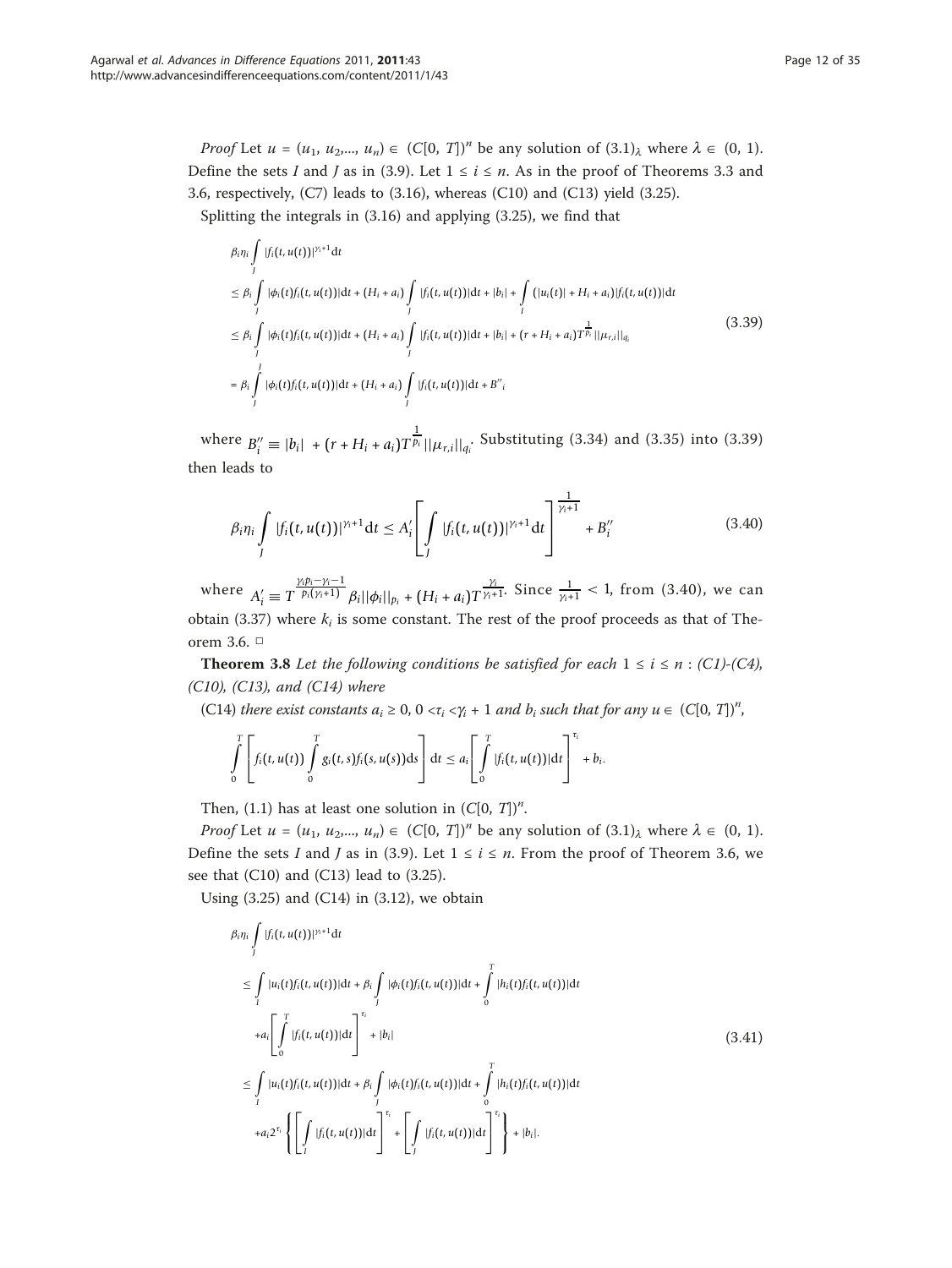*Proof* Let $u = (u_1, u_2,..., u_n) \in (C[0, T])^n$ be any solution of $(3.1)_\lambda$ where $\lambda \in (0, 1)$. Define the sets $I$ and $J$ as in (3.9). Let $1 \le i \le n$. As in the proof of Theorems 3.3 and 3.6, respectively, (C7) leads to (3.16), whereas (C10) and (C13) yield (3.25).

Splitting the integrals in (3.16) and applying (3.25), we find that

$$
\begin{aligned}
&\beta_i\eta_i \int_J |f_i(t,u(t))|^{\gamma_i+1}\mathrm{d}t \\
&\le \beta_i \int_J |\phi_i(t)f_i(t,u(t))|\mathrm{d}t + (H_i + a_i)\int_J |f_i(t,u(t))|\mathrm{d}t + |b_i| + \int_I (|u_i(t)| + H_i + a_i)|f_i(t,u(t))|\mathrm{d}t \\
&\le \beta_i \int_J |\phi_i(t)f_i(t,u(t))|\mathrm{d}t + (H_i + a_i)\int_J |f_i(t,u(t))|\mathrm{d}t + |b_i| + (r + H_i + a_i)T^{\frac{1}{p_i}}||\mu_{r,i}||_{q_i} \\
&= \beta_i \int_J |\phi_i(t)f_i(t,u(t))|\mathrm{d}t + (H_i + a_i)\int_J |f_i(t,u(t))|\mathrm{d}t + B''_i
\end{aligned}
\tag{3.39}
$$

where $B''_i \equiv |b_i| + (r + H_i + a_i)T^{\frac{1}{p_i}}||\mu_{r,i}||_{q_i}$. Substituting (3.34) and (3.35) into (3.39) then leads to

$$
\beta_i\eta_i \int_J |f_i(t,u(t))|^{\gamma_i+1}\mathrm{d}t \le A'_i\left[\int_J |f_i(t,u(t))|^{\gamma_i+1}\mathrm{d}t\right]^{\frac{1}{\gamma_i+1}} + B''_i \tag{3.40}
$$

where $A'_i \equiv T^{\frac{\gamma_i p_i - \gamma_i - 1}{p_i(\gamma_i+1)}}\beta_i||\phi_i||_{p_i} + (H_i + a_i)T^{\frac{\gamma_i}{\gamma_i+1}}$. Since $\frac{1}{\gamma_i+1} < 1$, from (3.40), we can obtain (3.37) where $k_i$ is some constant. The rest of the proof proceeds as that of Theorem 3.6. □

**Theorem 3.8** *Let the following conditions be satisfied for each $1 \le i \le n$ : (C1)-(C4), (C10), (C13), and (C14) where*

(C14) *there exist constants $a_i \ge 0$, $0 < \tau_i < \gamma_i + 1$ and $b_i$ such that for any $u \in (C[0, T])^n$,*

$$
\int_0^T \left[f_i(t,u(t))\int_0^T g_i(t,s)f_i(s,u(s))\mathrm{d}s\right]\mathrm{d}t \le a_i\left[\int_0^T |f_i(t,u(t))|\mathrm{d}t\right]^{\tau_i} + b_i.
$$

Then, (1.1) has at least one solution in $(C[0, T])^n$.

*Proof* Let $u = (u_1, u_2,..., u_n) \in (C[0, T])^n$ be any solution of $(3.1)_\lambda$ where $\lambda \in (0, 1)$. Define the sets $I$ and $J$ as in (3.9). Let $1 \le i \le n$. From the proof of Theorem 3.6, we see that (C10) and (C13) lead to (3.25).

Using (3.25) and (C14) in (3.12), we obtain

$$
\begin{aligned}
&\beta_i\eta_i \int_J |f_i(t,u(t))|^{\gamma_i+1}\mathrm{d}t \\
&\le \int_I |u_i(t)f_i(t,u(t))|\mathrm{d}t + \beta_i\int_J |\phi_i(t)f_i(t,u(t))|\mathrm{d}t + \int_0^T |h_i(t)f_i(t,u(t))|\mathrm{d}t \\
&\quad + a_i\left[\int_0^T |f_i(t,u(t))|\mathrm{d}t\right]^{\tau_i} + |b_i| \\
&\le \int_I |u_i(t)f_i(t,u(t))|\mathrm{d}t + \beta_i\int_J |\phi_i(t)f_i(t,u(t))|\mathrm{d}t + \int_0^T |h_i(t)f_i(t,u(t))|\mathrm{d}t \\
&\quad + a_i 2^{\tau_i}\left\{\left[\int_I |f_i(t,u(t))|\mathrm{d}t\right]^{\tau_i} + \left[\int_J |f_i(t,u(t))|\mathrm{d}t\right]^{\tau_i}\right\} + |b_i|.
\end{aligned}
\tag{3.41}
$$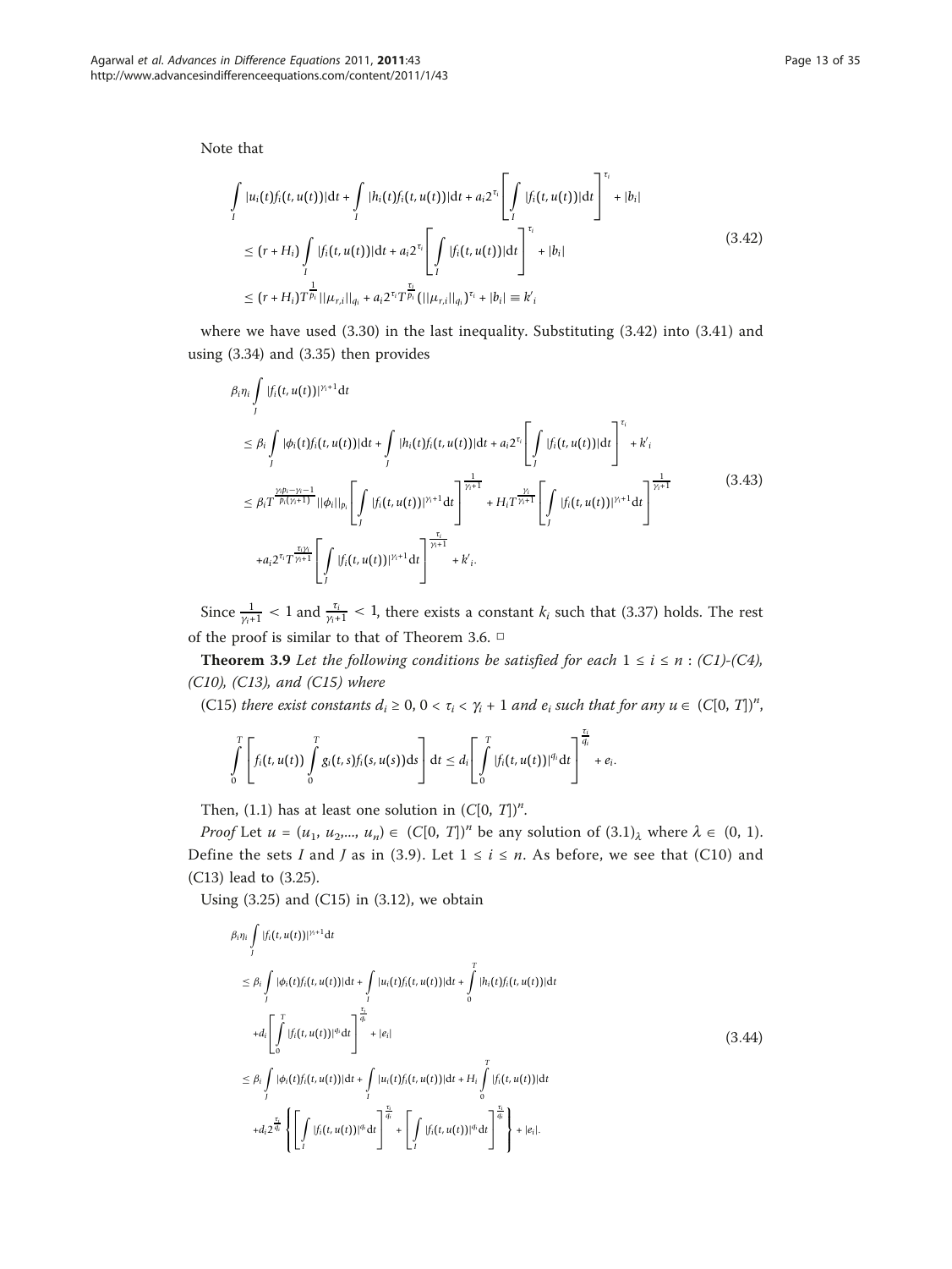Note that

$$
\begin{aligned}
&\int_I |u_i(t) f_i(t,u(t))| \mathrm{d}t + \int_I |h_i(t) f_i(t,u(t))| \mathrm{d}t + a_i 2^{\tau_i} \left[ \int_I |f_i(t,u(t))| \mathrm{d}t \right]^{\tau_i} + |b_i| \\
&\le (r + H_i) \int_I |f_i(t,u(t))| \mathrm{d}t + a_i 2^{\tau_i} \left[ \int_I |f_i(t,u(t))| \mathrm{d}t \right]^{\tau_i} + |b_i| \\
&\le (r + H_i) T^{\frac{1}{p_i}} \|\mu_{r,i}\|_{q_i} + a_i 2^{\tau_i} T^{\frac{\tau_i}{p_i}} (\|\mu_{r,i}\|_{q_i})^{\tau_i} + |b_i| \equiv k'_i
\end{aligned}
\tag{3.42}
$$

where we have used (3.30) in the last inequality. Substituting (3.42) into (3.41) and using (3.34) and (3.35) then provides

$$
\begin{aligned}
&\beta_i \eta_i \int_J |f_i(t,u(t))|^{\gamma_i+1} \mathrm{d}t \\
&\le \beta_i \int_J |\phi_i(t) f_i(t,u(t))| \mathrm{d}t + \int_J |h_i(t) f_i(t,u(t))| \mathrm{d}t + a_i 2^{\tau_i} \left[ \int_J |f_i(t,u(t))| \mathrm{d}t \right]^{\tau_i} + k'_i \\
&\le \beta_i T^{\frac{\gamma_i p_i - \gamma_i - 1}{p_i(\gamma_i+1)}} \|\phi_i\|_{p_i} \left[ \int_J |f_i(t,u(t))|^{\gamma_i+1} \mathrm{d}t \right]^{\frac{1}{\gamma_i+1}} + H_i T^{\frac{\gamma_i}{\gamma_i+1}} \left[ \int_J |f_i(t,u(t))|^{\gamma_i+1} \mathrm{d}t \right]^{\frac{1}{\gamma_i+1}} \\
&\quad + a_i 2^{\tau_i} T^{\frac{\tau_i \gamma_i}{\gamma_i+1}} \left[ \int_J |f_i(t,u(t))|^{\gamma_i+1} \mathrm{d}t \right]^{\frac{\tau_i}{\gamma_i+1}} + k'_i.
\end{aligned}
\tag{3.43}
$$

Since $\frac{1}{\gamma_i+1} < 1$ and $\frac{\tau_i}{\gamma_i+1} < 1$, there exists a constant $k_i$ such that (3.37) holds. The rest of the proof is similar to that of Theorem 3.6. □

**Theorem 3.9** *Let the following conditions be satisfied for each* $1 \le i \le n$ : *(C1)-(C4), (C10), (C13), and (C15) where*

(C15) *there exist constants* $d_i \ge 0$, $0 < \tau_i < \gamma_i + 1$ *and* $e_i$ *such that for any* $u \in (C[0,T])^n$,

$$
\int_0^T \left[ f_i(t,u(t)) \int_0^T g_i(t,s) f_i(s,u(s)) \mathrm{d}s \right] \mathrm{d}t \le d_i \left[ \int_0^T |f_i(t,u(t))|^{q_i} \mathrm{d}t \right]^{\frac{\tau_i}{q_i}} + e_i.
$$

Then, (1.1) has at least one solution in $(C[0,T])^n$.

*Proof* Let $u = (u_1, u_2, \ldots, u_n) \in (C[0,T])^n$ be any solution of $(3.1)_\lambda$ where $\lambda \in (0,1)$. Define the sets $I$ and $J$ as in (3.9). Let $1 \le i \le n$. As before, we see that (C10) and (C13) lead to (3.25).

Using (3.25) and (C15) in (3.12), we obtain

$$
\begin{aligned}
&\beta_i \eta_i \int_J |f_i(t,u(t))|^{\gamma_i+1} \mathrm{d}t \\
&\le \beta_i \int_J |\phi_i(t) f_i(t,u(t))| \mathrm{d}t + \int_I |u_i(t) f_i(t,u(t))| \mathrm{d}t + \int_0^T |h_i(t) f_i(t,u(t))| \mathrm{d}t \\
&\quad + d_i \left[ \int_0^T |f_i(t,u(t))|^{q_i} \mathrm{d}t \right]^{\frac{\tau_i}{q_i}} + |e_i| \\
&\le \beta_i \int_J |\phi_i(t) f_i(t,u(t))| \mathrm{d}t + \int_I |u_i(t) f_i(t,u(t))| \mathrm{d}t + H_i \int_0^T |f_i(t,u(t))| \mathrm{d}t \\
&\quad + d_i 2^{\frac{\tau_i}{q_i}} \left\{ \left[ \int_I |f_i(t,u(t))|^{q_i} \mathrm{d}t \right]^{\frac{\tau_i}{q_i}} + \left[ \int_I |f_i(t,u(t))|^{q_i} \mathrm{d}t \right]^{\frac{\tau_i}{q_i}} \right\} + |e_i|.
\end{aligned}
\tag{3.44}
$$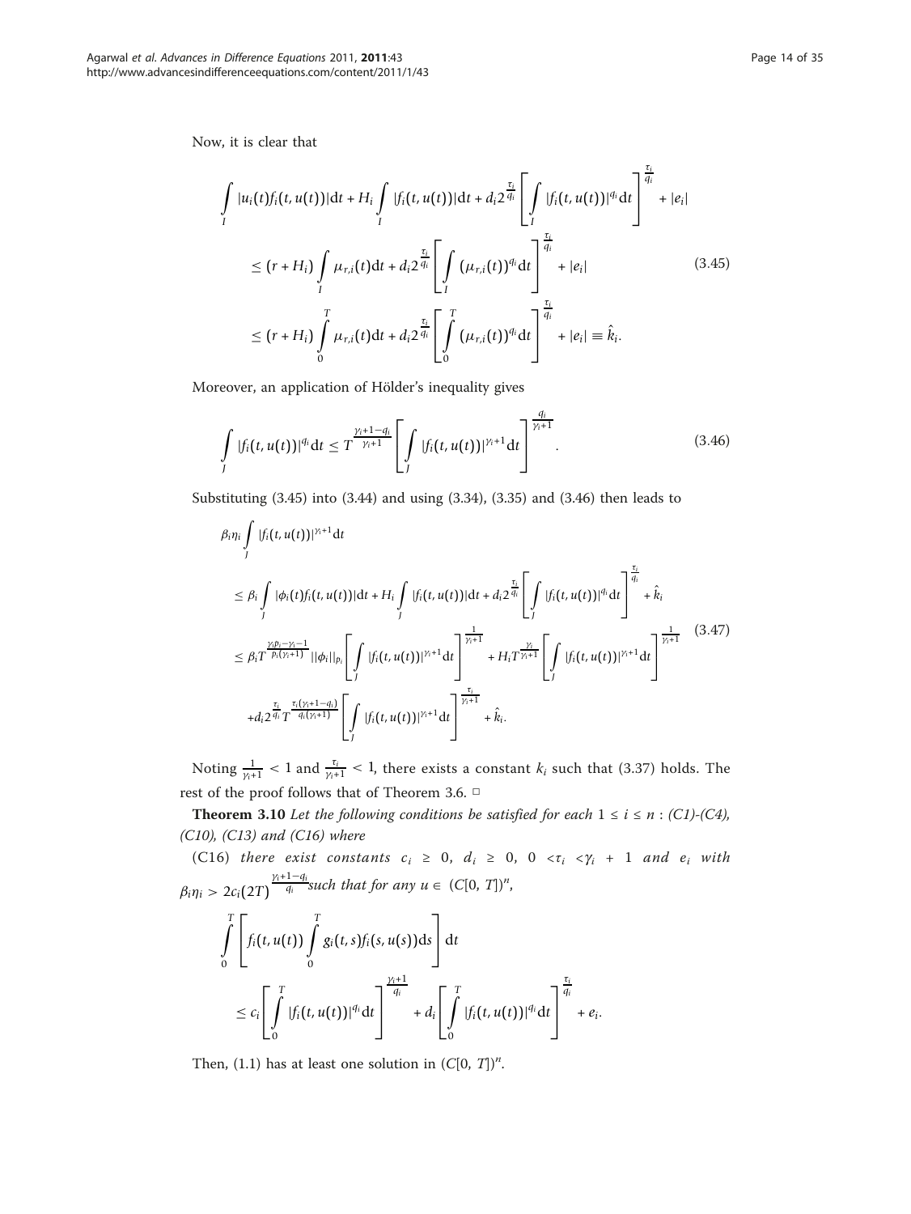Now, it is clear that

$$
\begin{aligned}
&\int_I |u_i(t) f_i(t, u(t))| \mathrm{d}t + H_i \int_I |f_i(t, u(t))| \mathrm{d}t + d_i 2^{\frac{\tau_i}{q_i}} \left[ \int_I |f_i(t, u(t))|^{q_i} \mathrm{d}t \right]^{\frac{\tau_i}{q_i}} + |e_i| \\
&\quad \le (r + H_i) \int_I \mu_{r,i}(t) \mathrm{d}t + d_i 2^{\frac{\tau_i}{q_i}} \left[ \int_I (\mu_{r,i}(t))^{q_i} \mathrm{d}t \right]^{\frac{\tau_i}{q_i}} + |e_i| \\
&\quad \le (r + H_i) \int_0^T \mu_{r,i}(t) \mathrm{d}t + d_i 2^{\frac{\tau_i}{q_i}} \left[ \int_0^T (\mu_{r,i}(t))^{q_i} \mathrm{d}t \right]^{\frac{\tau_i}{q_i}} + |e_i| \equiv \hat{k}_i.
\end{aligned} \tag{3.45}
$$

Moreover, an application of Hölder's inequality gives

$$
\int_J |f_i(t, u(t))|^{q_i} \mathrm{d}t \le T^{\frac{\gamma_i + 1 - q_i}{\gamma_i + 1}} \left[ \int_J |f_i(t, u(t))|^{\gamma_i + 1} \mathrm{d}t \right]^{\frac{q_i}{\gamma_i + 1}}. \tag{3.46}
$$

Substituting (3.45) into (3.44) and using (3.34), (3.35) and (3.46) then leads to

$$
\begin{aligned}
&\beta_i \eta_i \int_J |f_i(t, u(t))|^{\gamma_i + 1} \mathrm{d}t \\
&\le \beta_i \int_J |\phi_i(t) f_i(t, u(t))| \mathrm{d}t + H_i \int_J |f_i(t, u(t))| \mathrm{d}t + d_i 2^{\frac{\tau_i}{q_i}} \left[ \int_J |f_i(t, u(t))|^{q_i} \mathrm{d}t \right]^{\frac{\tau_i}{q_i}} + \hat{k}_i \\
&\le \beta_i T^{\frac{\gamma_i p_i - \gamma_i - 1}{p_i(\gamma_i + 1)}} ||\phi_i||_{p_i} \left[ \int_J |f_i(t, u(t))|^{\gamma_i + 1} \mathrm{d}t \right]^{\frac{1}{\gamma_i + 1}} + H_i T^{\frac{\gamma_i}{\gamma_i + 1}} \left[ \int_J |f_i(t, u(t))|^{\gamma_i + 1} \mathrm{d}t \right]^{\frac{1}{\gamma_i + 1}} \\
&\quad + d_i 2^{\frac{\tau_i}{q_i}} T^{\frac{\tau_i(\gamma_i + 1 - q_i)}{q_i(\gamma_i + 1)}} \left[ \int_J |f_i(t, u(t))|^{\gamma_i + 1} \mathrm{d}t \right]^{\frac{\tau_i}{\gamma_i + 1}} + \hat{k}_i.
\end{aligned} \tag{3.47}
$$

Noting $\frac{1}{\gamma_i + 1} < 1$ and $\frac{\tau_i}{\gamma_i + 1} < 1$, there exists a constant $k_i$ such that (3.37) holds. The rest of the proof follows that of Theorem 3.6. □

**Theorem 3.10** *Let the following conditions be satisfied for each* $1 \le i \le n$ : *(C1)-(C4), (C10), (C13) and (C16) where*

(C16) *there exist constants* $c_i \ge 0$, $d_i \ge 0$, $0 < \tau_i < \gamma_i + 1$ *and* $e_i$ *with* $\beta_i \eta_i > 2 c_i (2T)^{\frac{\gamma_i + 1 - q_i}{q_i}}$ *such that for any* $u \in (C[0, T])^n$,

$$
\int_0^T \left[ f_i(t, u(t)) \int_0^T g_i(t, s) f_i(s, u(s)) \mathrm{d}s \right] \mathrm{d}t \le c_i \left[ \int_0^T |f_i(t, u(t))|^{q_i} \mathrm{d}t \right]^{\frac{\gamma_i + 1}{q_i}} + d_i \left[ \int_0^T |f_i(t, u(t))|^{q_i} \mathrm{d}t \right]^{\frac{\tau_i}{q_i}} + e_i.
$$

Then, (1.1) has at least one solution in $(C[0, T])^n$.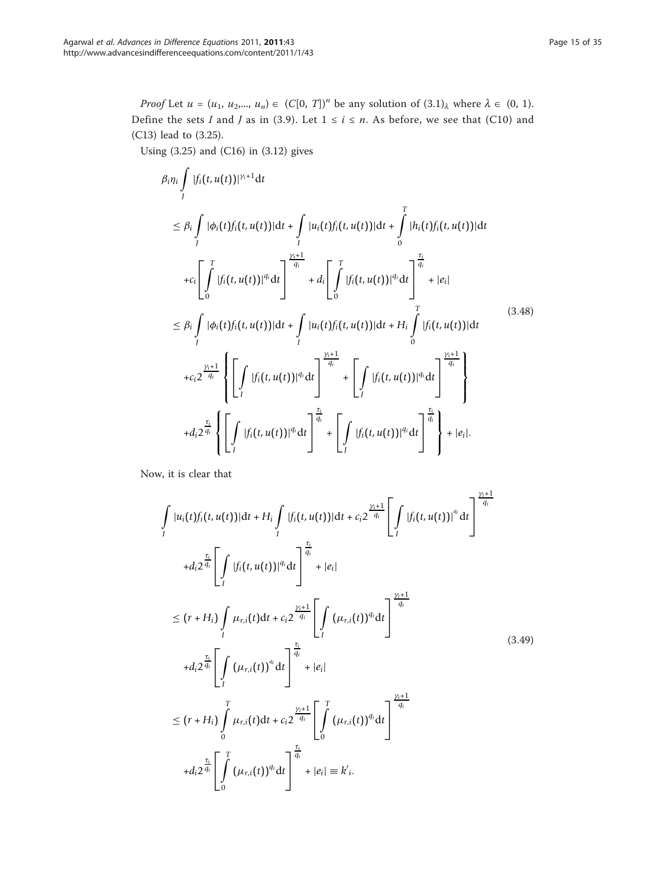*Proof* Let $u = (u_1, u_2,..., u_n) \in (C[0, T])^n$ be any solution of $(3.1)_\lambda$ where $\lambda \in (0, 1)$. Define the sets $I$ and $J$ as in (3.9). Let $1 \le i \le n$. As before, we see that (C10) and (C13) lead to (3.25).

Using (3.25) and (C16) in (3.12) gives

$$
\begin{aligned}
&\beta_i \eta_i \int_J |f_i(t, u(t))|^{\gamma_i+1} \mathrm{d}t \\
&\le \beta_i \int_J |\phi_i(t) f_i(t, u(t))| \mathrm{d}t + \int_I |u_i(t) f_i(t, u(t))| \mathrm{d}t + \int_0^T |h_i(t) f_i(t, u(t))| \mathrm{d}t \\
&\quad + c_i \left[ \int_0^T |f_i(t, u(t))|^{q_i} \mathrm{d}t \right]^{\frac{\gamma_i+1}{q_i}} + d_i \left[ \int_0^T |f_i(t, u(t))|^{q_i} \mathrm{d}t \right]^{\frac{\tau_i}{q_i}} + |e_i| \\
&\le \beta_i \int_J |\phi_i(t) f_i(t, u(t))| \mathrm{d}t + \int_I |u_i(t) f_i(t, u(t))| \mathrm{d}t + H_i \int_0^T |f_i(t, u(t))| \mathrm{d}t \\
&\quad + c_i 2^{\frac{\gamma_i+1}{q_i}} \left\{ \left[ \int_I |f_i(t, u(t))|^{q_i} \mathrm{d}t \right]^{\frac{\gamma_i+1}{q_i}} + \left[ \int_J |f_i(t, u(t))|^{q_i} \mathrm{d}t \right]^{\frac{\gamma_i+1}{q_i}} \right\} \\
&\quad + d_i 2^{\frac{\tau_i}{q_i}} \left\{ \left[ \int_I |f_i(t, u(t))|^{q_i} \mathrm{d}t \right]^{\frac{\tau_i}{q_i}} + \left[ \int_J |f_i(t, u(t))|^{q_i} \mathrm{d}t \right]^{\frac{\tau_i}{q_i}} \right\} + |e_i|.
\end{aligned}
\tag{3.48}
$$

Now, it is clear that

$$
\begin{aligned}
&\int_I |u_i(t) f_i(t, u(t))| \mathrm{d}t + H_i \int_I |f_i(t, u(t))| \mathrm{d}t + c_i 2^{\frac{\gamma_i+1}{q_i}} \left[ \int_I |f_i(t, u(t))|^{q_i} \mathrm{d}t \right]^{\frac{\gamma_i+1}{q_i}} \\
&\quad + d_i 2^{\frac{\tau_i}{q_i}} \left[ \int_I |f_i(t, u(t))|^{q_i} \mathrm{d}t \right]^{\frac{\tau_i}{q_i}} + |e_i| \\
&\le (r + H_i) \int_I \mu_{r,i}(t) \mathrm{d}t + c_i 2^{\frac{\gamma_i+1}{q_i}} \left[ \int_I (\mu_{r,i}(t))^{q_i} \mathrm{d}t \right]^{\frac{\gamma_i+1}{q_i}} \\
&\quad + d_i 2^{\frac{\tau_i}{q_i}} \left[ \int_I (\mu_{r,i}(t))^{q_i} \mathrm{d}t \right]^{\frac{\tau_i}{q_i}} + |e_i| \\
&\le (r + H_i) \int_0^T \mu_{r,i}(t) \mathrm{d}t + c_i 2^{\frac{\gamma_i+1}{q_i}} \left[ \int_0^T (\mu_{r,i}(t))^{q_i} \mathrm{d}t \right]^{\frac{\gamma_i+1}{q_i}} \\
&\quad + d_i 2^{\frac{\tau_i}{q_i}} \left[ \int_0^T (\mu_{r,i}(t))^{q_i} \mathrm{d}t \right]^{\frac{\tau_i}{q_i}} + |e_i| \equiv k'_i.
\end{aligned}
\tag{3.49}
$$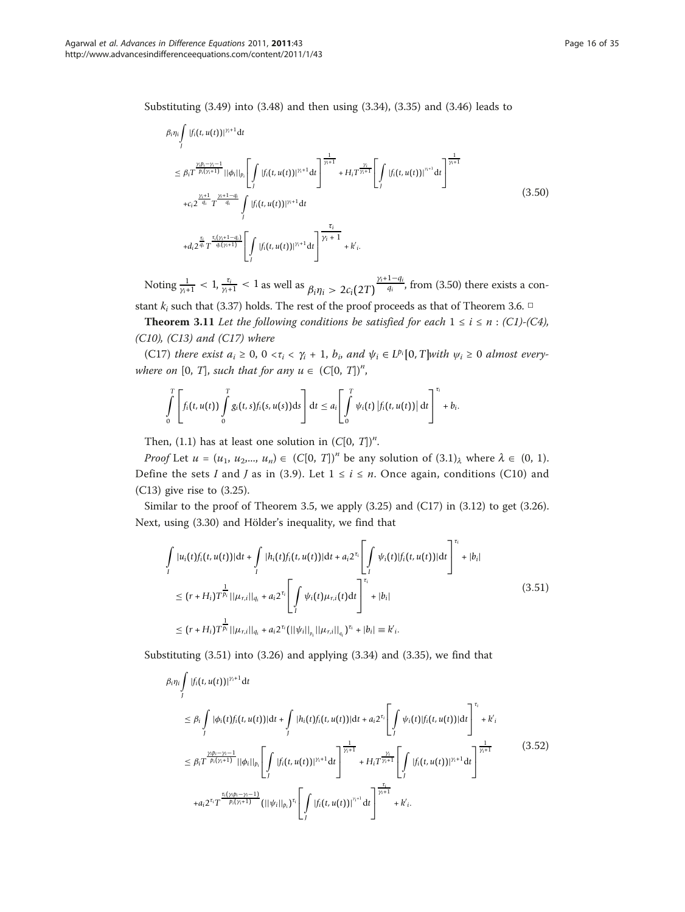Substituting (3.49) into (3.48) and then using (3.34), (3.35) and (3.46) leads to

$$
\begin{aligned}
&\beta_i\eta_i \int_J |f_i(t,u(t))|^{\gamma_i+1}dt \\
&\le \beta_i T^{\frac{\gamma_i p_i-\gamma_i-1}{p_i(\gamma_i+1)}}||\phi_i||_{p_i}\left[\int_J |f_i(t,u(t))|^{\gamma_i+1}dt\right]^{\frac{1}{\gamma_i+1}} + H_i T^{\frac{\gamma_i}{\gamma_i+1}}\left[\int_J |f_i(t,u(t))|^{\gamma_i+1}dt\right]^{\frac{1}{\gamma_i+1}} \\
&\quad + c_i 2^{\frac{\gamma_i+1}{q_i}} T^{\frac{\gamma_i+1-q_i}{q_i}} \int_J |f_i(t,u(t))|^{\gamma_i+1}dt \\
&\quad + d_i 2^{\frac{\tau_i}{q_i}} T^{\frac{\tau_i(\gamma_i+1-q_i)}{q_i(\gamma_i+1)}}\left[\int_J |f_i(t,u(t))|^{\gamma_i+1}dt\right]^{\frac{\tau_i}{\gamma_i+1}} + k'_i.
\end{aligned}
\tag{3.50}
$$

Noting $\frac{1}{\gamma_i+1} < 1, \frac{\tau_i}{\gamma_i+1} < 1$ as well as $\beta_i\eta_i > 2c_i(2T)^{\frac{\gamma_i+1-q_i}{q_i}}$, from (3.50) there exists a constant $k_i$ such that (3.37) holds. The rest of the proof proceeds as that of Theorem 3.6. □

**Theorem 3.11** *Let the following conditions be satisfied for each $1 \le i \le n$ : (C1)-(C4), (C10), (C13) and (C17) where*

(C17) *there exist $a_i \ge 0$, $0 < \tau_i < \gamma_i + 1$, $b_i$, and $\psi_i \in L^{p_i}[0, T]$ with $\psi_i \ge 0$ almost everywhere on $[0, T]$, such that for any $u \in (C[0, T])^n$,*

$$
\int_0^T \left[f_i(t,u(t)) \int_0^T g_i(t,s) f_i(s,u(s))ds\right]dt \le a_i\left[\int_0^T \psi_i(t)\,|f_i(t,u(t))|\,dt\right]^{\tau_i} + b_i.
$$

Then, (1.1) has at least one solution in $(C[0, T])^n$.

*Proof* Let $u = (u_1, u_2,..., u_n) \in (C[0, T])^n$ be any solution of $(3.1)_\lambda$ where $\lambda \in (0, 1)$. Define the sets $I$ and $J$ as in (3.9). Let $1 \le i \le n$. Once again, conditions (C10) and (C13) give rise to (3.25).

Similar to the proof of Theorem 3.5, we apply (3.25) and (C17) in (3.12) to get (3.26). Next, using (3.30) and Hölder's inequality, we find that

$$
\begin{aligned}
&\int_I |u_i(t)f_i(t,u(t))|dt + \int_I |h_i(t)f_i(t,u(t))|dt + a_i 2^{\tau_i}\left[\int_I \psi_i(t)|f_i(t,u(t))|dt\right]^{\tau_i} + |b_i| \\
&\le (r+H_i)T^{\frac{1}{p_i}}||\mu_{r,i}||_{q_i} + a_i 2^{\tau_i}\left[\int_I \psi_i(t)\mu_{r,i}(t)dt\right]^{\tau_i} + |b_i| \\
&\le (r+H_i)T^{\frac{1}{p_i}}||\mu_{r,i}||_{q_i} + a_i 2^{\tau_i}(||\psi_i||_{p_i}||\mu_{r,i}||_{q_i})^{\tau_i} + |b_i| \equiv k'_i.
\end{aligned}
\tag{3.51}
$$

Substituting (3.51) into (3.26) and applying (3.34) and (3.35), we find that

$$
\begin{aligned}
&\beta_i\eta_i \int_J |f_i(t,u(t))|^{\gamma_i+1}dt \\
&\le \beta_i \int_J |\phi_i(t)f_i(t,u(t))|dt + \int_J |h_i(t)f_i(t,u(t))|dt + a_i 2^{\tau_i}\left[\int_J \psi_i(t)|f_i(t,u(t))|dt\right]^{\tau_i} + k'_i \\
&\le \beta_i T^{\frac{\gamma_i p_i-\gamma_i-1}{p_i(\gamma_i+1)}}||\phi_i||_{p_i}\left[\int_J |f_i(t,u(t))|^{\gamma_i+1}dt\right]^{\frac{1}{\gamma_i+1}} + H_i T^{\frac{\gamma_i}{\gamma_i+1}}\left[\int_J |f_i(t,u(t))|^{\gamma_i+1}dt\right]^{\frac{1}{\gamma_i+1}} \\
&\quad + a_i 2^{\tau_i} T^{\frac{\tau_i(\gamma_i p_i-\gamma_i-1)}{p_i(\gamma_i+1)}}(||\psi_i||_{p_i})^{\tau_i}\left[\int_J |f_i(t,u(t))|^{\gamma_i+1}dt\right]^{\frac{\tau_i}{\gamma_i+1}} + k'_i.
\end{aligned}
\tag{3.52}
$$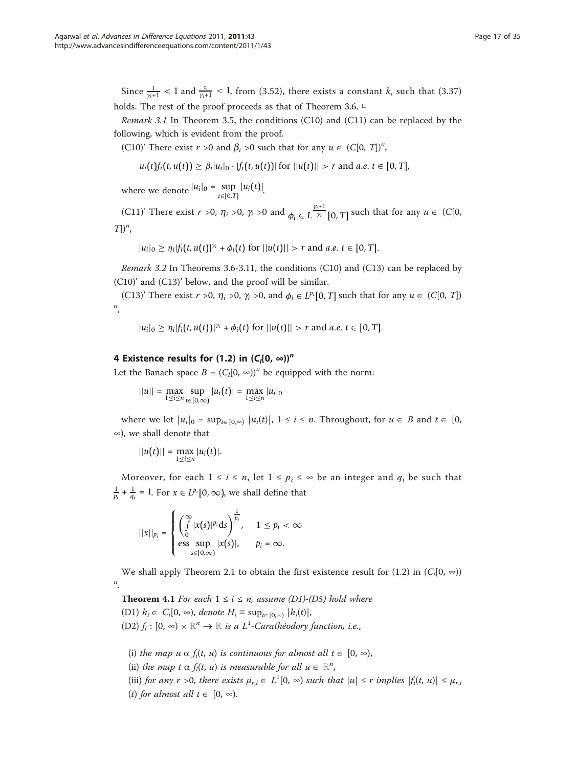Since $\frac{1}{\gamma_i+1} < 1$ and $\frac{\tau_i}{\gamma_i+1} < 1$, from (3.52), there exists a constant $k_i$ such that (3.37) holds. The rest of the proof proceeds as that of Theorem 3.6. □

*Remark 3.1* In Theorem 3.5, the conditions (C10) and (C11) can be replaced by the following, which is evident from the proof.

(C10)' There exist $r > 0$ and $\beta_i > 0$ such that for any $u \in (C[0, T])^n$,

$$u_i(t) f_i(t, u(t)) \geq \beta_i |u_i|_0 \cdot |f_i(t, u(t))| \text{ for } ||u(t)|| > r \text{ and } a.e.\ t \in [0, T],$$

where we denote $|u_i|_0 = \sup_{t \in [0,T]} |u_i(t)|$.

(C11)' There exist $r > 0$, $\eta_i > 0$, $\gamma_i > 0$ and $\phi_i \in L^{\frac{\gamma_i+1}{\gamma_i}}[0, T]$ such that for any $u \in (C[0, T])^n$,

$$|u_i|_0 \geq \eta_i |f_i(t, u(t)|^{\gamma_i} + \phi_i(t) \text{ for } ||u(t)|| > r \text{ and } a.e.\ t \in [0, T].$$

*Remark 3.2* In Theorems 3.6-3.11, the conditions (C10) and (C13) can be replaced by (C10)' and (C13)' below, and the proof will be similar.

(C13)' There exist $r > 0$, $\eta_i > 0$, $\gamma_i > 0$, and $\phi_i \in L^{p_i}[0, T]$ such that for any $u \in (C[0, T])^n$,

$$|u_i|_0 \geq \eta_i |f_i(t, u(t))|^{\gamma_i} + \phi_i(t) \text{ for } ||u(t)|| > r \text{ and } a.e.\ t \in [0, T].$$

## 4 Existence results for (1.2) in $(C_l[0, \infty))^n$

Let the Banach space $B = (C_l[0, \infty))^n$ be equipped with the norm:

$$||u|| = \max_{1 \leq i \leq n} \sup_{t \in [0,\infty)} |u_i(t)| = \max_{1 \leq i \leq n} |u_i|_0$$

where we let $|u_i|_0 = \sup_{t \in [0,\infty)} |u_i(t)|$, $1 \leq i \leq n$. Throughout, for $u \in B$ and $t \in [0, \infty)$, we shall denote that

$$||u(t)|| = \max_{1 \leq i \leq n} |u_i(t)|.$$

Moreover, for each $1 \leq i \leq n$, let $1 \leq p_i \leq \infty$ be an integer and $q_i$ be such that $\frac{1}{p_i} + \frac{1}{q_i} = 1$. For $x \in L^{p_i}[0, \infty)$, we shall define that

$$||x||_{p_i} = \begin{cases} \left( \int_0^\infty |x(s)|^{p_i} \mathrm{d}s \right)^{\frac{1}{p_i}}, & 1 \leq p_i < \infty \\ \operatorname{ess\,sup}_{s \in [0,\infty)} |x(s)|, & p_i = \infty. \end{cases}$$

We shall apply Theorem 2.1 to obtain the first existence result for (1.2) in $(C_l[0, \infty))^n$.

**Theorem 4.1** *For each $1 \leq i \leq n$, assume (D1)-(D5) hold where*

(D1) *$h_i \in C_l[0, \infty)$, denote $H_i \equiv \sup_{t \in [0,\infty)} |h_i(t)|$,*

(D2) *$f_i : [0, \infty) \times \mathbb{R}^n \to \mathbb{R}$ is a $L^1$-Carathéodory function, i.e.,*

(i) *the map $u \alpha f_i(t, u)$ is continuous for almost all $t \in [0, \infty)$,*

(ii) *the map $t \alpha f_i(t, u)$ is measurable for all $u \in \mathbb{R}^n$,*

(iii) *for any $r > 0$, there exists $\mu_{r,i} \in L^1[0, \infty)$ such that $|u| \leq r$ implies $|f_i(t, u)| \leq \mu_{r,i}(t)$ for almost all $t \in [0, \infty)$.*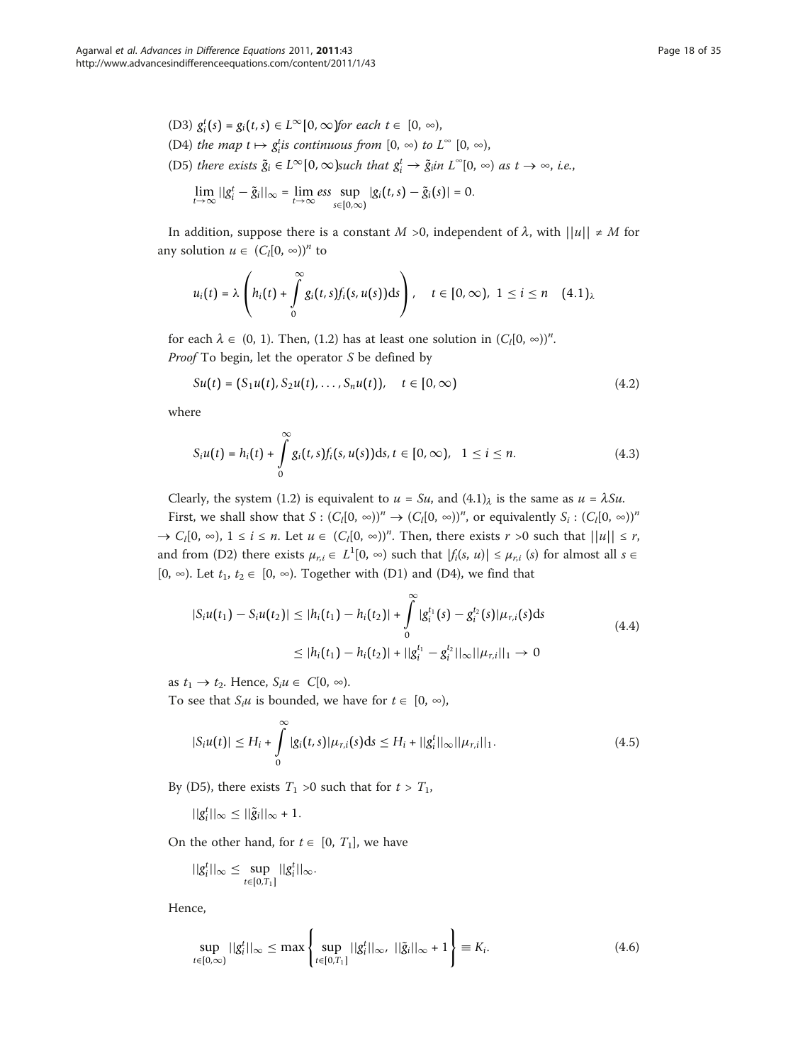(D3) $g_i^t(s) = g_i(t,s) \in L^\infty[0,\infty)$ *for each* $t \in [0, \infty)$,

(D4) *the map* $t \mapsto g_i^t$ *is continuous from* $[0, \infty)$ *to* $L^\infty [0, \infty)$,

(D5) *there exists* $\tilde{g}_i \in L^\infty[0,\infty)$ *such that* $g_i^t \to \tilde{g}_i$ *in* $L^\infty[0, \infty)$ *as* $t \to \infty$, *i.e.*,

$$\lim_{t\to\infty} ||g_i^t - \tilde{g}_i||_\infty = \lim_{t\to\infty} \text{ess} \sup_{s\in[0,\infty)} |g_i(t,s) - \tilde{g}_i(s)| = 0.$$

In addition, suppose there is a constant $M > 0$, independent of $\lambda$, with $||u|| \neq M$ for any solution $u \in (C_l[0, \infty))^n$ to

$$u_i(t) = \lambda \left( h_i(t) + \int_0^\infty g_i(t,s) f_i(s, u(s)) \mathrm{d}s \right), \quad t \in [0, \infty), \ 1 \leq i \leq n \quad (4.1)_\lambda$$

for each $\lambda \in (0, 1)$. Then, (1.2) has at least one solution in $(C_l[0, \infty))^n$.

*Proof* To begin, let the operator $S$ be defined by

$$Su(t) = (S_1 u(t), S_2 u(t), \ldots, S_n u(t)), \quad t \in [0, \infty) \tag{4.2}$$

where

$$S_i u(t) = h_i(t) + \int_0^\infty g_i(t,s) f_i(s, u(s)) \mathrm{d}s, t \in [0, \infty), \quad 1 \leq i \leq n. \tag{4.3}$$

Clearly, the system (1.2) is equivalent to $u = Su$, and $(4.1)_\lambda$ is the same as $u = \lambda Su$.

First, we shall show that $S : (C_l[0, \infty))^n \to (C_l[0, \infty))^n$, or equivalently $S_i : (C_l[0, \infty))^n \to C_l[0, \infty)$, $1 \leq i \leq n$. Let $u \in (C_l[0, \infty))^n$. Then, there exists $r > 0$ such that $||u|| \leq r$, and from (D2) there exists $\mu_{r,i} \in L^1[0, \infty)$ such that $|f_i(s, u)| \leq \mu_{r,i}(s)$ for almost all $s \in [0, \infty)$. Let $t_1, t_2 \in [0, \infty)$. Together with (D1) and (D4), we find that

$$\begin{aligned} |S_i u(t_1) - S_i u(t_2)| &\leq |h_i(t_1) - h_i(t_2)| + \int_0^\infty |g_i^{t_1}(s) - g_i^{t_2}(s)| \mu_{r,i}(s) \mathrm{d}s \\ &\leq |h_i(t_1) - h_i(t_2)| + ||g_i^{t_1} - g_i^{t_2}||_\infty ||\mu_{r,i}||_1 \to 0 \end{aligned} \tag{4.4}$$

as $t_1 \to t_2$. Hence, $S_i u \in C[0, \infty)$.

To see that $S_i u$ is bounded, we have for $t \in [0, \infty)$,

$$|S_i u(t)| \leq H_i + \int_0^\infty |g_i(t,s)| \mu_{r,i}(s) \mathrm{d}s \leq H_i + ||g_i^t||_\infty ||\mu_{r,i}||_1. \tag{4.5}$$

By (D5), there exists $T_1 > 0$ such that for $t > T_1$,

$$||g_i^t||_\infty \leq ||\tilde{g}_i||_\infty + 1.$$

On the other hand, for $t \in [0, T_1]$, we have

$$||g_i^t||_\infty \leq \sup_{t\in[0,T_1]} ||g_i^t||_\infty.$$

Hence,

$$\sup_{t\in[0,\infty)} ||g_i^t||_\infty \leq \max \left\{ \sup_{t\in[0,T_1]} ||g_i^t||_\infty, \ ||\tilde{g}_i||_\infty + 1 \right\} \equiv K_i. \tag{4.6}$$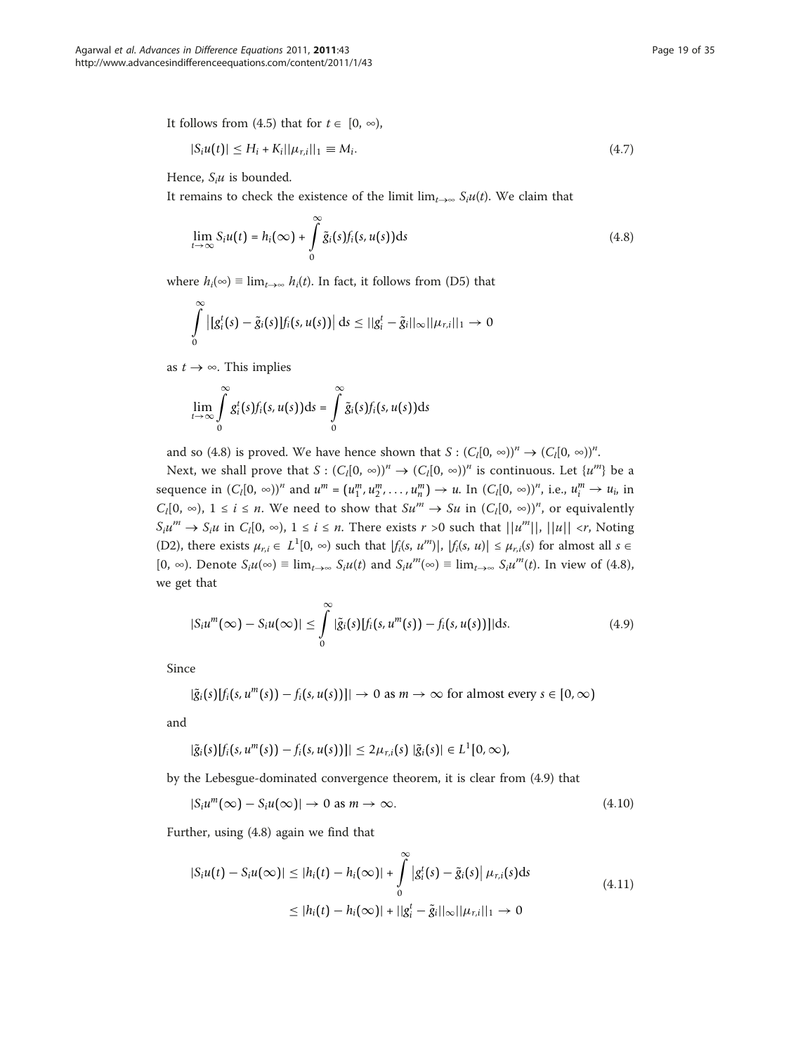It follows from (4.5) that for $t \in [0, \infty)$,

$$|S_i u(t)| \leq H_i + K_i ||\mu_{r,i}||_1 \equiv M_i. \tag{4.7}$$

Hence, $S_i u$ is bounded.

It remains to check the existence of the limit $\lim_{t\to\infty} S_i u(t)$. We claim that

$$\lim_{t\to\infty} S_i u(t) = h_i(\infty) + \int_0^\infty \tilde{g}_i(s) f_i(s, u(s)) \mathrm{d}s \tag{4.8}$$

where $h_i(\infty) \equiv \lim_{t\to\infty} h_i(t)$. In fact, it follows from (D5) that

$$\int_0^\infty \left| [g_i^t(s) - \tilde{g}_i(s)] f_i(s, u(s)) \right| \mathrm{d}s \leq ||g_i^t - \tilde{g}_i||_\infty ||\mu_{r,i}||_1 \to 0$$

as $t \to \infty$. This implies

$$\lim_{t\to\infty} \int_0^\infty g_i^t(s) f_i(s, u(s)) \mathrm{d}s = \int_0^\infty \tilde{g}_i(s) f_i(s, u(s)) \mathrm{d}s$$

and so (4.8) is proved. We have hence shown that $S : (C_l[0, \infty))^n \to (C_l[0, \infty))^n$.

Next, we shall prove that $S : (C_l[0, \infty))^n \to (C_l[0, \infty))^n$ is continuous. Let $\{u^m\}$ be a sequence in $(C_l[0, \infty))^n$ and $u^m = (u_1^m, u_2^m, \ldots, u_n^m) \to u$. In $(C_l[0, \infty))^n$, i.e., $u_i^m \to u_i$, in $C_l[0, \infty)$, $1 \leq i \leq n$. We need to show that $Su^m \to Su$ in $(C_l[0, \infty))^n$, or equivalently $S_i u^m \to S_i u$ in $C_l[0, \infty)$, $1 \leq i \leq n$. There exists $r > 0$ such that $||u^m||$, $||u|| < r$, Noting (D2), there exists $\mu_{r,i} \in L^1[0, \infty)$ such that $|f_i(s, u^m)|$, $|f_i(s, u)| \leq \mu_{r,i}(s)$ for almost all $s \in [0, \infty)$. Denote $S_i u(\infty) \equiv \lim_{t\to\infty} S_i u(t)$ and $S_i u^m(\infty) \equiv \lim_{t\to\infty} S_i u^m(t)$. In view of (4.8), we get that

$$|S_i u^m(\infty) - S_i u(\infty)| \leq \int_0^\infty |\tilde{g}_i(s)[f_i(s, u^m(s)) - f_i(s, u(s))]| \mathrm{d}s. \tag{4.9}$$

Since

$$|\tilde{g}_i(s)[f_i(s, u^m(s)) - f_i(s, u(s))]| \to 0 \text{ as } m \to \infty \text{ for almost every } s \in [0, \infty)$$

and

$$|\tilde{g}_i(s)[f_i(s, u^m(s)) - f_i(s, u(s))]| \leq 2\mu_{r,i}(s)\, |\tilde{g}_i(s)| \in L^1[0, \infty),$$

by the Lebesgue-dominated convergence theorem, it is clear from (4.9) that

$$|S_i u^m(\infty) - S_i u(\infty)| \to 0 \text{ as } m \to \infty. \tag{4.10}$$

Further, using (4.8) again we find that

$$\begin{aligned} |S_i u(t) - S_i u(\infty)| &\leq |h_i(t) - h_i(\infty)| + \int_0^\infty \left| g_i^t(s) - \tilde{g}_i(s) \right| \mu_{r,i}(s) \mathrm{d}s \\ &\leq |h_i(t) - h_i(\infty)| + ||g_i^t - \tilde{g}_i||_\infty ||\mu_{r,i}||_1 \to 0 \end{aligned} \tag{4.11}$$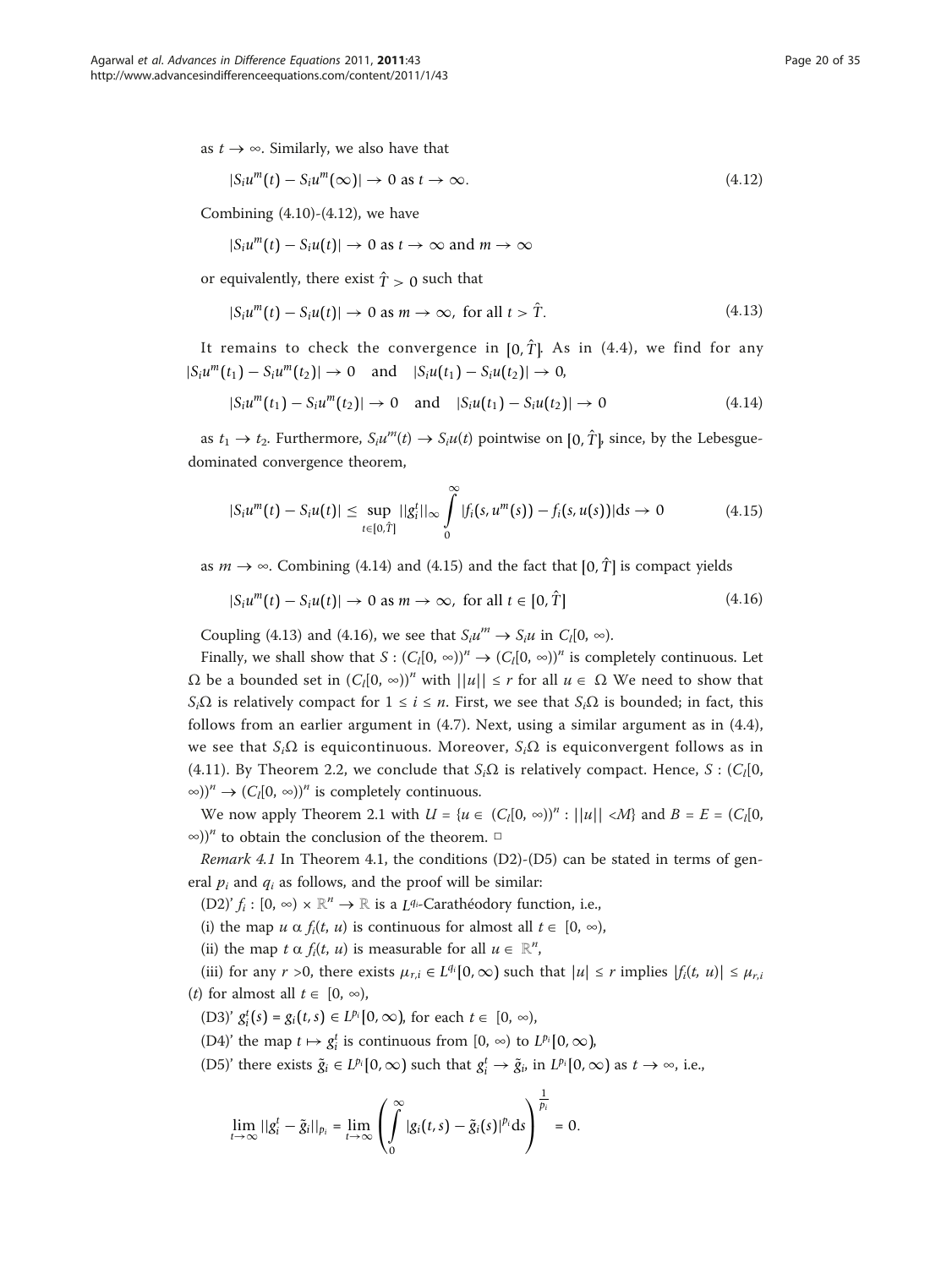as $t \to \infty$. Similarly, we also have that

$$|S_i u^m(t) - S_i u^m(\infty)| \to 0 \text{ as } t \to \infty. \tag{4.12}$$

Combining (4.10)-(4.12), we have

$$|S_i u^m(t) - S_i u(t)| \to 0 \text{ as } t \to \infty \text{ and } m \to \infty$$

or equivalently, there exist $\hat{T} > 0$ such that

$$|S_i u^m(t) - S_i u(t)| \to 0 \text{ as } m \to \infty, \text{ for all } t > \hat{T}. \tag{4.13}$$

It remains to check the convergence in $[0, \hat{T}]$. As in (4.4), we find for any $|S_i u^m(t_1) - S_i u^m(t_2)| \to 0 \quad \text{and} \quad |S_i u(t_1) - S_i u(t_2)| \to 0,$

$$|S_i u^m(t_1) - S_i u^m(t_2)| \to 0 \quad \text{and} \quad |S_i u(t_1) - S_i u(t_2)| \to 0 \tag{4.14}$$

as $t_1 \to t_2$. Furthermore, $S_i u'^m(t) \to S_i u(t)$ pointwise on $[0, \hat{T}]$, since, by the Lebesgue-dominated convergence theorem,

$$|S_i u^m(t) - S_i u(t)| \leq \sup_{t \in [0, \hat{T}]} ||g_i^t||_\infty \int_0^\infty |f_i(s, u^m(s)) - f_i(s, u(s))| \mathrm{d}s \to 0 \tag{4.15}$$

as $m \to \infty$. Combining (4.14) and (4.15) and the fact that $[0, \hat{T}]$ is compact yields

$$|S_i u^m(t) - S_i u(t)| \to 0 \text{ as } m \to \infty, \text{ for all } t \in [0, \hat{T}] \tag{4.16}$$

Coupling (4.13) and (4.16), we see that $S_i u'^m \to S_i u$ in $C_l[0, \infty)$.

Finally, we shall show that $S : (C_l[0, \infty))^n \to (C_l[0, \infty))^n$ is completely continuous. Let $\Omega$ be a bounded set in $(C_l[0, \infty))^n$ with $||u|| \leq r$ for all $u \in \Omega$ We need to show that $S_i\Omega$ is relatively compact for $1 \leq i \leq n$. First, we see that $S_i\Omega$ is bounded; in fact, this follows from an earlier argument in (4.7). Next, using a similar argument as in (4.4), we see that $S_i\Omega$ is equicontinuous. Moreover, $S_i\Omega$ is equiconvergent follows as in (4.11). By Theorem 2.2, we conclude that $S_i\Omega$ is relatively compact. Hence, $S : (C_l[0, \infty))^n \to (C_l[0, \infty))^n$ is completely continuous.

We now apply Theorem 2.1 with $U = \{u \in (C_l[0, \infty))^n : ||u|| < M\}$ and $B = E = (C_l[0, \infty))^n$ to obtain the conclusion of the theorem. □

*Remark 4.1* In Theorem 4.1, the conditions (D2)-(D5) can be stated in terms of general $p_i$ and $q_i$ as follows, and the proof will be similar:

(D2)' $f_i : [0, \infty) \times \mathbb{R}^n \to \mathbb{R}$ is a $L^{q_i}$-Carathéodory function, i.e.,

(i) the map $u \alpha f_i(t, u)$ is continuous for almost all $t \in [0, \infty)$,

(ii) the map $t \alpha f_i(t, u)$ is measurable for all $u \in \mathbb{R}^n$,

(iii) for any $r > 0$, there exists $\mu_{r,i} \in L^{q_i}[0, \infty)$ such that $|u| \leq r$ implies $|f_i(t, u)| \leq \mu_{r,i}(t)$ for almost all $t \in [0, \infty)$,

(D3)' $g_i^t(s) = g_i(t, s) \in L^{p_i}[0, \infty)$, for each $t \in [0, \infty)$,

(D4)' the map $t \mapsto g_i^t$ is continuous from $[0, \infty)$ to $L^{p_i}[0, \infty)$,

(D5)' there exists $\tilde{g}_i \in L^{p_i}[0, \infty)$ such that $g_i^t \to \tilde{g}_i$, in $L^{p_i}[0, \infty)$ as $t \to \infty$, i.e.,

$$\lim_{t \to \infty} ||g_i^t - \tilde{g}_i||_{p_i} = \lim_{t \to \infty} \left( \int_0^\infty |g_i(t, s) - \tilde{g}_i(s)|^{p_i} \mathrm{d}s \right)^{\frac{1}{p_i}} = 0.$$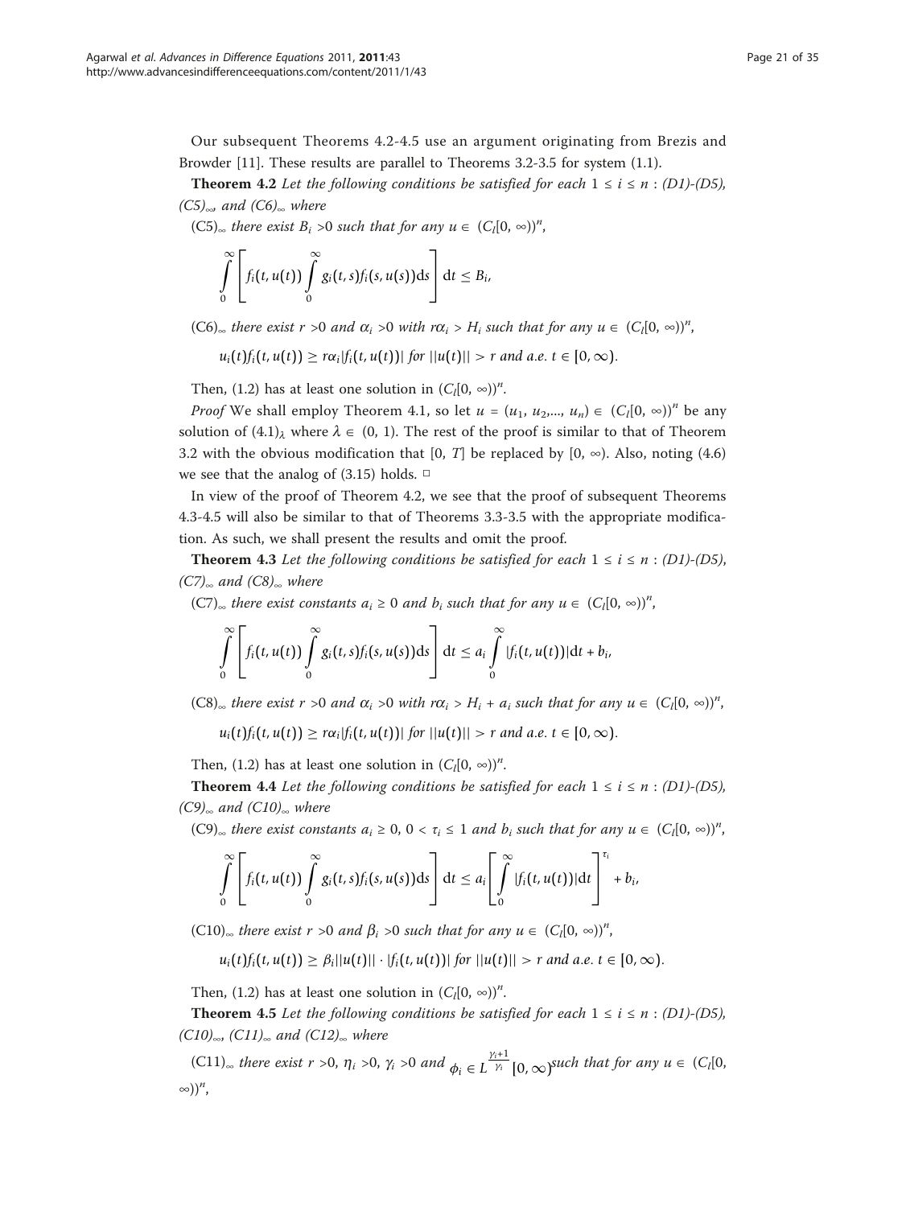Our subsequent Theorems 4.2-4.5 use an argument originating from Brezis and Browder [11]. These results are parallel to Theorems 3.2-3.5 for system (1.1).

**Theorem 4.2** *Let the following conditions be satisfied for each* $1 \leq i \leq n$ : *(D1)-(D5), $(C5)_\infty$, and $(C6)_\infty$ where*

$(C5)_\infty$ *there exist* $B_i > 0$ *such that for any* $u \in (C_l[0, \infty))^n$,

$$\int_0^\infty \left[ f_i(t, u(t)) \int_0^\infty g_i(t, s) f_i(s, u(s)) \mathrm{d}s \right] \mathrm{d}t \leq B_i,$$

$(C6)_\infty$ *there exist* $r > 0$ *and* $\alpha_i > 0$ *with* $r\alpha_i > H_i$ *such that for any* $u \in (C_l[0, \infty))^n$,

$$u_i(t) f_i(t, u(t)) \geq r\alpha_i |f_i(t, u(t))| \text{ for } ||u(t)|| > r \text{ and a.e. } t \in [0, \infty).$$

Then, (1.2) has at least one solution in $(C_l[0, \infty))^n$.

*Proof* We shall employ Theorem 4.1, so let $u = (u_1, u_2, \ldots, u_n) \in (C_l[0, \infty))^n$ be any solution of $(4.1)_\lambda$ where $\lambda \in (0, 1)$. The rest of the proof is similar to that of Theorem 3.2 with the obvious modification that $[0, T]$ be replaced by $[0, \infty)$. Also, noting (4.6) we see that the analog of (3.15) holds. □

In view of the proof of Theorem 4.2, we see that the proof of subsequent Theorems 4.3-4.5 will also be similar to that of Theorems 3.3-3.5 with the appropriate modification. As such, we shall present the results and omit the proof.

**Theorem 4.3** *Let the following conditions be satisfied for each* $1 \leq i \leq n$ : *(D1)-(D5), $(C7)_\infty$ and $(C8)_\infty$ where*

$(C7)_\infty$ *there exist constants* $a_i \geq 0$ *and* $b_i$ *such that for any* $u \in (C_l[0, \infty))^n$,

$$\int_0^\infty \left[ f_i(t, u(t)) \int_0^\infty g_i(t, s) f_i(s, u(s)) \mathrm{d}s \right] \mathrm{d}t \leq a_i \int_0^\infty |f_i(t, u(t))| \mathrm{d}t + b_i,$$

$(C8)_\infty$ *there exist* $r > 0$ *and* $\alpha_i > 0$ *with* $r\alpha_i > H_i + a_i$ *such that for any* $u \in (C_l[0, \infty))^n$,

$$u_i(t) f_i(t, u(t)) \geq r\alpha_i |f_i(t, u(t))| \text{ for } ||u(t)|| > r \text{ and a.e. } t \in [0, \infty).$$

Then, (1.2) has at least one solution in $(C_l[0, \infty))^n$.

**Theorem 4.4** *Let the following conditions be satisfied for each* $1 \leq i \leq n$ : *(D1)-(D5), $(C9)_\infty$ and $(C10)_\infty$ where*

$(C9)_\infty$ *there exist constants* $a_i \geq 0$, $0 < \tau_i \leq 1$ *and* $b_i$ *such that for any* $u \in (C_l[0, \infty))^n$,

$$\int_0^\infty \left[ f_i(t, u(t)) \int_0^\infty g_i(t, s) f_i(s, u(s)) \mathrm{d}s \right] \mathrm{d}t \leq a_i \left[ \int_0^\infty |f_i(t, u(t))| \mathrm{d}t \right]^{\tau_i} + b_i,$$

$(C10)_\infty$ *there exist* $r > 0$ *and* $\beta_i > 0$ *such that for any* $u \in (C_l[0, \infty))^n$,

$$u_i(t) f_i(t, u(t)) \geq \beta_i ||u(t)|| \cdot |f_i(t, u(t))| \text{ for } ||u(t)|| > r \text{ and a.e. } t \in [0, \infty).$$

Then, (1.2) has at least one solution in $(C_l[0, \infty))^n$.

**Theorem 4.5** *Let the following conditions be satisfied for each* $1 \leq i \leq n$ : *(D1)-(D5), $(C10)_\infty$, $(C11)_\infty$ and $(C12)_\infty$ where*

$(C11)_\infty$ *there exist* $r > 0$, $\eta_i > 0$, $\gamma_i > 0$ *and* $\phi_i \in L^{\frac{\gamma_i+1}{\gamma_i}}[0, \infty)$ *such that for any* $u \in (C_l[0, \infty))^n$,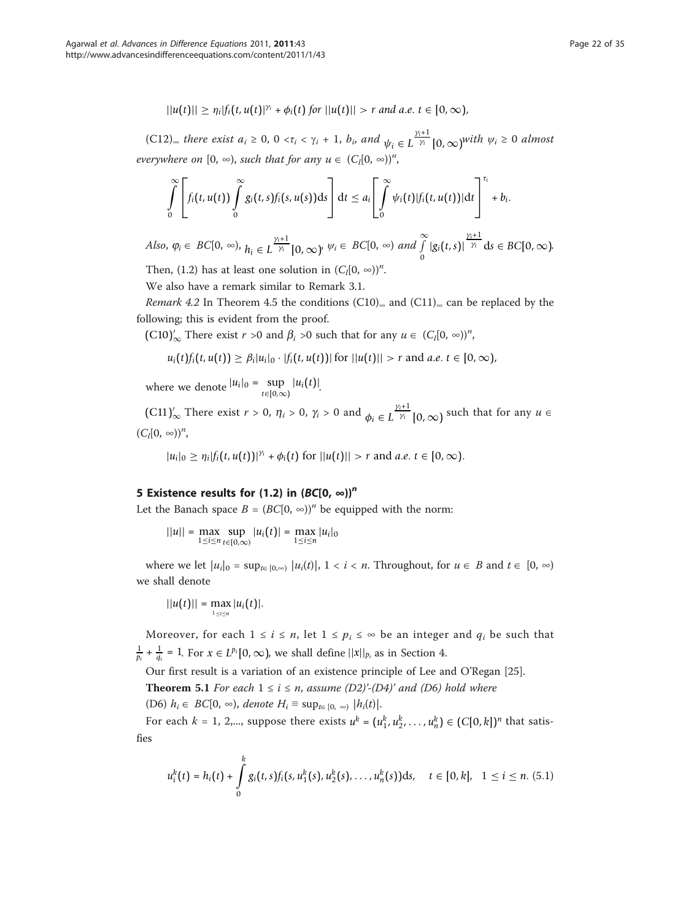$$||u(t)|| \geq \eta_i |f_i(t, u(t)|^{\gamma_i} + \phi_i(t) \text{ for } ||u(t)|| > r \text{ and a.e. } t \in [0, \infty),$$

$(C12)_\infty$ *there exist* $a_i \geq 0$, $0 < \tau_i < \gamma_i + 1$, $b_i$, *and* $\psi_i \in L^{\frac{\gamma_i+1}{\gamma_i}}[0, \infty)$ *with* $\psi_i \geq 0$ *almost everywhere on* $[0, \infty)$, *such that for any* $u \in (C_l[0, \infty))^n$,

$$\int_0^\infty \left[ f_i(t, u(t)) \int_0^\infty g_i(t, s) f_i(s, u(s)) \mathrm{d}s \right] \mathrm{d}t \leq a_i \left[ \int_0^\infty \psi_i(t) |f_i(t, u(t))| \mathrm{d}t \right]^{\tau_i} + b_i.$$

*Also,* $\varphi_i \in BC[0, \infty)$, $h_i \in L^{\frac{\gamma_i+1}{\gamma_i}}[0, \infty)$, $\psi_i \in BC[0, \infty)$ *and* $\int_0^\infty |g_i(t, s)|^{\frac{\gamma_i+1}{\gamma_i}} \mathrm{d}s \in BC[0, \infty)$.

Then, (1.2) has at least one solution in $(C_l[0, \infty))^n$.

We also have a remark similar to Remark 3.1.

*Remark 4.2* In Theorem 4.5 the conditions $(C10)_\infty$ and $(C11)_\infty$ can be replaced by the following; this is evident from the proof.

$(C10)'_\infty$ There exist $r > 0$ and $\beta_i > 0$ such that for any $u \in (C_l[0, \infty))^n$,

$$u_i(t) f_i(t, u(t)) \geq \beta_i |u_i|_0 \cdot |f_i(t, u(t))| \text{ for } ||u(t)|| > r \text{ and } a.e.\ t \in [0, \infty),$$

where we denote $|u_i|_0 = \sup_{t \in [0,\infty)} |u_i(t)|$.

$(C11)'_\infty$ There exist $r > 0$, $\eta_i > 0$, $\gamma_i > 0$ and $\phi_i \in L^{\frac{\gamma_i+1}{\gamma_i}}[0, \infty)$ such that for any $u \in (C_l[0, \infty))^n$,

$$|u_i|_0 \geq \eta_i |f_i(t, u(t))|^{\gamma_i} + \phi_i(t) \text{ for } ||u(t)|| > r \text{ and } a.e.\ t \in [0, \infty).$$

## 5 Existence results for (1.2) in $(BC[0, \infty))^n$

Let the Banach space $B = (BC[0, \infty))^n$ be equipped with the norm:

$$||u|| = \max_{1 \leq i \leq n} \sup_{t \in [0,\infty)} |u_i(t)| = \max_{1 \leq i \leq n} |u_i|_0$$

where we let $|u_i|_0 = \sup_{t \in [0,\infty)} |u_i(t)|$, $1 < i < n$. Throughout, for $u \in B$ and $t \in [0, \infty)$ we shall denote

$$||u(t)|| = \max_{1 \leq i \leq n} |u_i(t)|.$$

Moreover, for each $1 \leq i \leq n$, let $1 \leq p_i \leq \infty$ be an integer and $q_i$ be such that $\frac{1}{p_i} + \frac{1}{q_i} = 1$. For $x \in L^{p_i}[0, \infty)$, we shall define $||x||_{p_i}$ as in Section 4.

Our first result is a variation of an existence principle of Lee and O'Regan [25].

**Theorem 5.1** *For each* $1 \leq i \leq n$, *assume (D2)'-(D4)' and (D6) hold where*

(D6) $h_i \in BC[0, \infty)$, *denote* $H_i \equiv \sup_{t \in [0, \infty)} |h_i(t)|$.

For each $k = 1, 2, ...$, suppose there exists $u^k = (u_1^k, u_2^k, \ldots, u_n^k) \in (C[0, k])^n$ that satisfies

$$u_i^k(t) = h_i(t) + \int_0^k g_i(t, s) f_i(s, u_1^k(s), u_2^k(s), \ldots, u_n^k(s)) \mathrm{d}s, \quad t \in [0, k], \quad 1 \leq i \leq n. \tag{5.1}$$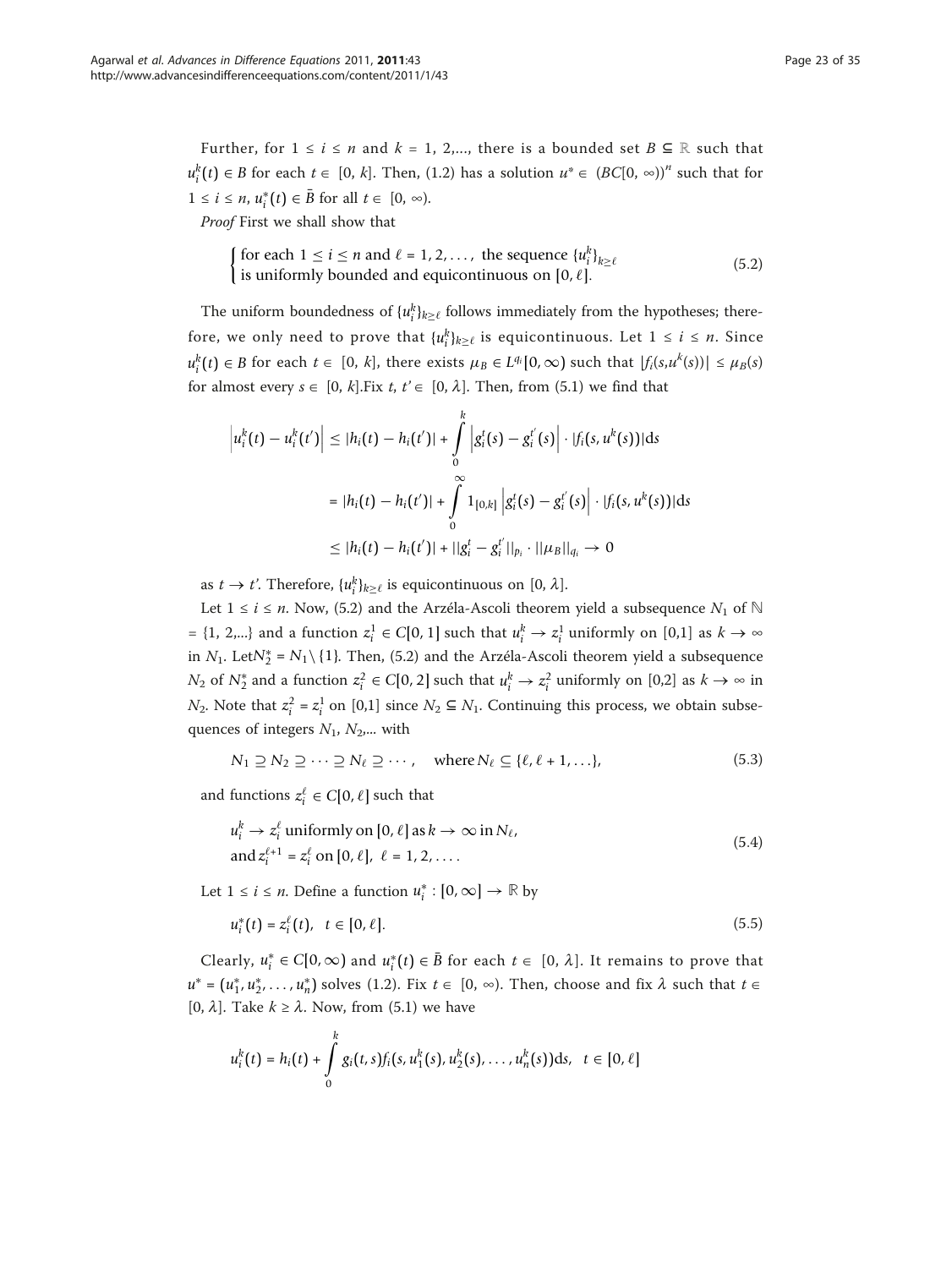Further, for $1 \leq i \leq n$ and $k = 1, 2, \ldots$, there is a bounded set $B \subseteq \mathbb{R}$ such that $u_i^k(t) \in B$ for each $t \in [0, k]$. Then, (1.2) has a solution $u^* \in (BC[0, \infty))^n$ such that for $1 \leq i \leq n$, $u_i^*(t) \in \bar{B}$ for all $t \in [0, \infty)$.

*Proof* First we shall show that

$$\begin{cases} \text{for each } 1 \leq i \leq n \text{ and } \ell = 1, 2, \ldots, \text{ the sequence } \{u_i^k\}_{k \geq \ell} \\ \text{is uniformly bounded and equicontinuous on } [0, \ell]. \end{cases} \tag{5.2}$$

The uniform boundedness of $\{u_i^k\}_{k \geq \ell}$ follows immediately from the hypotheses; therefore, we only need to prove that $\{u_i^k\}_{k \geq \ell}$ is equicontinuous. Let $1 \leq i \leq n$. Since $u_i^k(t) \in B$ for each $t \in [0, k]$, there exists $\mu_B \in L^{q_i}[0, \infty)$ such that $|f_i(s, u^k(s))| \leq \mu_B(s)$ for almost every $s \in [0, k]$.Fix $t, t' \in [0, \lambda]$. Then, from (5.1) we find that

$$\begin{aligned} \left| u_i^k(t) - u_i^k(t') \right| &\leq |h_i(t) - h_i(t')| + \int_0^k \left| g_i^t(s) - g_i^{t'}(s) \right| \cdot |f_i(s, u^k(s))| \mathrm{d}s \\ &= |h_i(t) - h_i(t')| + \int_0^\infty 1_{[0,k]} \left| g_i^t(s) - g_i^{t'}(s) \right| \cdot |f_i(s, u^k(s))| \mathrm{d}s \\ &\leq |h_i(t) - h_i(t')| + ||g_i^t - g_i^{t'}||_{p_i} \cdot ||\mu_B||_{q_i} \to 0 \end{aligned}$$

as $t \to t'$. Therefore, $\{u_i^k\}_{k \geq \ell}$ is equicontinuous on $[0, \lambda]$.

Let $1 \leq i \leq n$. Now, (5.2) and the Arzéla-Ascoli theorem yield a subsequence $N_1$ of $\mathbb{N} = \{1, 2, \ldots\}$ and a function $z_i^1 \in C[0, 1]$ such that $u_i^k \to z_i^1$ uniformly on $[0,1]$ as $k \to \infty$ in $N_1$. Let $N_2^* = N_1 \setminus \{1\}$. Then, (5.2) and the Arzéla-Ascoli theorem yield a subsequence $N_2$ of $N_2^*$ and a function $z_i^2 \in C[0, 2]$ such that $u_i^k \to z_i^2$ uniformly on $[0,2]$ as $k \to \infty$ in $N_2$. Note that $z_i^2 = z_i^1$ on $[0,1]$ since $N_2 \subseteq N_1$. Continuing this process, we obtain subsequences of integers $N_1, N_2, \ldots$ with

$$N_1 \supseteq N_2 \supseteq \cdots \supseteq N_\ell \supseteq \cdots, \quad \text{where } N_\ell \subseteq \{\ell, \ell + 1, \ldots\}, \tag{5.3}$$

and functions $z_i^\ell \in C[0, \ell]$ such that

$$\begin{aligned} &u_i^k \to z_i^\ell \text{ uniformly on } [0, \ell] \text{ as } k \to \infty \text{ in } N_\ell, \\ &\text{and } z_i^{\ell+1} = z_i^\ell \text{ on } [0, \ell], \ \ell = 1, 2, \ldots. \end{aligned} \tag{5.4}$$

Let $1 \leq i \leq n$. Define a function $u_i^* : [0, \infty] \to \mathbb{R}$ by

$$u_i^*(t) = z_i^\ell(t), \quad t \in [0, \ell]. \tag{5.5}$$

Clearly, $u_i^* \in C[0, \infty)$ and $u_i^*(t) \in \bar{B}$ for each $t \in [0, \lambda]$. It remains to prove that $u^* = (u_1^*, u_2^*, \ldots, u_n^*)$ solves (1.2). Fix $t \in [0, \infty)$. Then, choose and fix $\lambda$ such that $t \in [0, \lambda]$. Take $k \geq \lambda$. Now, from (5.1) we have

$$u_i^k(t) = h_i(t) + \int_0^k g_i(t, s) f_i(s, u_1^k(s), u_2^k(s), \ldots, u_n^k(s)) \mathrm{d}s, \quad t \in [0, \ell]$$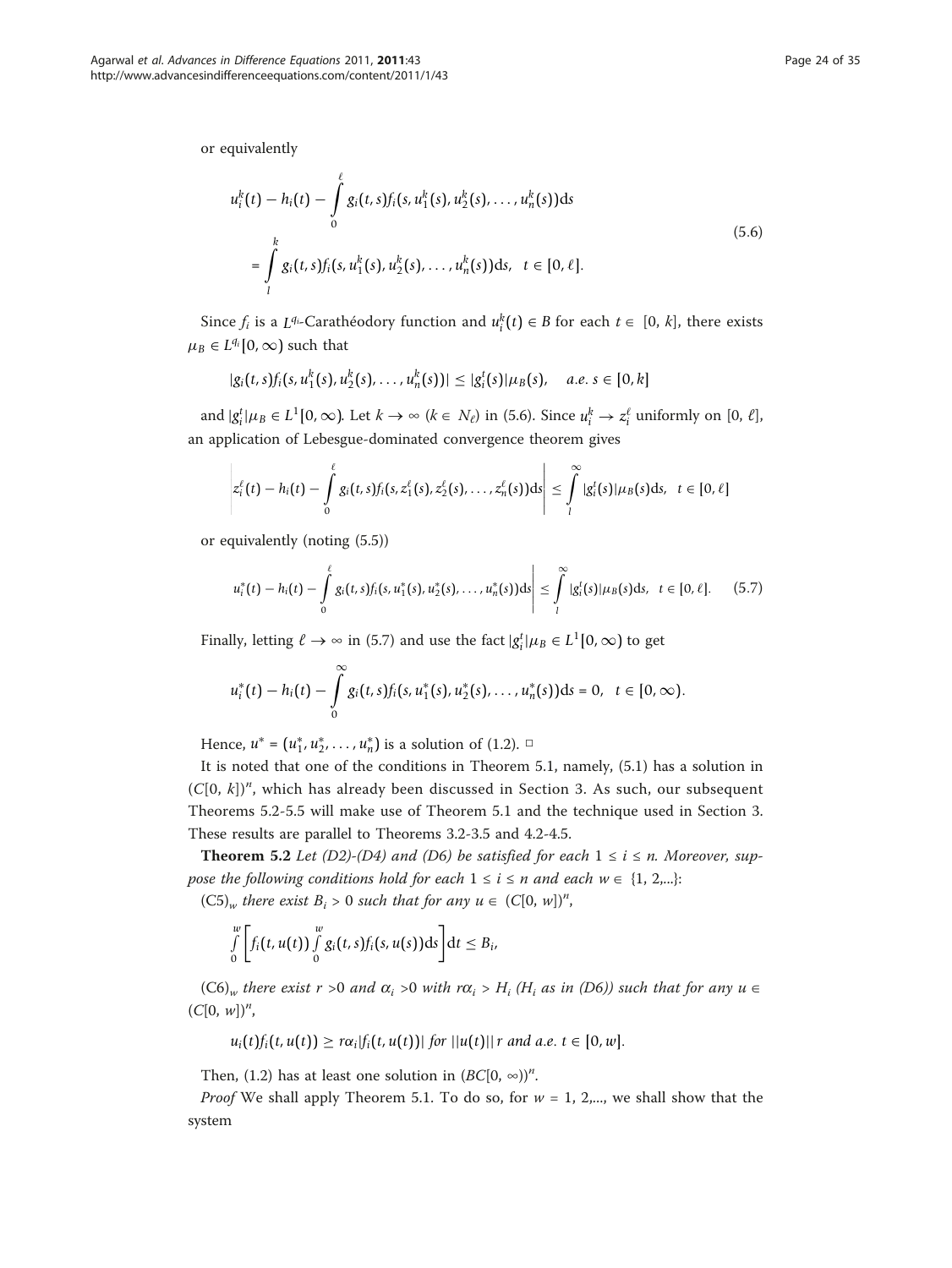or equivalently

$$u_i^k(t) - h_i(t) - \int_0^\ell g_i(t,s) f_i(s, u_1^k(s), u_2^k(s), \ldots, u_n^k(s)) \mathrm{d}s$$
$$= \int_l^k g_i(t,s) f_i(s, u_1^k(s), u_2^k(s), \ldots, u_n^k(s)) \mathrm{d}s, \quad t \in [0, \ell]. \tag{5.6}$$

Since $f_i$ is a $L^{q_i}$-Carathéodory function and $u_i^k(t) \in B$ for each $t \in [0, k]$, there exists $\mu_B \in L^{q_i}[0, \infty)$ such that

$$|g_i(t,s) f_i(s, u_1^k(s), u_2^k(s), \ldots, u_n^k(s))| \le |g_i^t(s)| \mu_B(s), \quad a.e.\ s \in [0, k]$$

and $|g_i^t| \mu_B \in L^1[0, \infty)$. Let $k \to \infty$ ($k \in N_\ell$) in (5.6). Since $u_i^k \to z_i^\ell$ uniformly on $[0, \ell]$, an application of Lebesgue-dominated convergence theorem gives

$$\left| z_i^\ell(t) - h_i(t) - \int_0^\ell g_i(t,s) f_i(s, z_1^\ell(s), z_2^\ell(s), \ldots, z_n^\ell(s)) \mathrm{d}s \right| \le \int_l^\infty |g_i^t(s)| \mu_B(s) \mathrm{d}s, \quad t \in [0, \ell]$$

or equivalently (noting (5.5))

$$\left| u_i^*(t) - h_i(t) - \int_0^\ell g_i(t,s) f_i(s, u_1^*(s), u_2^*(s), \ldots, u_n^*(s)) \mathrm{d}s \right| \le \int_l^\infty |g_i^t(s)| \mu_B(s) \mathrm{d}s, \quad t \in [0, \ell]. \tag{5.7}$$

Finally, letting $\ell \to \infty$ in (5.7) and use the fact $|g_i^t| \mu_B \in L^1[0, \infty)$ to get

$$u_i^*(t) - h_i(t) - \int_0^\infty g_i(t,s) f_i(s, u_1^*(s), u_2^*(s), \ldots, u_n^*(s)) \mathrm{d}s = 0, \quad t \in [0, \infty).$$

Hence, $u^* = (u_1^*, u_2^*, \ldots, u_n^*)$ is a solution of (1.2). □

It is noted that one of the conditions in Theorem 5.1, namely, (5.1) has a solution in $(C[0, k])^n$, which has already been discussed in Section 3. As such, our subsequent Theorems 5.2-5.5 will make use of Theorem 5.1 and the technique used in Section 3. These results are parallel to Theorems 3.2-3.5 and 4.2-4.5.

**Theorem 5.2** *Let (D2)-(D4) and (D6) be satisfied for each $1 \le i \le n$. Moreover, suppose the following conditions hold for each $1 \le i \le n$ and each $w \in \{1, 2, \ldots\}$:*

$(C5)_w$ *there exist $B_i > 0$ such that for any $u \in (C[0, w])^n$,*

$$\int_0^w \left[ f_i(t, u(t)) \int_0^w g_i(t,s) f_i(s, u(s)) \mathrm{d}s \right] \mathrm{d}t \le B_i,$$

$(C6)_w$ *there exist $r > 0$ and $\alpha_i > 0$ with $r\alpha_i > H_i$ ($H_i$ as in (D6)) such that for any $u \in (C[0, w])^n$,*

$$u_i(t) f_i(t, u(t)) \ge r\alpha_i |f_i(t, u(t))| \text{ for } ||u(t)||\, r \text{ and a.e. } t \in [0, w].$$

Then, (1.2) has at least one solution in $(BC[0, \infty))^n$.

*Proof* We shall apply Theorem 5.1. To do so, for $w = 1, 2, \ldots$, we shall show that the system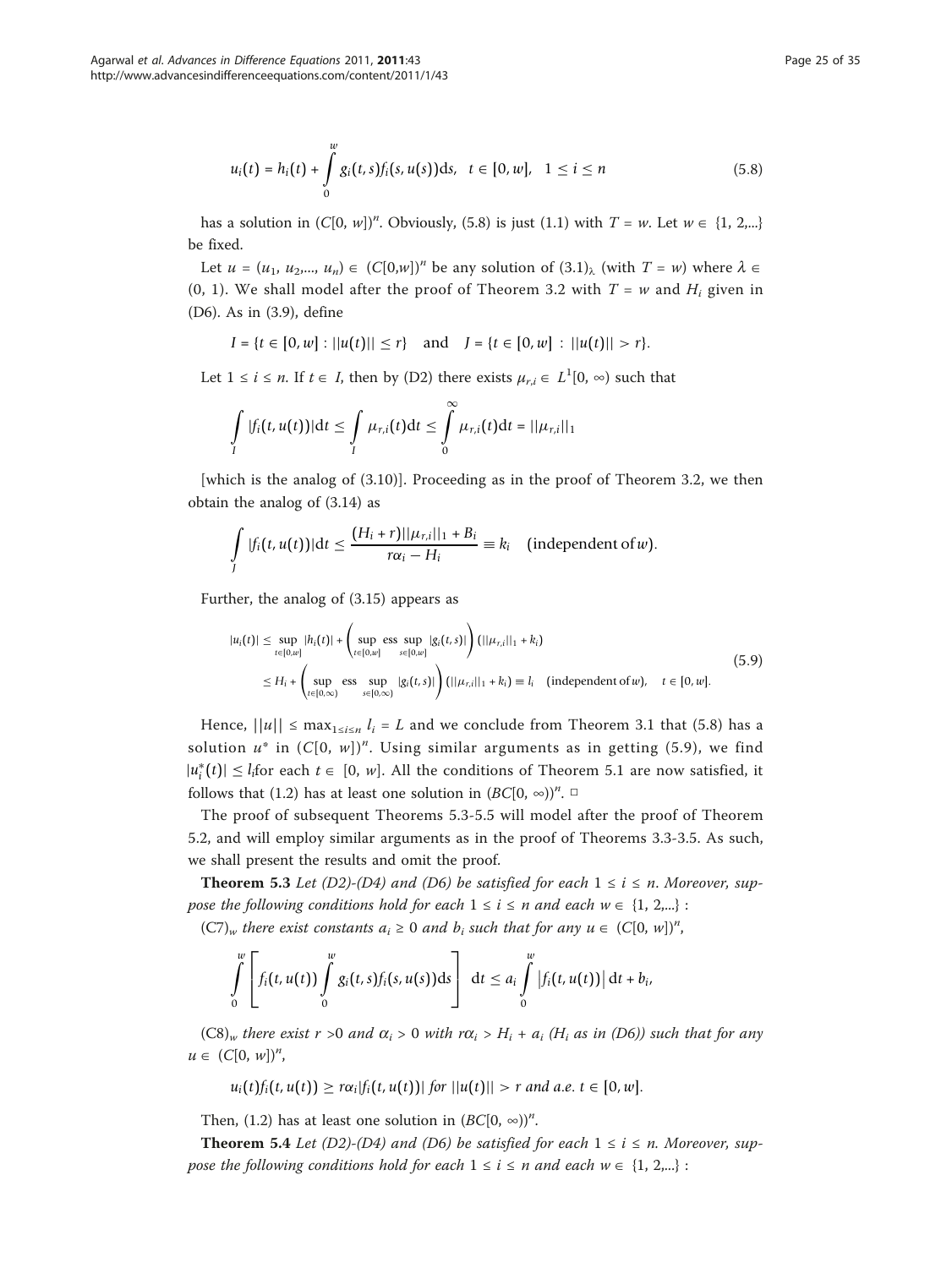$$u_i(t) = h_i(t) + \int_0^w g_i(t,s) f_i(s, u(s))\mathrm{d}s, \quad t \in [0, w], \quad 1 \le i \le n \tag{5.8}$$

has a solution in $(C[0, w])^n$. Obviously, (5.8) is just (1.1) with $T = w$. Let $w \in \{1, 2, ...\}$ be fixed.

Let $u = (u_1, u_2, ..., u_n) \in (C[0,w])^n$ be any solution of $(3.1)_\lambda$ (with $T = w$) where $\lambda \in (0, 1)$. We shall model after the proof of Theorem 3.2 with $T = w$ and $H_i$ given in (D6). As in (3.9), define

$$I = \{t \in [0, w] : ||u(t)|| \le r\} \quad \text{and} \quad J = \{t \in [0, w] : ||u(t)|| > r\}.$$

Let $1 \le i \le n$. If $t \in I$, then by (D2) there exists $\mu_{r,i} \in L^1[0, \infty)$ such that

$$\int_I |f_i(t, u(t))|\mathrm{d}t \le \int_I \mu_{r,i}(t)\mathrm{d}t \le \int_0^\infty \mu_{r,i}(t)\mathrm{d}t = ||\mu_{r,i}||_1$$

[which is the analog of (3.10)]. Proceeding as in the proof of Theorem 3.2, we then obtain the analog of (3.14) as

$$\int_J |f_i(t, u(t))|\mathrm{d}t \le \frac{(H_i + r)||\mu_{r,i}||_1 + B_i}{r\alpha_i - H_i} \equiv k_i \quad (\text{independent of } w).$$

Further, the analog of (3.15) appears as

$$\begin{aligned} |u_i(t)| &\le \sup_{t\in[0,w]} |h_i(t)| + \left( \sup_{t\in[0,w]} \operatorname{ess}\sup_{s\in[0,w]} |g_i(t,s)| \right) (||\mu_{r,i}||_1 + k_i) \\ &\le H_i + \left( \sup_{t\in[0,\infty)} \operatorname{ess}\sup_{s\in[0,\infty)} |g_i(t,s)| \right) (||\mu_{r,i}||_1 + k_i) \equiv l_i \quad (\text{independent of } w), \quad t \in [0, w]. \end{aligned} \tag{5.9}$$

Hence, $||u|| \le \max_{1\le i\le n} l_i = L$ and we conclude from Theorem 3.1 that (5.8) has a solution $u^*$ in $(C[0, w])^n$. Using similar arguments as in getting (5.9), we find $|u_i^*(t)| \le l_i$for each $t \in [0, w]$. All the conditions of Theorem 5.1 are now satisfied, it follows that (1.2) has at least one solution in $(BC[0, \infty))^n$. □

The proof of subsequent Theorems 5.3-5.5 will model after the proof of Theorem 5.2, and will employ similar arguments as in the proof of Theorems 3.3-3.5. As such, we shall present the results and omit the proof.

**Theorem 5.3** *Let (D2)-(D4) and (D6) be satisfied for each $1 \le i \le n$. Moreover, suppose the following conditions hold for each $1 \le i \le n$ and each $w \in \{1, 2,...\}$ :*

$(C7)_w$ *there exist constants $a_i \ge 0$ and $b_i$ such that for any $u \in (C[0, w])^n$,*

$$\int_0^w \left[ f_i(t, u(t)) \int_0^w g_i(t,s) f_i(s, u(s))\mathrm{d}s \right] \mathrm{d}t \le a_i \int_0^w |f_i(t, u(t))| \mathrm{d}t + b_i,$$

$(C8)_w$ *there exist $r > 0$ and $\alpha_i > 0$ with $r\alpha_i > H_i + a_i$ ($H_i$ as in (D6)) such that for any $u \in (C[0, w])^n$,*

$$u_i(t) f_i(t, u(t)) \ge r\alpha_i |f_i(t, u(t))| \text{ for } ||u(t)|| > r \text{ and a.e. } t \in [0, w].$$

*Then, (1.2) has at least one solution in $(BC[0, \infty))^n$.*

**Theorem 5.4** *Let (D2)-(D4) and (D6) be satisfied for each $1 \le i \le n$. Moreover, suppose the following conditions hold for each $1 \le i \le n$ and each $w \in \{1, 2,...\}$ :*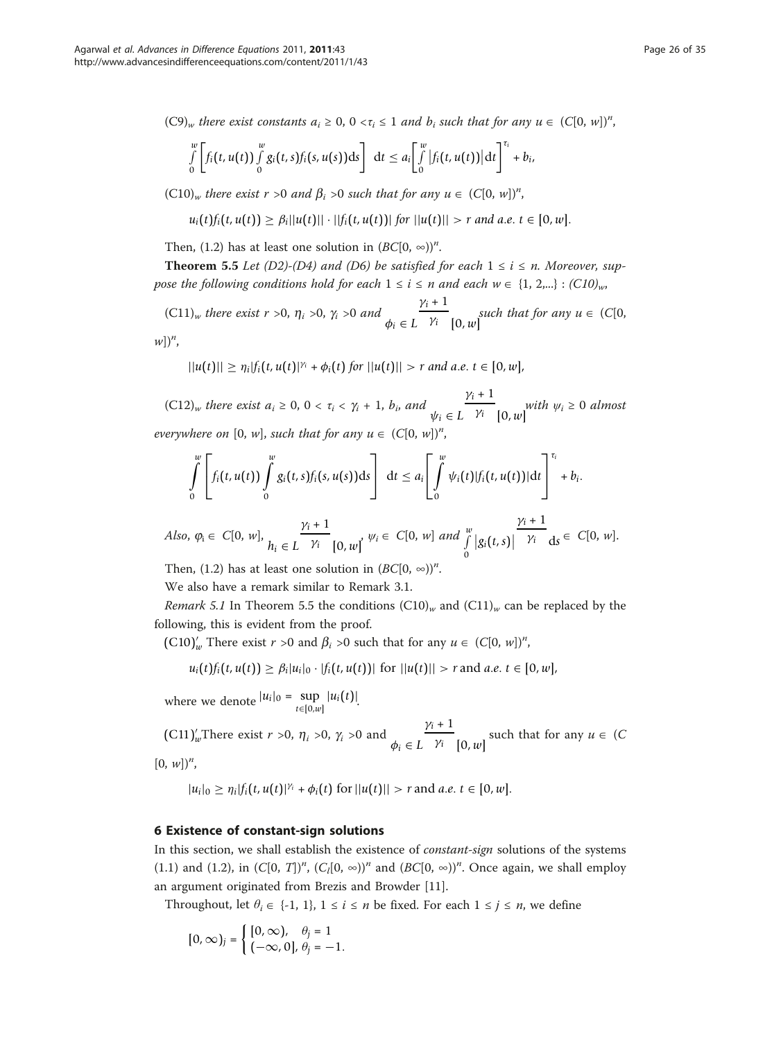$(C9)_w$ *there exist constants* $a_i \geq 0$, $0 < \tau_i \leq 1$ *and* $b_i$ *such that for any* $u \in (C[0, w])^n$,

$$\int_0^w \left[ f_i(t, u(t)) \int_0^w g_i(t, s) f_i(s, u(s)) ds \right] dt \leq a_i \left[ \int_0^w |f_i(t, u(t))| dt \right]^{\tau_i} + b_i,$$

$(C10)_w$ *there exist* $r > 0$ *and* $\beta_i > 0$ *such that for any* $u \in (C[0, w])^n$,

$$u_i(t) f_i(t, u(t)) \geq \beta_i ||u(t)|| \cdot |f_i(t, u(t))| \text{ for } ||u(t)|| > r \text{ and a.e. } t \in [0, w].$$

Then, (1.2) has at least one solution in $(BC[0, \infty))^n$.

**Theorem 5.5** *Let (D2)-(D4) and (D6) be satisfied for each* $1 \leq i \leq n$. *Moreover, suppose the following conditions hold for each* $1 \leq i \leq n$ *and each* $w \in \{1, 2, ...\}$ : $(C10)_w$,

$(C11)_w$ *there exist* $r > 0$, $\eta_i > 0$, $\gamma_i > 0$ *and* $\phi_i \in L^{\frac{\gamma_i + 1}{\gamma_i}}[0, w]$ *such that for any* $u \in (C[0, w])^n$,

$$||u(t)|| \geq \eta_i |f_i(t, u(t)|^{\gamma_i} + \phi_i(t) \text{ for } ||u(t)|| > r \text{ and a.e. } t \in [0, w],$$

$(C12)_w$ *there exist* $a_i \geq 0$, $0 < \tau_i < \gamma_i + 1$, $b_i$, *and* $\psi_i \in L^{\frac{\gamma_i + 1}{\gamma_i}}[0, w]$ *with* $\psi_i \geq 0$ *almost everywhere on* $[0, w]$, *such that for any* $u \in (C[0, w])^n$,

$$\int_0^w \left[ f_i(t, u(t)) \int_0^w g_i(t, s) f_i(s, u(s)) ds \right] dt \leq a_i \left[ \int_0^w \psi_i(t) |f_i(t, u(t))| dt \right]^{\tau_i} + b_i.$$

*Also*, $\varphi_i \in C[0, w]$, $h_i \in L^{\frac{\gamma_i + 1}{\gamma_i}}[0, w]$, $\psi_i \in C[0, w]$ *and* $\int_0^w |g_i(t, s)|^{\frac{\gamma_i + 1}{\gamma_i}} ds \in C[0, w]$.

Then, (1.2) has at least one solution in $(BC[0, \infty))^n$.

We also have a remark similar to Remark 3.1.

*Remark 5.1* In Theorem 5.5 the conditions $(C10)_w$ and $(C11)_w$ can be replaced by the following, this is evident from the proof.

$(C10)'_w$ There exist $r > 0$ and $\beta_i > 0$ such that for any $u \in (C[0, w])^n$,

$$u_i(t) f_i(t, u(t)) \geq \beta_i |u_i|_0 \cdot |f_i(t, u(t))| \text{ for } ||u(t)|| > r \text{ and a.e. } t \in [0, w],$$

where we denote $|u_i|_0 = \sup_{t \in [0, w]} |u_i(t)|$.

$(C11)'_w$ There exist $r > 0$, $\eta_i > 0$, $\gamma_i > 0$ and $\phi_i \in L^{\frac{\gamma_i + 1}{\gamma_i}}[0, w]$ such that for any $u \in (C[0, w])^n$,

$$|u_i|_0 \geq \eta_i |f_i(t, u(t)|^{\gamma_i} + \phi_i(t) \text{ for } ||u(t)|| > r \text{ and a.e. } t \in [0, w].$$

## 6 Existence of constant-sign solutions

In this section, we shall establish the existence of *constant-sign* solutions of the systems (1.1) and (1.2), in $(C[0, T])^n$, $(C_l[0, \infty))^n$ and $(BC[0, \infty))^n$. Once again, we shall employ an argument originated from Brezis and Browder [11].

Throughout, let $\theta_i \in \{-1, 1\}$, $1 \leq i \leq n$ be fixed. For each $1 \leq j \leq n$, we define

$$[0, \infty)_j = \begin{cases} [0, \infty), & \theta_j = 1 \\ (-\infty, 0], & \theta_j = -1. \end{cases}$$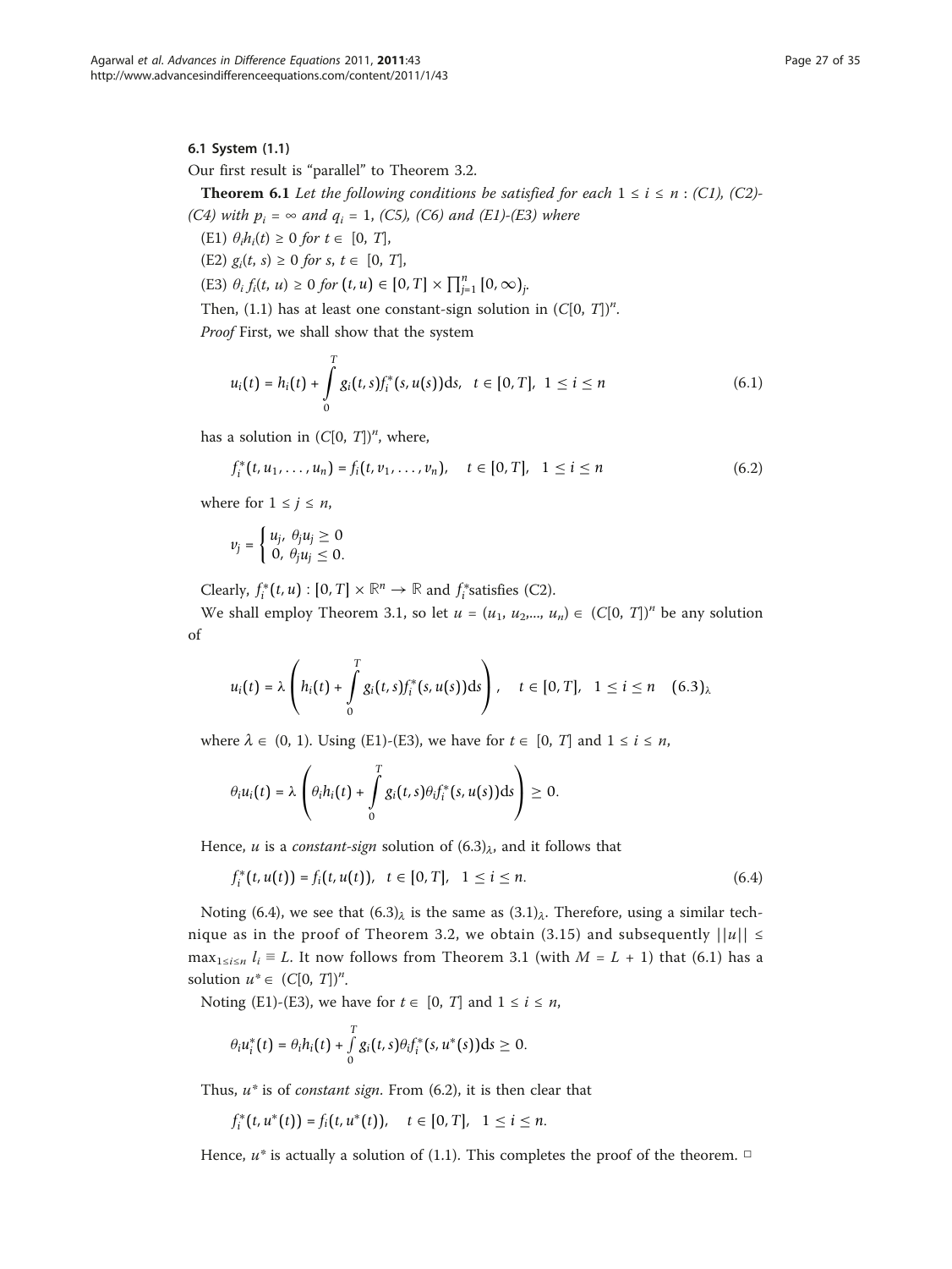### 6.1 System (1.1)

Our first result is "parallel" to Theorem 3.2.

**Theorem 6.1** *Let the following conditions be satisfied for each $1 \le i \le n$ : (C1), (C2)-(C4) with $p_i = \infty$ and $q_i = 1$, (C5), (C6) and (E1)-(E3) where*

(E1) $\theta_i h_i(t) \ge 0$ *for* $t \in [0, T]$,

(E2) $g_i(t, s) \ge 0$ *for* $s, t \in [0, T]$,

(E3) $\theta_i f_i(t, u) \ge 0$ *for* $(t, u) \in [0, T] \times \prod_{j=1}^{n} [0, \infty)_j$.

Then, (1.1) has at least one constant-sign solution in $(C[0, T])^n$.

*Proof* First, we shall show that the system

$$u_i(t) = h_i(t) + \int_0^T g_i(t,s) f_i^*(s, u(s))\mathrm{d}s, \quad t \in [0, T], \ 1 \le i \le n \tag{6.1}$$

has a solution in $(C[0, T])^n$, where,

$$f_i^*(t, u_1, \ldots, u_n) = f_i(t, v_1, \ldots, v_n), \quad t \in [0, T], \quad 1 \le i \le n \tag{6.2}$$

where for $1 \le j \le n$,

$$v_j = \begin{cases} u_j, \ \theta_j u_j \ge 0 \\ 0, \ \theta_j u_j \le 0. \end{cases}$$

Clearly, $f_i^*(t, u) : [0, T] \times \mathbb{R}^n \to \mathbb{R}$ and $f_i^*$satisfies (C2).

We shall employ Theorem 3.1, so let $u = (u_1, u_2, \ldots, u_n) \in (C[0, T])^n$ be any solution of

$$u_i(t) = \lambda \left( h_i(t) + \int_0^T g_i(t,s) f_i^*(s, u(s))\mathrm{d}s \right), \quad t \in [0, T], \quad 1 \le i \le n \quad (6.3)_\lambda$$

where $\lambda \in (0, 1)$. Using (E1)-(E3), we have for $t \in [0, T]$ and $1 \le i \le n$,

$$\theta_i u_i(t) = \lambda \left( \theta_i h_i(t) + \int_0^T g_i(t,s) \theta_i f_i^*(s, u(s))\mathrm{d}s \right) \ge 0.$$

Hence, $u$ is a *constant-sign* solution of $(6.3)_\lambda$, and it follows that

$$f_i^*(t, u(t)) = f_i(t, u(t)), \quad t \in [0, T], \quad 1 \le i \le n. \tag{6.4}$$

Noting (6.4), we see that $(6.3)_\lambda$ is the same as $(3.1)_\lambda$. Therefore, using a similar technique as in the proof of Theorem 3.2, we obtain (3.15) and subsequently $||u|| \le \max_{1 \le i \le n} l_i \equiv L$. It now follows from Theorem 3.1 (with $M = L + 1$) that (6.1) has a solution $u^* \in (C[0, T])^n$.

Noting (E1)-(E3), we have for $t \in [0, T]$ and $1 \le i \le n$,

$$\theta_i u_i^*(t) = \theta_i h_i(t) + \int_0^T g_i(t,s) \theta_i f_i^*(s, u^*(s))\mathrm{d}s \ge 0.$$

Thus, $u^*$ is of *constant sign*. From (6.2), it is then clear that

$$f_i^*(t, u^*(t)) = f_i(t, u^*(t)), \quad t \in [0, T], \quad 1 \le i \le n.$$

Hence, $u^*$ is actually a solution of (1.1). This completes the proof of the theorem. □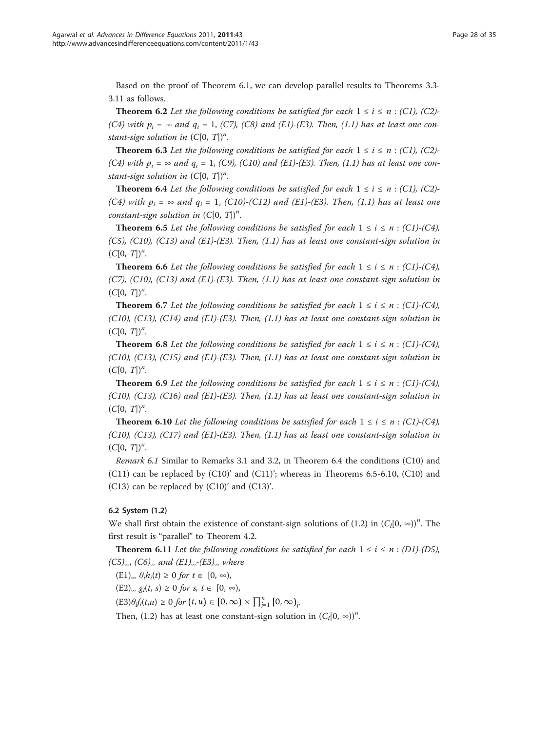Based on the proof of Theorem 6.1, we can develop parallel results to Theorems 3.3-3.11 as follows.

**Theorem 6.2** *Let the following conditions be satisfied for each $1 \leq i \leq n$ : (C1), (C2)-(C4) with $p_i = \infty$ and $q_i = 1$, (C7), (C8) and (E1)-(E3). Then, (1.1) has at least one constant-sign solution in $(C[0, T])^n$.*

**Theorem 6.3** *Let the following conditions be satisfied for each $1 \leq i \leq n$ : (C1), (C2)-(C4) with $p_i = \infty$ and $q_i = 1$, (C9), (C10) and (E1)-(E3). Then, (1.1) has at least one constant-sign solution in $(C[0, T])^n$.*

**Theorem 6.4** *Let the following conditions be satisfied for each $1 \leq i \leq n$ : (C1), (C2)-(C4) with $p_i = \infty$ and $q_i = 1$, (C10)-(C12) and (E1)-(E3). Then, (1.1) has at least one constant-sign solution in $(C[0, T])^n$.*

**Theorem 6.5** *Let the following conditions be satisfied for each $1 \leq i \leq n$ : (C1)-(C4), (C5), (C10), (C13) and (E1)-(E3). Then, (1.1) has at least one constant-sign solution in $(C[0, T])^n$.*

**Theorem 6.6** *Let the following conditions be satisfied for each $1 \leq i \leq n$ : (C1)-(C4), (C7), (C10), (C13) and (E1)-(E3). Then, (1.1) has at least one constant-sign solution in $(C[0, T])^n$.*

**Theorem 6.7** *Let the following conditions be satisfied for each $1 \leq i \leq n$ : (C1)-(C4), (C10), (C13), (C14) and (E1)-(E3). Then, (1.1) has at least one constant-sign solution in $(C[0, T])^n$.*

**Theorem 6.8** *Let the following conditions be satisfied for each $1 \leq i \leq n$ : (C1)-(C4), (C10), (C13), (C15) and (E1)-(E3). Then, (1.1) has at least one constant-sign solution in $(C[0, T])^n$.*

**Theorem 6.9** *Let the following conditions be satisfied for each $1 \leq i \leq n$ : (C1)-(C4), (C10), (C13), (C16) and (E1)-(E3). Then, (1.1) has at least one constant-sign solution in $(C[0, T])^n$.*

**Theorem 6.10** *Let the following conditions be satisfied for each $1 \leq i \leq n$ : (C1)-(C4), (C10), (C13), (C17) and (E1)-(E3). Then, (1.1) has at least one constant-sign solution in $(C[0, T])^n$.*

*Remark 6.1* Similar to Remarks 3.1 and 3.2, in Theorem 6.4 the conditions (C10) and (C11) can be replaced by (C10)' and (C11)'; whereas in Theorems 6.5-6.10, (C10) and (C13) can be replaced by (C10)' and (C13)'.

### 6.2 System (1.2)

We shall first obtain the existence of constant-sign solutions of (1.2) in $(C_l[0, \infty))^n$. The first result is "parallel" to Theorem 4.2.

**Theorem 6.11** *Let the following conditions be satisfied for each $1 \leq i \leq n$ : (D1)-(D5), $(C5)_\infty$, $(C6)_\infty$ and $(E1)_\infty$-$(E3)_\infty$ where*

$(E1)_\infty$ *$\theta_i h_i(t) \geq 0$ for $t \in [0, \infty)$,*

$(E2)_\infty$ *$g_i(t, s) \geq 0$ for $s, t \in [0, \infty)$,*

$(E3)$*$\theta_i f_i(t,u) \geq 0$ for $(t, u) \in [0, \infty) \times \prod_{j=1}^{n} [0, \infty)_j$.*

Then, (1.2) has at least one constant-sign solution in $(C_l[0, \infty))^n$.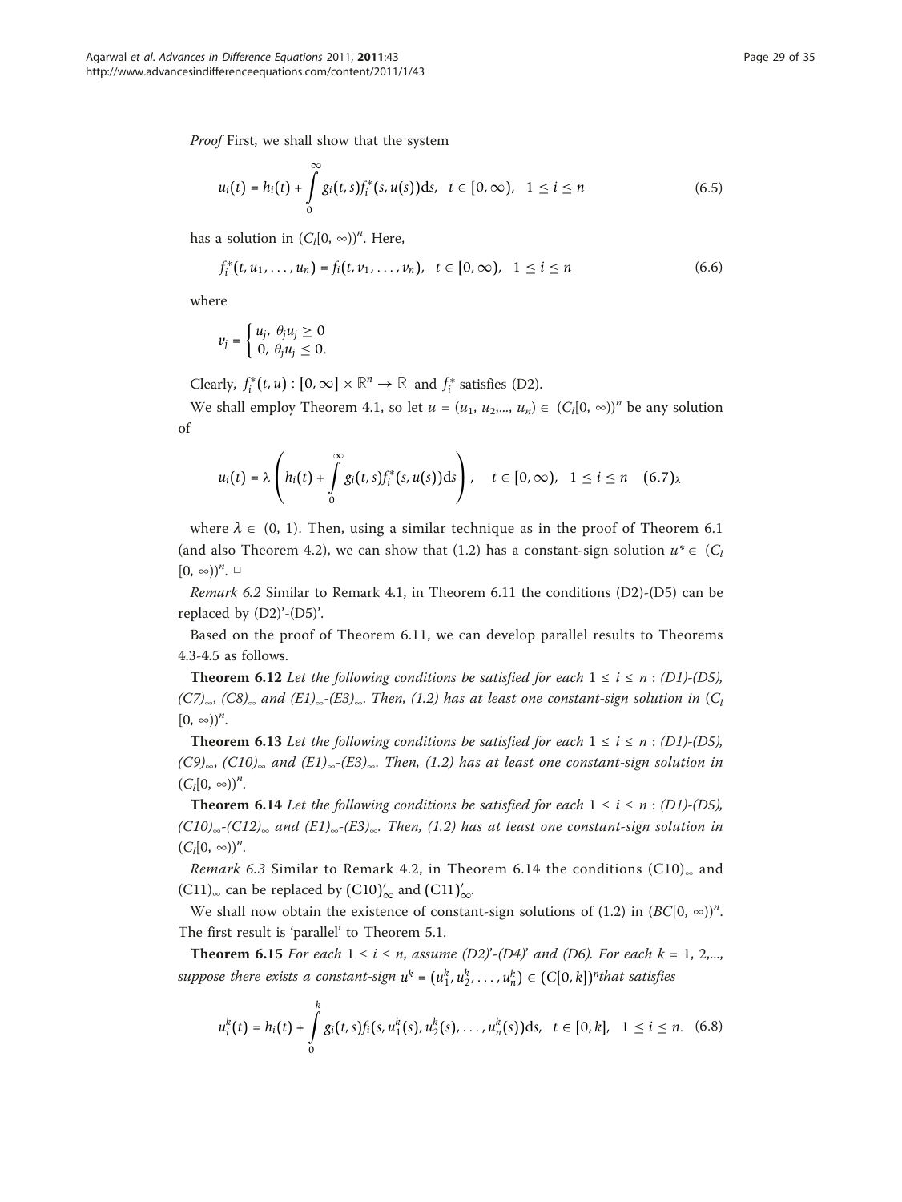*Proof* First, we shall show that the system

$$u_i(t) = h_i(t) + \int_0^\infty g_i(t,s) f_i^*(s, u(s))\mathrm{d}s, \quad t \in [0, \infty), \quad 1 \le i \le n \tag{6.5}$$

has a solution in $(C_l[0, \infty))^n$. Here,

$$f_i^*(t, u_1, \ldots, u_n) = f_i(t, v_1, \ldots, v_n), \quad t \in [0, \infty), \quad 1 \le i \le n \tag{6.6}$$

where

$$v_j = \begin{cases} u_j, & \theta_j u_j \ge 0 \\ 0, & \theta_j u_j \le 0. \end{cases}$$

Clearly, $f_i^*(t, u) : [0, \infty] \times \mathbb{R}^n \to \mathbb{R}$ and $f_i^*$ satisfies (D2).

We shall employ Theorem 4.1, so let $u = (u_1, u_2, \ldots, u_n) \in (C_l[0, \infty))^n$ be any solution of

$$u_i(t) = \lambda \left( h_i(t) + \int_0^\infty g_i(t,s) f_i^*(s, u(s))\mathrm{d}s \right), \quad t \in [0, \infty), \quad 1 \le i \le n \quad (6.7)_\lambda$$

where $\lambda \in (0, 1)$. Then, using a similar technique as in the proof of Theorem 6.1 (and also Theorem 4.2), we can show that (1.2) has a constant-sign solution $u^* \in (C_l[0, \infty))^n$. □

*Remark 6.2* Similar to Remark 4.1, in Theorem 6.11 the conditions (D2)-(D5) can be replaced by (D2)'-(D5)'.

Based on the proof of Theorem 6.11, we can develop parallel results to Theorems 4.3-4.5 as follows.

**Theorem 6.12** *Let the following conditions be satisfied for each $1 \le i \le n$ : (D1)-(D5), $(C7)_\infty$, $(C8)_\infty$ and $(E1)_\infty$-$(E3)_\infty$. Then, (1.2) has at least one constant-sign solution in $(C_l[0, \infty))^n$.*

**Theorem 6.13** *Let the following conditions be satisfied for each $1 \le i \le n$ : (D1)-(D5), $(C9)_\infty$, $(C10)_\infty$ and $(E1)_\infty$-$(E3)_\infty$. Then, (1.2) has at least one constant-sign solution in $(C_l[0, \infty))^n$.*

**Theorem 6.14** *Let the following conditions be satisfied for each $1 \le i \le n$ : (D1)-(D5), $(C10)_\infty$-$(C12)_\infty$ and $(E1)_\infty$-$(E3)_\infty$. Then, (1.2) has at least one constant-sign solution in $(C_l[0, \infty))^n$.*

*Remark 6.3* Similar to Remark 4.2, in Theorem 6.14 the conditions $(C10)_\infty$ and $(C11)_\infty$ can be replaced by $(C10)'_\infty$ and $(C11)'_\infty$.

We shall now obtain the existence of constant-sign solutions of (1.2) in $(BC[0, \infty))^n$. The first result is 'parallel' to Theorem 5.1.

**Theorem 6.15** *For each $1 \le i \le n$, assume (D2)'-(D4)' and (D6). For each $k = 1, 2, \ldots$, suppose there exists a constant-sign $u^k = (u_1^k, u_2^k, \ldots, u_n^k) \in (C[0, k])^n$ that satisfies*

$$u_i^k(t) = h_i(t) + \int_0^k g_i(t,s) f_i(s, u_1^k(s), u_2^k(s), \ldots, u_n^k(s))\mathrm{d}s, \quad t \in [0, k], \quad 1 \le i \le n. \tag{6.8}$$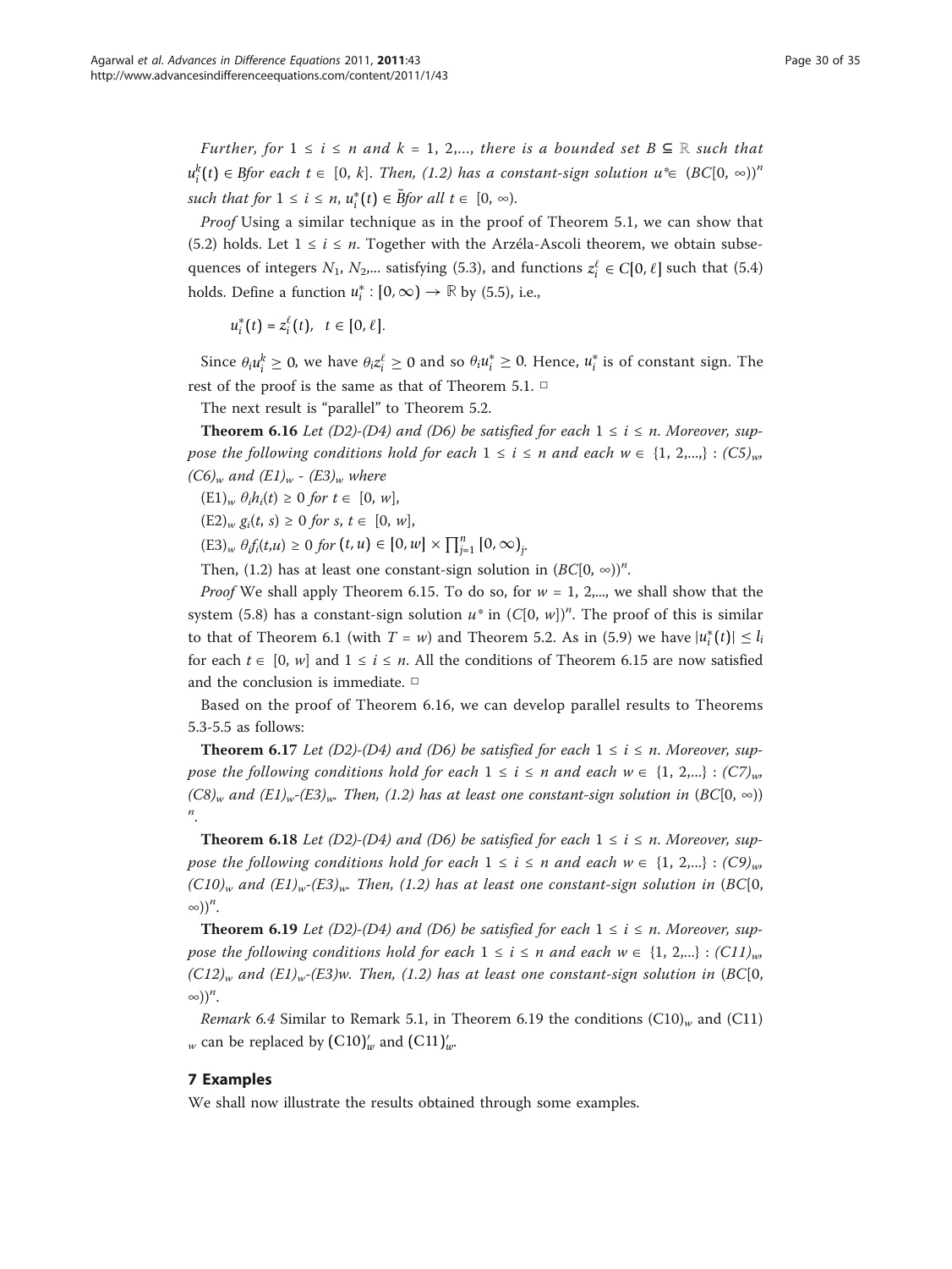*Further, for $1 \leq i \leq n$ and $k = 1, 2,...,$ there is a bounded set $B \subseteq \mathbb{R}$ such that $u_i^k(t) \in B$ for each $t \in [0, k]$. Then, (1.2) has a constant-sign solution $u^* \in (BC[0, \infty))^n$ such that for $1 \leq i \leq n$, $u_i^*(t) \in \bar{B}$ for all $t \in [0, \infty)$.*

*Proof* Using a similar technique as in the proof of Theorem 5.1, we can show that (5.2) holds. Let $1 \leq i \leq n$. Together with the Arzéla-Ascoli theorem, we obtain subsequences of integers $N_1, N_2,...$ satisfying (5.3), and functions $z_i^\ell \in C[0, \ell]$ such that (5.4) holds. Define a function $u_i^* : [0, \infty) \to \mathbb{R}$ by (5.5), i.e.,

$$u_i^*(t) = z_i^\ell(t), \quad t \in [0, \ell].$$

Since $\theta_i u_i^k \geq 0$, we have $\theta_i z_i^\ell \geq 0$ and so $\theta_i u_i^* \geq 0$. Hence, $u_i^*$ is of constant sign. The rest of the proof is the same as that of Theorem 5.1. □

The next result is "parallel" to Theorem 5.2.

**Theorem 6.16** *Let (D2)-(D4) and (D6) be satisfied for each $1 \leq i \leq n$. Moreover, suppose the following conditions hold for each $1 \leq i \leq n$ and each $w \in \{1, 2,...,\}$ : $(C5)_w$, $(C6)_w$ and $(E1)_w$ - $(E3)_w$ where*

$(E1)_w$ $\theta_i h_i(t) \geq 0$ *for* $t \in [0, w]$,

$(E2)_w$ $g_i(t, s) \geq 0$ *for* $s, t \in [0, w]$,

$(E3)_w$ $\theta_i f_i(t,u) \geq 0$ *for* $(t, u) \in [0, w] \times \prod_{j=1}^n [0, \infty)_j$.

Then, (1.2) has at least one constant-sign solution in $(BC[0, \infty))^n$.

*Proof* We shall apply Theorem 6.15. To do so, for $w = 1, 2,...,$ we shall show that the system (5.8) has a constant-sign solution $u^*$ in $(C[0, w])^n$. The proof of this is similar to that of Theorem 6.1 (with $T = w$) and Theorem 5.2. As in (5.9) we have $|u_i^*(t)| \leq l_i$ for each $t \in [0, w]$ and $1 \leq i \leq n$. All the conditions of Theorem 6.15 are now satisfied and the conclusion is immediate. □

Based on the proof of Theorem 6.16, we can develop parallel results to Theorems 5.3-5.5 as follows:

**Theorem 6.17** *Let (D2)-(D4) and (D6) be satisfied for each $1 \leq i \leq n$. Moreover, suppose the following conditions hold for each $1 \leq i \leq n$ and each $w \in \{1, 2,...\}$ : $(C7)_w$, $(C8)_w$ and $(E1)_w$-$(E3)_w$. Then, (1.2) has at least one constant-sign solution in* $(BC[0, \infty))^n$.

**Theorem 6.18** *Let (D2)-(D4) and (D6) be satisfied for each $1 \leq i \leq n$. Moreover, suppose the following conditions hold for each $1 \leq i \leq n$ and each $w \in \{1, 2,...\}$ : $(C9)_w$, $(C10)_w$ and $(E1)_w$-$(E3)_w$. Then, (1.2) has at least one constant-sign solution in* $(BC[0, \infty))^n$.

**Theorem 6.19** *Let (D2)-(D4) and (D6) be satisfied for each $1 \leq i \leq n$. Moreover, suppose the following conditions hold for each $1 \leq i \leq n$ and each $w \in \{1, 2,...\}$ : $(C11)_w$, $(C12)_w$ and $(E1)_w$-(E3)w. Then, (1.2) has at least one constant-sign solution in* $(BC[0, \infty))^n$.

*Remark 6.4* Similar to Remark 5.1, in Theorem 6.19 the conditions $(C10)_w$ and $(C11)_w$ can be replaced by $(C10)'_w$ and $(C11)'_w$.

## 7 Examples

We shall now illustrate the results obtained through some examples.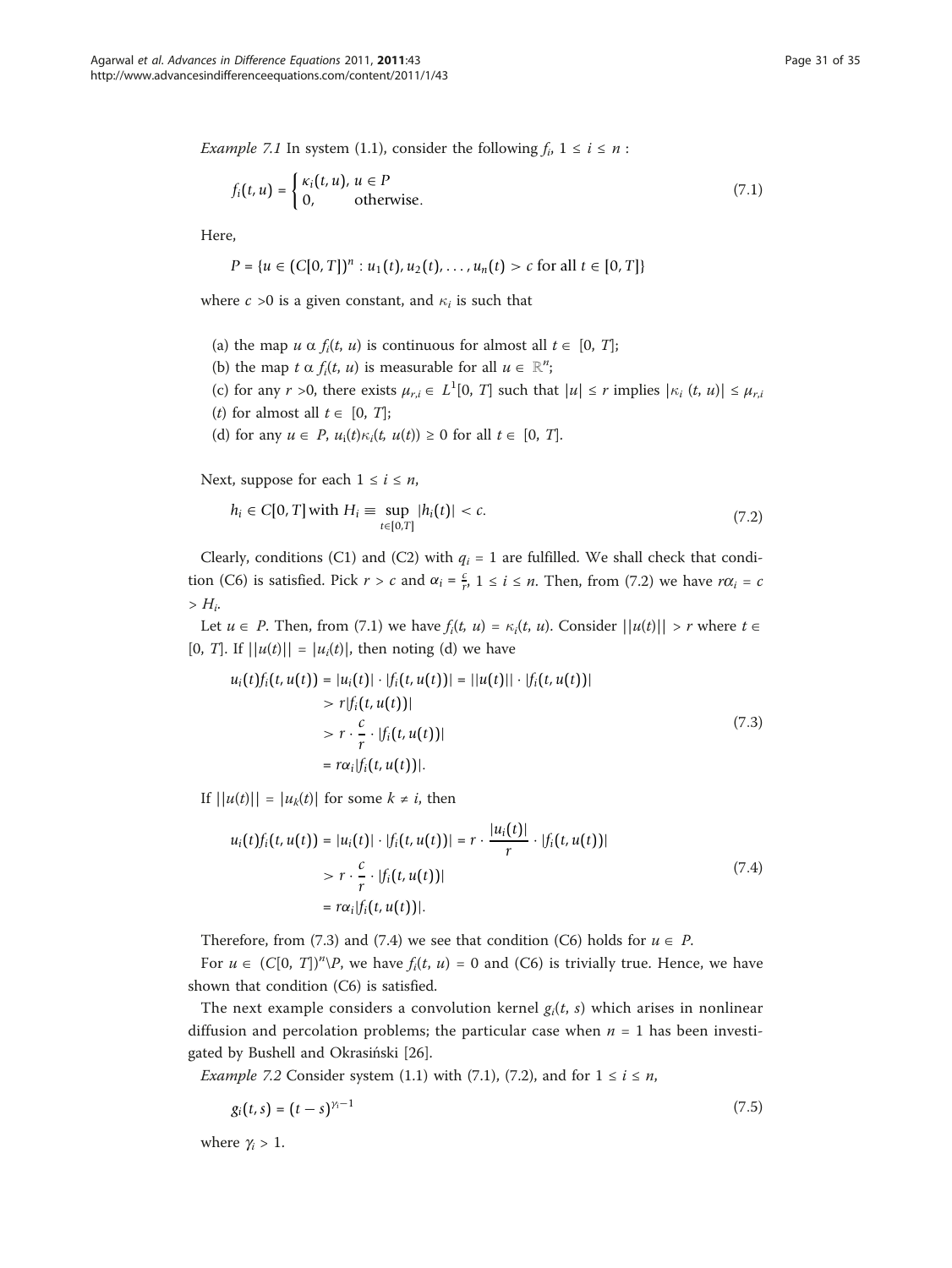*Example 7.1* In system (1.1), consider the following $f_i$, $1 \leq i \leq n$ :

$$f_i(t,u) = \begin{cases} \kappa_i(t,u), & u \in P \\ 0, & \text{otherwise.} \end{cases} \tag{7.1}$$

Here,

$$P = \{u \in (C[0,T])^n : u_1(t), u_2(t), \ldots, u_n(t) > c \text{ for all } t \in [0,T]\}$$

where $c > 0$ is a given constant, and $\kappa_i$ is such that

(a) the map $u \propto f_i(t, u)$ is continuous for almost all $t \in [0, T]$;

(b) the map $t \propto f_i(t, u)$ is measurable for all $u \in \mathbb{R}^n$;

(c) for any $r > 0$, there exists $\mu_{r,i} \in L^1[0, T]$ such that $|u| \leq r$ implies $|\kappa_i(t, u)| \leq \mu_{r,i}(t)$ for almost all $t \in [0, T]$;

(d) for any $u \in P$, $u_i(t)\kappa_i(t, u(t)) \geq 0$ for all $t \in [0, T]$.

Next, suppose for each $1 \leq i \leq n$,

$$h_i \in C[0,T] \text{ with } H_i \equiv \sup_{t\in[0,T]} |h_i(t)| < c. \tag{7.2}$$

Clearly, conditions (C1) and (C2) with $q_i = 1$ are fulfilled. We shall check that condition (C6) is satisfied. Pick $r > c$ and $\alpha_i = \frac{c}{r}$, $1 \leq i \leq n$. Then, from (7.2) we have $r\alpha_i = c > H_i$.

Let $u \in P$. Then, from (7.1) we have $f_i(t, u) = \kappa_i(t, u)$. Consider $||u(t)|| > r$ where $t \in [0, T]$. If $||u(t)|| = |u_i(t)|$, then noting (d) we have

$$\begin{aligned}
u_i(t)f_i(t,u(t)) &= |u_i(t)| \cdot |f_i(t,u(t))| = ||u(t)|| \cdot |f_i(t,u(t))| \\
&> r|f_i(t,u(t))| \\
&> r \cdot \frac{c}{r} \cdot |f_i(t,u(t))| \\
&= r\alpha_i|f_i(t,u(t))|.
\end{aligned} \tag{7.3}$$

If $||u(t)|| = |u_k(t)|$ for some $k \neq i$, then

$$\begin{aligned}
u_i(t)f_i(t,u(t)) &= |u_i(t)| \cdot |f_i(t,u(t))| = r \cdot \frac{|u_i(t)|}{r} \cdot |f_i(t,u(t))| \\
&> r \cdot \frac{c}{r} \cdot |f_i(t,u(t))| \\
&= r\alpha_i|f_i(t,u(t))|.
\end{aligned} \tag{7.4}$$

Therefore, from (7.3) and (7.4) we see that condition (C6) holds for $u \in P$.

For $u \in (C[0, T])^n \backslash P$, we have $f_i(t, u) = 0$ and (C6) is trivially true. Hence, we have shown that condition (C6) is satisfied.

The next example considers a convolution kernel $g_i(t, s)$ which arises in nonlinear diffusion and percolation problems; the particular case when $n = 1$ has been investigated by Bushell and Okrasiński [26].

*Example 7.2* Consider system (1.1) with (7.1), (7.2), and for $1 \leq i \leq n$,

$$g_i(t,s) = (t-s)^{\gamma_i - 1} \tag{7.5}$$

where $\gamma_i > 1$.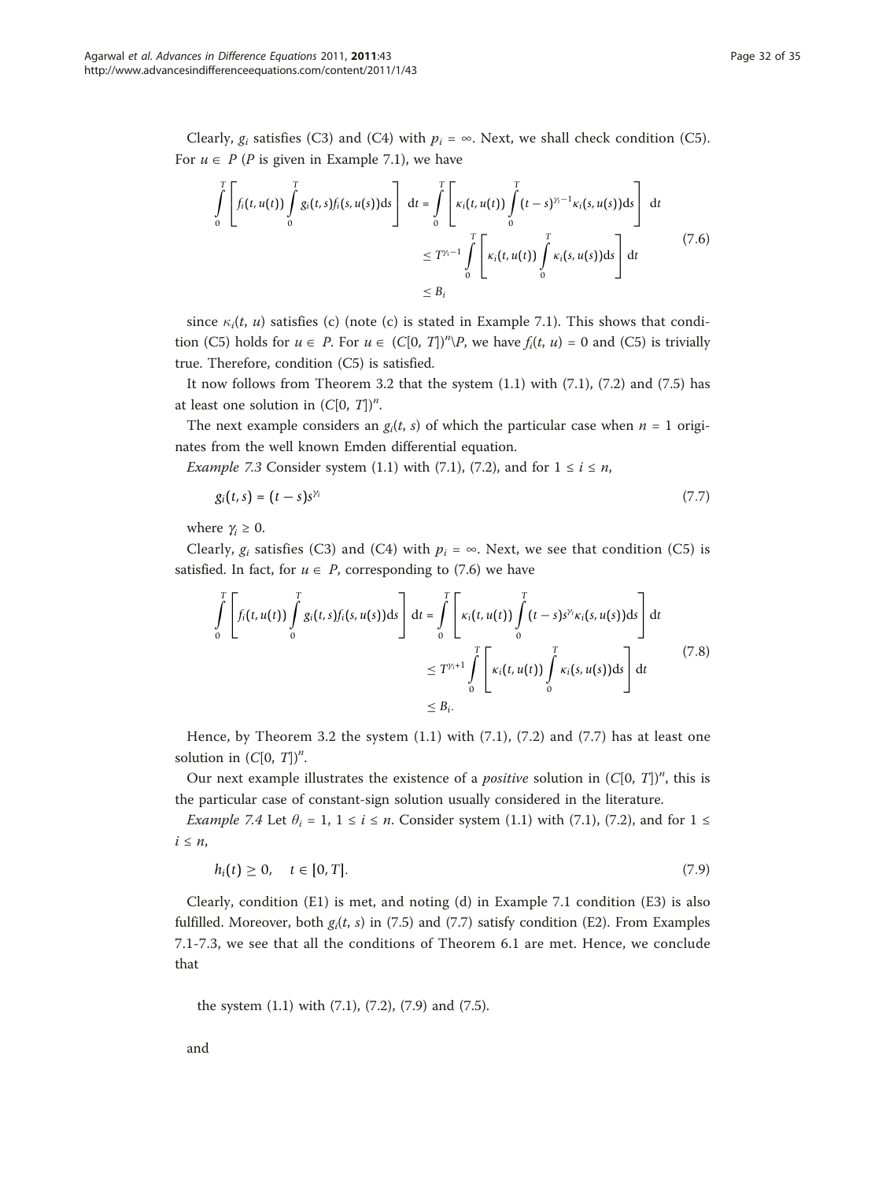Clearly, $g_i$ satisfies (C3) and (C4) with $p_i = \infty$. Next, we shall check condition (C5). For $u \in P$ ($P$ is given in Example 7.1), we have

$$\begin{aligned}\int_0^T \left[ f_i(t, u(t)) \int_0^T g_i(t, s) f_i(s, u(s)) \mathrm{d}s \right] \mathrm{d}t &= \int_0^T \left[ \kappa_i(t, u(t)) \int_0^T (t-s)^{\gamma_i - 1} \kappa_i(s, u(s)) \mathrm{d}s \right] \mathrm{d}t \\ &\le T^{\gamma_i - 1} \int_0^T \left[ \kappa_i(t, u(t)) \int_0^T \kappa_i(s, u(s)) \mathrm{d}s \right] \mathrm{d}t \\ &\le B_i \end{aligned} \tag{7.6}$$

since $\kappa_i(t, u)$ satisfies (c) (note (c) is stated in Example 7.1). This shows that condition (C5) holds for $u \in P$. For $u \in (C[0, T])^n \backslash P$, we have $f_i(t, u) = 0$ and (C5) is trivially true. Therefore, condition (C5) is satisfied.

It now follows from Theorem 3.2 that the system (1.1) with (7.1), (7.2) and (7.5) has at least one solution in $(C[0, T])^n$.

The next example considers an $g_i(t, s)$ of which the particular case when $n = 1$ originates from the well known Emden differential equation.

*Example 7.3* Consider system (1.1) with (7.1), (7.2), and for $1 \le i \le n$,

$$g_i(t, s) = (t - s)s^{\gamma_i} \tag{7.7}$$

where $\gamma_i \ge 0$.

Clearly, $g_i$ satisfies (C3) and (C4) with $p_i = \infty$. Next, we see that condition (C5) is satisfied. In fact, for $u \in P$, corresponding to (7.6) we have

$$\begin{aligned}\int_0^T \left[ f_i(t, u(t)) \int_0^T g_i(t, s) f_i(s, u(s)) \mathrm{d}s \right] \mathrm{d}t &= \int_0^T \left[ \kappa_i(t, u(t)) \int_0^T (t-s) s^{\gamma_i} \kappa_i(s, u(s)) \mathrm{d}s \right] \mathrm{d}t \\ &\le T^{\gamma_i + 1} \int_0^T \left[ \kappa_i(t, u(t)) \int_0^T \kappa_i(s, u(s)) \mathrm{d}s \right] \mathrm{d}t \\ &\le B_i. \end{aligned} \tag{7.8}$$

Hence, by Theorem 3.2 the system (1.1) with (7.1), (7.2) and (7.7) has at least one solution in $(C[0, T])^n$.

Our next example illustrates the existence of a *positive* solution in $(C[0, T])^n$, this is the particular case of constant-sign solution usually considered in the literature.

*Example 7.4* Let $\theta_i = 1$, $1 \le i \le n$. Consider system (1.1) with (7.1), (7.2), and for $1 \le i \le n$,

$$h_i(t) \ge 0, \quad t \in [0, T]. \tag{7.9}$$

Clearly, condition (E1) is met, and noting (d) in Example 7.1 condition (E3) is also fulfilled. Moreover, both $g_i(t, s)$ in (7.5) and (7.7) satisfy condition (E2). From Examples 7.1-7.3, we see that all the conditions of Theorem 6.1 are met. Hence, we conclude that

the system (1.1) with (7.1), (7.2), (7.9) and (7.5).

and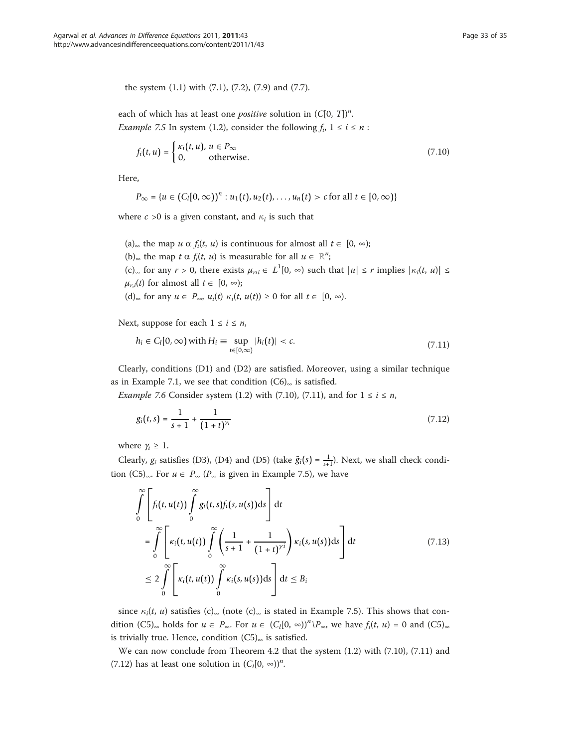the system (1.1) with (7.1), (7.2), (7.9) and (7.7).

each of which has at least one *positive* solution in $(C[0, T])^n$.

*Example 7.5* In system (1.2), consider the following $f_i$, $1 \le i \le n$ :

$$f_i(t, u) = \begin{cases} \kappa_i(t, u), \; u \in P_\infty \\ 0, \qquad \text{otherwise}. \end{cases} \tag{7.10}$$

Here,

$$P_\infty = \{u \in (C_l[0, \infty))^n : u_1(t), u_2(t), \ldots, u_n(t) > c \text{ for all } t \in [0, \infty)\}$$

where $c > 0$ is a given constant, and $\kappa_i$ is such that

(a)$_\infty$ the map $u \;\alpha\; f_i(t, u)$ is continuous for almost all $t \in [0, \infty)$;

(b)$_\infty$ the map $t \;\alpha\; f_i(t, u)$ is measurable for all $u \in \mathbb{R}^n$;

(c)$_\infty$ for any $r > 0$, there exists $\mu_{r,i} \in L^1[0, \infty)$ such that $|u| \le r$ implies $|\kappa_i(t, u)| \le \mu_{r,i}(t)$ for almost all $t \in [0, \infty)$;

(d)$_\infty$ for any $u \in P_\infty$, $u_i(t)\, \kappa_i(t, u(t)) \ge 0$ for all $t \in [0, \infty)$.

Next, suppose for each $1 \le i \le n$,

$$h_i \in C_l[0, \infty) \text{ with } H_i \equiv \sup_{t \in [0,\infty)} |h_i(t)| < c. \tag{7.11}$$

Clearly, conditions (D1) and (D2) are satisfied. Moreover, using a similar technique as in Example 7.1, we see that condition (C6)$_\infty$ is satisfied.

*Example 7.6* Consider system (1.2) with (7.10), (7.11), and for $1 \le i \le n$,

$$g_i(t, s) = \frac{1}{s+1} + \frac{1}{(1+t)^{\gamma_i}} \tag{7.12}$$

where $\gamma_i \ge 1$.

Clearly, $g_i$ satisfies (D3), (D4) and (D5) (take $\tilde{g}_i(s) = \frac{1}{s+1}$). Next, we shall check condition (C5)$_\infty$. For $u \in P_\infty$ ($P_\infty$ is given in Example 7.5), we have

$$\begin{aligned}
&\int_0^\infty \left[ f_i(t, u(t)) \int_0^\infty g_i(t, s) f_i(s, u(s)) \mathrm{d}s \right] \mathrm{d}t \\
&= \int_0^\infty \left[ \kappa_i(t, u(t)) \int_0^\infty \left( \frac{1}{s+1} + \frac{1}{(1+t)^{\gamma i}} \right) \kappa_i(s, u(s)) \mathrm{d}s \right] \mathrm{d}t \\
&\le 2 \int_0^\infty \left[ \kappa_i(t, u(t)) \int_0^\infty \kappa_i(s, u(s)) \mathrm{d}s \right] \mathrm{d}t \le B_i
\end{aligned} \tag{7.13}$$

since $\kappa_i(t, u)$ satisfies (c)$_\infty$ (note (c)$_\infty$ is stated in Example 7.5). This shows that condition (C5)$_\infty$ holds for $u \in P_\infty$. For $u \in (C_l[0, \infty))^n \backslash P_\infty$, we have $f_i(t, u) = 0$ and (C5)$_\infty$ is trivially true. Hence, condition (C5)$_\infty$ is satisfied.

We can now conclude from Theorem 4.2 that the system (1.2) with (7.10), (7.11) and (7.12) has at least one solution in $(C_l[0, \infty))^n$.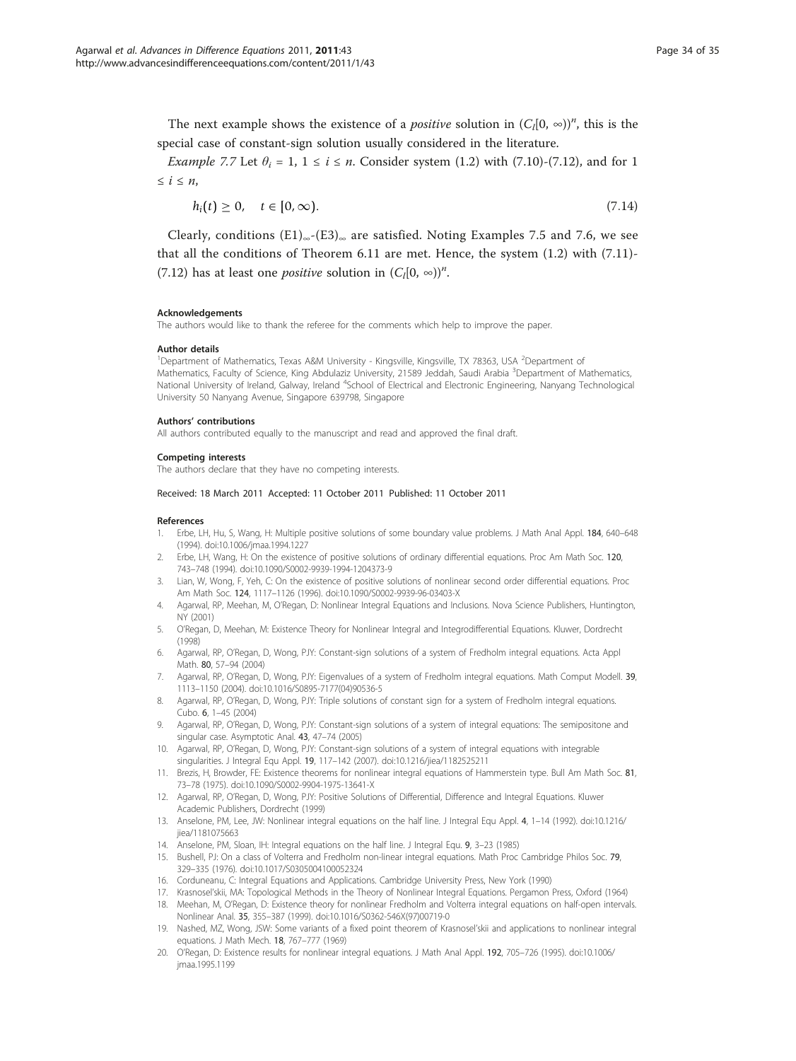The next example shows the existence of a *positive* solution in $(C_l[0, \infty))^n$, this is the special case of constant-sign solution usually considered in the literature.

*Example 7.7* Let $\theta_i = 1$, $1 \le i \le n$. Consider system (1.2) with (7.10)-(7.12), and for $1 \le i \le n$,

$$h_i(t) \geq 0, \quad t \in [0, \infty). \tag{7.14}$$

Clearly, conditions $(E1)_\infty$-$(E3)_\infty$ are satisfied. Noting Examples 7.5 and 7.6, we see that all the conditions of Theorem 6.11 are met. Hence, the system (1.2) with (7.11)-(7.12) has at least one *positive* solution in $(C_l[0, \infty))^n$.

#### Acknowledgements

The authors would like to thank the referee for the comments which help to improve the paper.

#### Author details

[1]Department of Mathematics, Texas A&M University - Kingsville, Kingsville, TX 78363, USA [2]Department of Mathematics, Faculty of Science, King Abdulaziz University, 21589 Jeddah, Saudi Arabia [3]Department of Mathematics, National University of Ireland, Galway, Ireland [4]School of Electrical and Electronic Engineering, Nanyang Technological University 50 Nanyang Avenue, Singapore 639798, Singapore

#### Authors' contributions

All authors contributed equally to the manuscript and read and approved the final draft.

#### Competing interests

The authors declare that they have no competing interests.

Received: 18 March 2011 Accepted: 11 October 2011 Published: 11 October 2011

#### References

1. Erbe, LH, Hu, S, Wang, H: Multiple positive solutions of some boundary value problems. J Math Anal Appl. **184**, 640–648 (1994). doi:10.1006/jmaa.1994.1227
2. Erbe, LH, Wang, H: On the existence of positive solutions of ordinary differential equations. Proc Am Math Soc. **120**, 743–748 (1994). doi:10.1090/S0002-9939-1994-1204373-9
3. Lian, W, Wong, F, Yeh, C: On the existence of positive solutions of nonlinear second order differential equations. Proc Am Math Soc. **124**, 1117–1126 (1996). doi:10.1090/S0002-9939-96-03403-X
4. Agarwal, RP, Meehan, M, O'Regan, D: Nonlinear Integral Equations and Inclusions. Nova Science Publishers, Huntington, NY (2001)
5. O'Regan, D, Meehan, M: Existence Theory for Nonlinear Integral and Integrodifferential Equations. Kluwer, Dordrecht (1998)
6. Agarwal, RP, O'Regan, D, Wong, PJY: Constant-sign solutions of a system of Fredholm integral equations. Acta Appl Math. **80**, 57–94 (2004)
7. Agarwal, RP, O'Regan, D, Wong, PJY: Eigenvalues of a system of Fredholm integral equations. Math Comput Modell. **39**, 1113–1150 (2004). doi:10.1016/S0895-7177(04)90536-5
8. Agarwal, RP, O'Regan, D, Wong, PJY: Triple solutions of constant sign for a system of Fredholm integral equations. Cubo. **6**, 1–45 (2004)
9. Agarwal, RP, O'Regan, D, Wong, PJY: Constant-sign solutions of a system of integral equations: The semipositone and singular case. Asymptotic Anal. **43**, 47–74 (2005)
10. Agarwal, RP, O'Regan, D, Wong, PJY: Constant-sign solutions of a system of integral equations with integrable singularities. J Integral Equ Appl. **19**, 117–142 (2007). doi:10.1216/jiea/1182525211
11. Brezis, H, Browder, FE: Existence theorems for nonlinear integral equations of Hammerstein type. Bull Am Math Soc. **81**, 73–78 (1975). doi:10.1090/S0002-9904-1975-13641-X
12. Agarwal, RP, O'Regan, D, Wong, PJY: Positive Solutions of Differential, Difference and Integral Equations. Kluwer Academic Publishers, Dordrecht (1999)
13. Anselone, PM, Lee, JW: Nonlinear integral equations on the half line. J Integral Equ Appl. **4**, 1–14 (1992). doi:10.1216/jiea/1181075663
14. Anselone, PM, Sloan, IH: Integral equations on the half line. J Integral Equ. **9**, 3–23 (1985)
15. Bushell, PJ: On a class of Volterra and Fredholm non-linear integral equations. Math Proc Cambridge Philos Soc. **79**, 329–335 (1976). doi:10.1017/S0305004100052324
16. Corduneanu, C: Integral Equations and Applications. Cambridge University Press, New York (1990)
17. Krasnosel'skii, MA: Topological Methods in the Theory of Nonlinear Integral Equations. Pergamon Press, Oxford (1964)
18. Meehan, M, O'Regan, D: Existence theory for nonlinear Fredholm and Volterra integral equations on half-open intervals. Nonlinear Anal. **35**, 355–387 (1999). doi:10.1016/S0362-546X(97)00719-0
19. Nashed, MZ, Wong, JSW: Some variants of a fixed point theorem of Krasnosel'skii and applications to nonlinear integral equations. J Math Mech. **18**, 767–777 (1969)
20. O'Regan, D: Existence results for nonlinear integral equations. J Math Anal Appl. **192**, 705–726 (1995). doi:10.1006/jmaa.1995.1199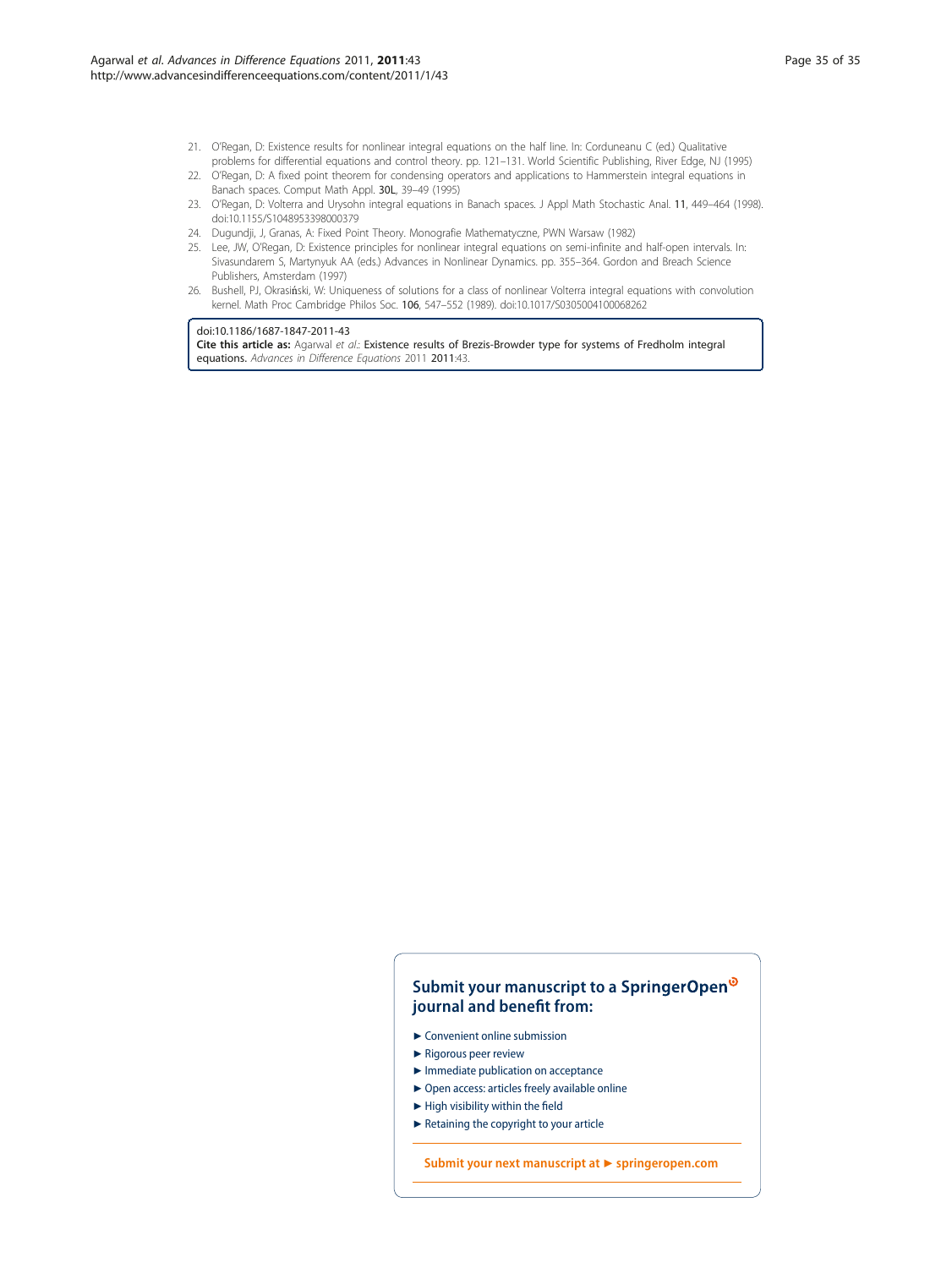21. O'Regan, D: Existence results for nonlinear integral equations on the half line. In: Corduneanu C (ed.) Qualitative problems for differential equations and control theory. pp. 121–131. World Scientific Publishing, River Edge, NJ (1995)
22. O'Regan, D: A fixed point theorem for condensing operators and applications to Hammerstein integral equations in Banach spaces. Comput Math Appl. **30L**, 39–49 (1995)
23. O'Regan, D: Volterra and Urysohn integral equations in Banach spaces. J Appl Math Stochastic Anal. **11**, 449–464 (1998). doi:10.1155/S1048953398000379
24. Dugundji, J, Granas, A: Fixed Point Theory. Monografie Mathematyczne, PWN Warsaw (1982)
25. Lee, JW, O'Regan, D: Existence principles for nonlinear integral equations on semi-infinite and half-open intervals. In: Sivasundarem S, Martynyuk AA (eds.) Advances in Nonlinear Dynamics. pp. 355–364. Gordon and Breach Science Publishers, Amsterdam (1997)
26. Bushell, PJ, Okrasiński, W: Uniqueness of solutions for a class of nonlinear Volterra integral equations with convolution kernel. Math Proc Cambridge Philos Soc. **106**, 547–552 (1989). doi:10.1017/S0305004100068262

doi:10.1186/1687-1847-2011-43
**Cite this article as:** Agarwal *et al.*: Existence results of Brezis-Browder type for systems of Fredholm integral equations. *Advances in Difference Equations* 2011 **2011**:43.

**Submit your manuscript to a SpringerOpen journal and benefit from:**

- ► Convenient online submission
- ► Rigorous peer review
- ► Immediate publication on acceptance
- ► Open access: articles freely available online
- ► High visibility within the field
- ► Retaining the copyright to your article

**Submit your next manuscript at ► springeropen.com**